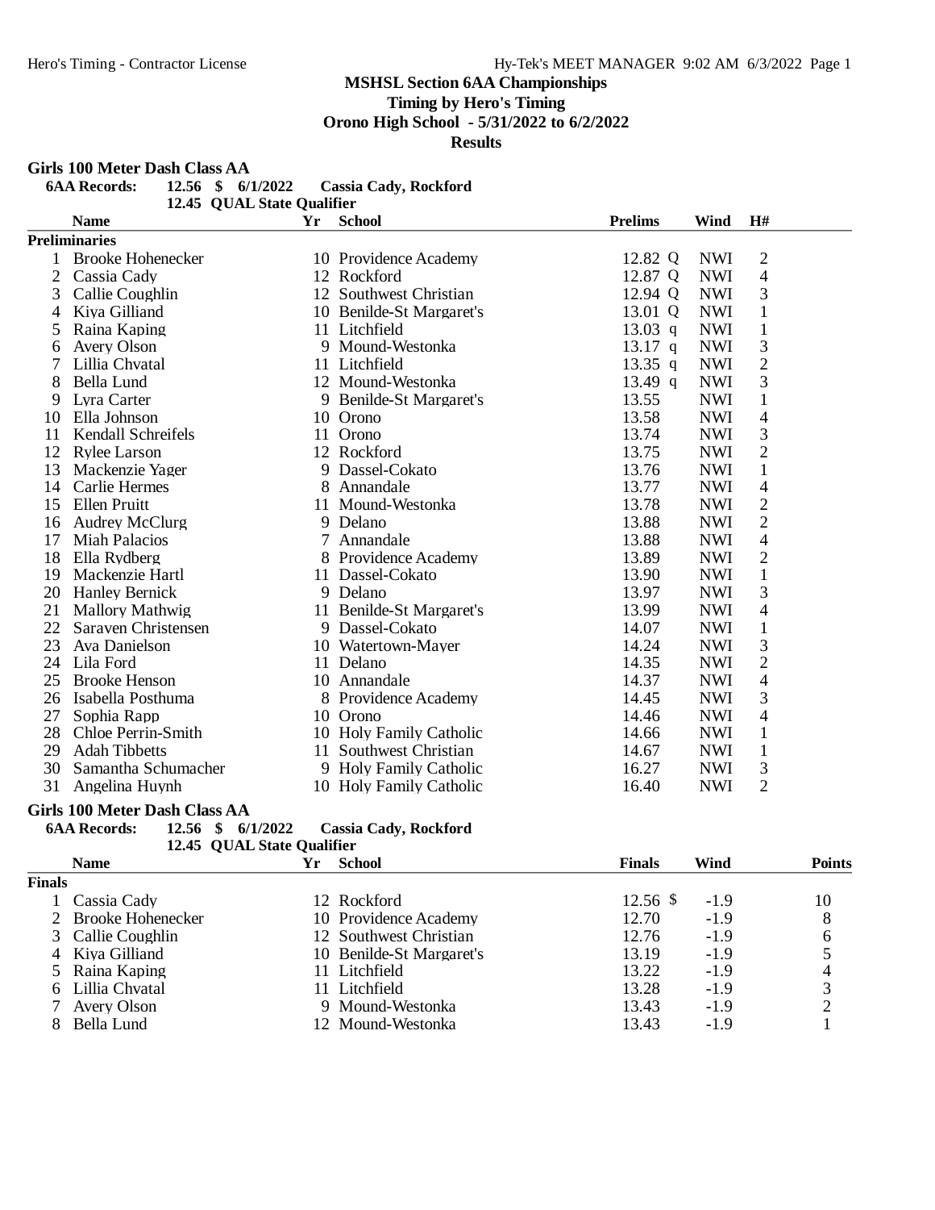**MSHSL Section 6AA Championships**
**Timing by Hero's Timing**
**Orono High School - 5/31/2022 to 6/2/2022**
**Results**

### Girls 100 Meter Dash Class AA

**6AA Records:** 12.56 $ 6/1/2022 Cassia Cady, Rockford
12.45 QUAL State Qualifier

**Preliminaries**

| | Name | Yr | School | Prelims | | Wind | H# |
|---|---|---|---|---|---|---|---|
| 1 | Brooke Hohenecker | 10 | Providence Academy | 12.82 | Q | NWI | 2 |
| 2 | Cassia Cady | 12 | Rockford | 12.87 | Q | NWI | 4 |
| 3 | Callie Coughlin | 12 | Southwest Christian | 12.94 | Q | NWI | 3 |
| 4 | Kiya Gilliand | 10 | Benilde-St Margaret's | 13.01 | Q | NWI | 1 |
| 5 | Raina Kaping | 11 | Litchfield | 13.03 | q | NWI | 1 |
| 6 | Avery Olson | 9 | Mound-Westonka | 13.17 | q | NWI | 3 |
| 7 | Lillia Chvatal | 11 | Litchfield | 13.35 | q | NWI | 2 |
| 8 | Bella Lund | 12 | Mound-Westonka | 13.49 | q | NWI | 3 |
| 9 | Lyra Carter | 9 | Benilde-St Margaret's | 13.55 | | NWI | 1 |
| 10 | Ella Johnson | 10 | Orono | 13.58 | | NWI | 4 |
| 11 | Kendall Schreifels | 11 | Orono | 13.74 | | NWI | 3 |
| 12 | Rylee Larson | 12 | Rockford | 13.75 | | NWI | 2 |
| 13 | Mackenzie Yager | 9 | Dassel-Cokato | 13.76 | | NWI | 1 |
| 14 | Carlie Hermes | 8 | Annandale | 13.77 | | NWI | 4 |
| 15 | Ellen Pruitt | 11 | Mound-Westonka | 13.78 | | NWI | 2 |
| 16 | Audrey McClurg | 9 | Delano | 13.88 | | NWI | 2 |
| 17 | Miah Palacios | 7 | Annandale | 13.88 | | NWI | 4 |
| 18 | Ella Rydberg | 8 | Providence Academy | 13.89 | | NWI | 2 |
| 19 | Mackenzie Hartl | 11 | Dassel-Cokato | 13.90 | | NWI | 1 |
| 20 | Hanley Bernick | 9 | Delano | 13.97 | | NWI | 3 |
| 21 | Mallory Mathwig | 11 | Benilde-St Margaret's | 13.99 | | NWI | 4 |
| 22 | Saraven Christensen | 9 | Dassel-Cokato | 14.07 | | NWI | 1 |
| 23 | Ava Danielson | 10 | Watertown-Mayer | 14.24 | | NWI | 3 |
| 24 | Lila Ford | 11 | Delano | 14.35 | | NWI | 2 |
| 25 | Brooke Henson | 10 | Annandale | 14.37 | | NWI | 4 |
| 26 | Isabella Posthuma | 8 | Providence Academy | 14.45 | | NWI | 3 |
| 27 | Sophia Rapp | 10 | Orono | 14.46 | | NWI | 4 |
| 28 | Chloe Perrin-Smith | 10 | Holy Family Catholic | 14.66 | | NWI | 1 |
| 29 | Adah Tibbetts | 11 | Southwest Christian | 14.67 | | NWI | 1 |
| 30 | Samantha Schumacher | 9 | Holy Family Catholic | 16.27 | | NWI | 3 |
| 31 | Angelina Huynh | 10 | Holy Family Catholic | 16.40 | | NWI | 2 |

### Girls 100 Meter Dash Class AA

**6AA Records:** 12.56 $ 6/1/2022 Cassia Cady, Rockford
12.45 QUAL State Qualifier

**Finals**

| | Name | Yr | School | Finals | | Wind | Points |
|---|---|---|---|---|---|---|---|
| 1 | Cassia Cady | 12 | Rockford | 12.56 | $ | -1.9 | 10 |
| 2 | Brooke Hohenecker | 10 | Providence Academy | 12.70 | | -1.9 | 8 |
| 3 | Callie Coughlin | 12 | Southwest Christian | 12.76 | | -1.9 | 6 |
| 4 | Kiya Gilliand | 10 | Benilde-St Margaret's | 13.19 | | -1.9 | 5 |
| 5 | Raina Kaping | 11 | Litchfield | 13.22 | | -1.9 | 4 |
| 6 | Lillia Chvatal | 11 | Litchfield | 13.28 | | -1.9 | 3 |
| 7 | Avery Olson | 9 | Mound-Westonka | 13.43 | | -1.9 | 2 |
| 8 | Bella Lund | 12 | Mound-Westonka | 13.43 | | -1.9 | 1 |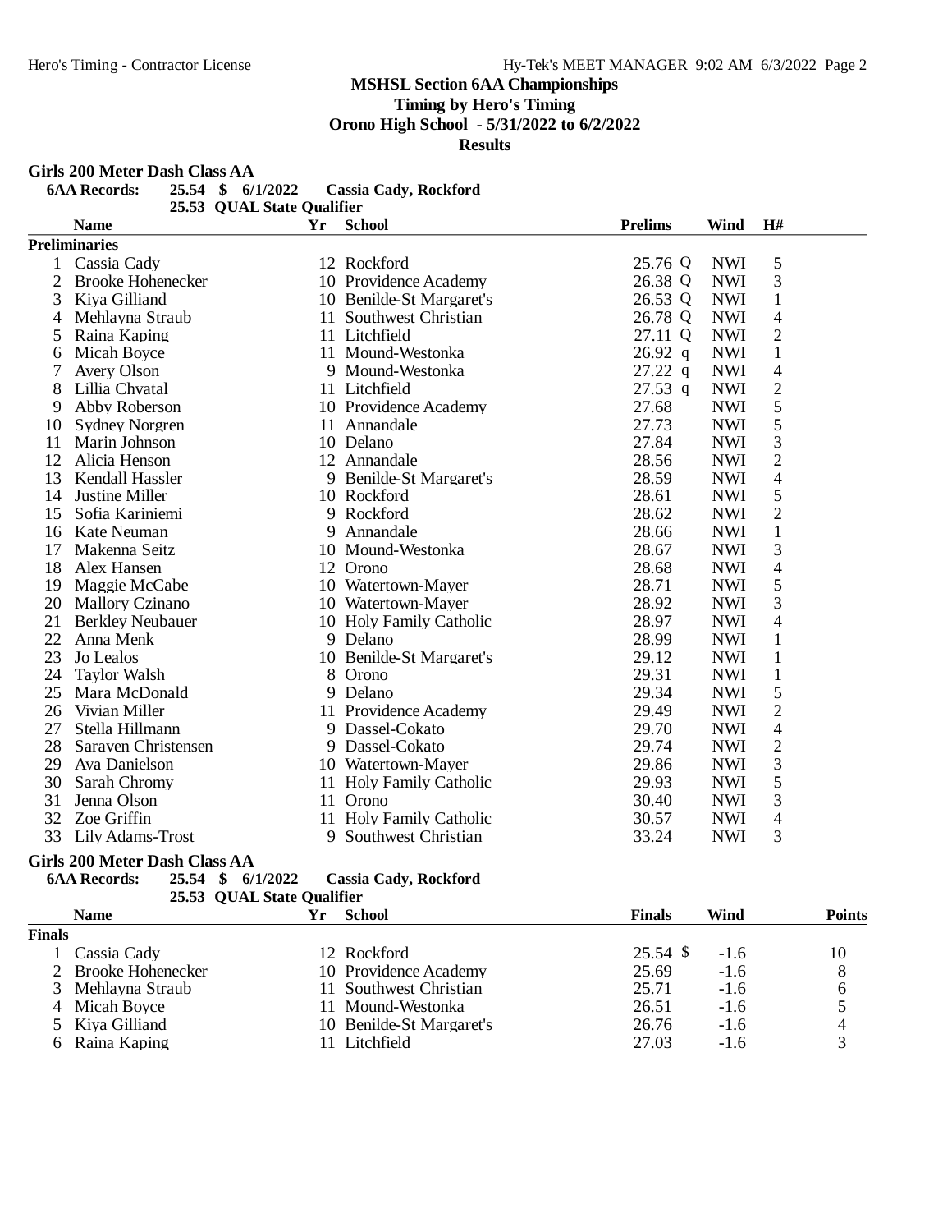**MSHSL Section 6AA Championships**

**Timing by Hero's Timing**

**Orono High School - 5/31/2022 to 6/2/2022**

**Results**

### Girls 200 Meter Dash Class AA

**6AA Records:** 25.54 $ 6/1/2022 Cassia Cady, Rockford

25.53 QUAL State Qualifier

**Preliminaries**

| | Name | Yr | School | Prelims | | Wind | H# |
|---|---|---|---|---|---|---|---|
| 1 | Cassia Cady | 12 | Rockford | 25.76 | Q | NWI | 5 |
| 2 | Brooke Hohenecker | 10 | Providence Academy | 26.38 | Q | NWI | 3 |
| 3 | Kiya Gilliand | 10 | Benilde-St Margaret's | 26.53 | Q | NWI | 1 |
| 4 | Mehlayna Straub | 11 | Southwest Christian | 26.78 | Q | NWI | 4 |
| 5 | Raina Kaping | 11 | Litchfield | 27.11 | Q | NWI | 2 |
| 6 | Micah Boyce | 11 | Mound-Westonka | 26.92 | q | NWI | 1 |
| 7 | Avery Olson | 9 | Mound-Westonka | 27.22 | q | NWI | 4 |
| 8 | Lillia Chvatal | 11 | Litchfield | 27.53 | q | NWI | 2 |
| 9 | Abby Roberson | 10 | Providence Academy | 27.68 | | NWI | 5 |
| 10 | Sydney Norgren | 11 | Annandale | 27.73 | | NWI | 5 |
| 11 | Marin Johnson | 10 | Delano | 27.84 | | NWI | 3 |
| 12 | Alicia Henson | 12 | Annandale | 28.56 | | NWI | 2 |
| 13 | Kendall Hassler | 9 | Benilde-St Margaret's | 28.59 | | NWI | 4 |
| 14 | Justine Miller | 10 | Rockford | 28.61 | | NWI | 5 |
| 15 | Sofia Kariniemi | 9 | Rockford | 28.62 | | NWI | 2 |
| 16 | Kate Neuman | 9 | Annandale | 28.66 | | NWI | 1 |
| 17 | Makenna Seitz | 10 | Mound-Westonka | 28.67 | | NWI | 3 |
| 18 | Alex Hansen | 12 | Orono | 28.68 | | NWI | 4 |
| 19 | Maggie McCabe | 10 | Watertown-Mayer | 28.71 | | NWI | 5 |
| 20 | Mallory Czinano | 10 | Watertown-Mayer | 28.92 | | NWI | 3 |
| 21 | Berkley Neubauer | 10 | Holy Family Catholic | 28.97 | | NWI | 4 |
| 22 | Anna Menk | 9 | Delano | 28.99 | | NWI | 1 |
| 23 | Jo Lealos | 10 | Benilde-St Margaret's | 29.12 | | NWI | 1 |
| 24 | Taylor Walsh | 8 | Orono | 29.31 | | NWI | 1 |
| 25 | Mara McDonald | 9 | Delano | 29.34 | | NWI | 5 |
| 26 | Vivian Miller | 11 | Providence Academy | 29.49 | | NWI | 2 |
| 27 | Stella Hillmann | 9 | Dassel-Cokato | 29.70 | | NWI | 4 |
| 28 | Saraven Christensen | 9 | Dassel-Cokato | 29.74 | | NWI | 2 |
| 29 | Ava Danielson | 10 | Watertown-Mayer | 29.86 | | NWI | 3 |
| 30 | Sarah Chromy | 11 | Holy Family Catholic | 29.93 | | NWI | 5 |
| 31 | Jenna Olson | 11 | Orono | 30.40 | | NWI | 3 |
| 32 | Zoe Griffin | 11 | Holy Family Catholic | 30.57 | | NWI | 4 |
| 33 | Lily Adams-Trost | 9 | Southwest Christian | 33.24 | | NWI | 3 |

### Girls 200 Meter Dash Class AA

**6AA Records:** 25.54 $ 6/1/2022 Cassia Cady, Rockford

25.53 QUAL State Qualifier

**Finals**

| | Name | Yr | School | Finals | | Wind | Points |
|---|---|---|---|---|---|---|---|
| 1 | Cassia Cady | 12 | Rockford | 25.54 | $ | -1.6 | 10 |
| 2 | Brooke Hohenecker | 10 | Providence Academy | 25.69 | | -1.6 | 8 |
| 3 | Mehlayna Straub | 11 | Southwest Christian | 25.71 | | -1.6 | 6 |
| 4 | Micah Boyce | 11 | Mound-Westonka | 26.51 | | -1.6 | 5 |
| 5 | Kiya Gilliand | 10 | Benilde-St Margaret's | 26.76 | | -1.6 | 4 |
| 6 | Raina Kaping | 11 | Litchfield | 27.03 | | -1.6 | 3 |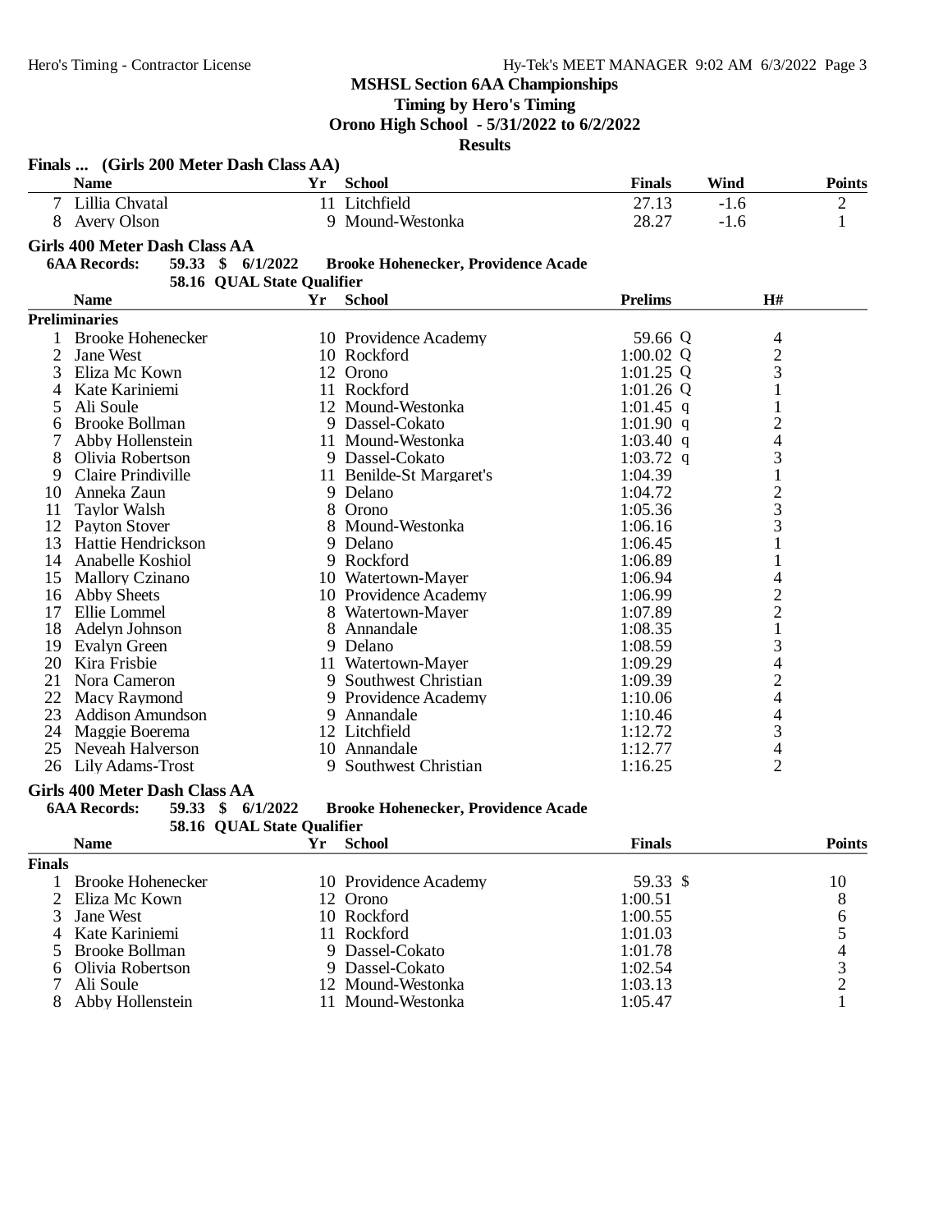## MSHSL Section 6AA Championships

**Timing by Hero's Timing**

**Orono High School - 5/31/2022 to 6/2/2022**

**Results**

### Finals ... (Girls 200 Meter Dash Class AA)

| | Name | Yr | School | Finals | Wind | Points |
|---|---|---|---|---|---|---|
| 7 | Lillia Chvatal | 11 | Litchfield | 27.13 | -1.6 | 2 |
| 8 | Avery Olson | 9 | Mound-Westonka | 28.27 | -1.6 | 1 |

### Girls 400 Meter Dash Class AA

**6AA Records:** 59.33 $ 6/1/2022 Brooke Hohenecker, Providence Acade

58.16 QUAL State Qualifier

| | Name | Yr | School | Prelims | | H# |
|---|---|---|---|---|---|---|
| **Preliminaries** | | | | | | |
| 1 | Brooke Hohenecker | 10 | Providence Academy | 59.66 | Q | 4 |
| 2 | Jane West | 10 | Rockford | 1:00.02 | Q | 2 |
| 3 | Eliza Mc Kown | 12 | Orono | 1:01.25 | Q | 3 |
| 4 | Kate Kariniemi | 11 | Rockford | 1:01.26 | Q | 1 |
| 5 | Ali Soule | 12 | Mound-Westonka | 1:01.45 | q | 1 |
| 6 | Brooke Bollman | 9 | Dassel-Cokato | 1:01.90 | q | 2 |
| 7 | Abby Hollenstein | 11 | Mound-Westonka | 1:03.40 | q | 4 |
| 8 | Olivia Robertson | 9 | Dassel-Cokato | 1:03.72 | q | 3 |
| 9 | Claire Prindiville | 11 | Benilde-St Margaret's | 1:04.39 | | 1 |
| 10 | Anneka Zaun | 9 | Delano | 1:04.72 | | 2 |
| 11 | Taylor Walsh | 8 | Orono | 1:05.36 | | 3 |
| 12 | Payton Stover | 8 | Mound-Westonka | 1:06.16 | | 3 |
| 13 | Hattie Hendrickson | 9 | Delano | 1:06.45 | | 1 |
| 14 | Anabelle Koshiol | 9 | Rockford | 1:06.89 | | 1 |
| 15 | Mallory Czinano | 10 | Watertown-Mayer | 1:06.94 | | 4 |
| 16 | Abby Sheets | 10 | Providence Academy | 1:06.99 | | 2 |
| 17 | Ellie Lommel | 8 | Watertown-Mayer | 1:07.89 | | 2 |
| 18 | Adelyn Johnson | 8 | Annandale | 1:08.35 | | 1 |
| 19 | Evalyn Green | 9 | Delano | 1:08.59 | | 3 |
| 20 | Kira Frisbie | 11 | Watertown-Mayer | 1:09.29 | | 4 |
| 21 | Nora Cameron | 9 | Southwest Christian | 1:09.39 | | 2 |
| 22 | Macy Raymond | 9 | Providence Academy | 1:10.06 | | 4 |
| 23 | Addison Amundson | 9 | Annandale | 1:10.46 | | 4 |
| 24 | Maggie Boerema | 12 | Litchfield | 1:12.72 | | 3 |
| 25 | Neveah Halverson | 10 | Annandale | 1:12.77 | | 4 |
| 26 | Lily Adams-Trost | 9 | Southwest Christian | 1:16.25 | | 2 |

### Girls 400 Meter Dash Class AA

**6AA Records:** 59.33 $ 6/1/2022 Brooke Hohenecker, Providence Acade

58.16 QUAL State Qualifier

| | Name | Yr | School | Finals | | Points |
|---|---|---|---|---|---|---|
| **Finals** | | | | | | |
| 1 | Brooke Hohenecker | 10 | Providence Academy | 59.33 | $ | 10 |
| 2 | Eliza Mc Kown | 12 | Orono | 1:00.51 | | 8 |
| 3 | Jane West | 10 | Rockford | 1:00.55 | | 6 |
| 4 | Kate Kariniemi | 11 | Rockford | 1:01.03 | | 5 |
| 5 | Brooke Bollman | 9 | Dassel-Cokato | 1:01.78 | | 4 |
| 6 | Olivia Robertson | 9 | Dassel-Cokato | 1:02.54 | | 3 |
| 7 | Ali Soule | 12 | Mound-Westonka | 1:03.13 | | 2 |
| 8 | Abby Hollenstein | 11 | Mound-Westonka | 1:05.47 | | 1 |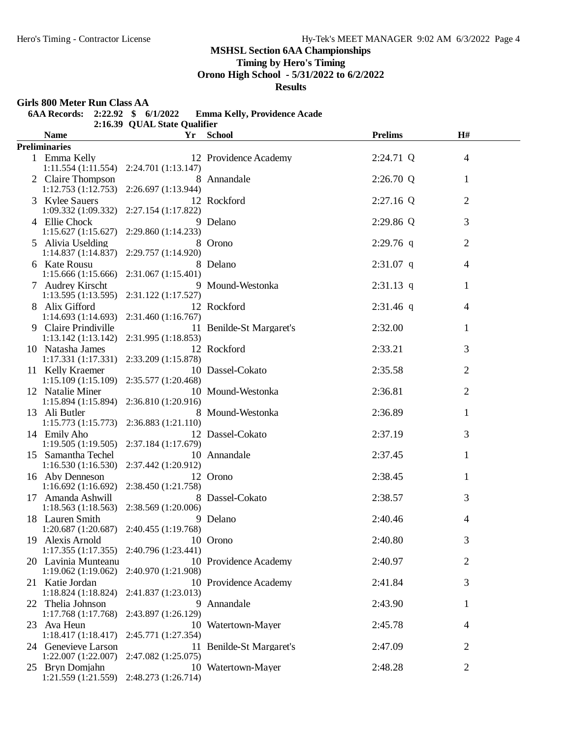## MSHSL Section 6AA Championships

**Timing by Hero's Timing**

**Orono High School - 5/31/2022 to 6/2/2022**

**Results**

### Girls 800 Meter Run Class AA

**6AA Records: 2:22.92 $ 6/1/2022 Emma Kelly, Providence Acade**

**2:16.39 QUAL State Qualifier**

| | Name | Yr | School | Prelims | | H# |
|---|---|---|---|---|---|---|
| **Preliminaries** | | | | | | |
| 1 | Emma Kelly | 12 | Providence Academy | 2:24.71 | Q | 4 |
| | 1:11.554 (1:11.554) 2:24.701 (1:13.147) | | | | | |
| 2 | Claire Thompson | 8 | Annandale | 2:26.70 | Q | 1 |
| | 1:12.753 (1:12.753) 2:26.697 (1:13.944) | | | | | |
| 3 | Kylee Sauers | 12 | Rockford | 2:27.16 | Q | 2 |
| | 1:09.332 (1:09.332) 2:27.154 (1:17.822) | | | | | |
| 4 | Ellie Chock | 9 | Delano | 2:29.86 | Q | 3 |
| | 1:15.627 (1:15.627) 2:29.860 (1:14.233) | | | | | |
| 5 | Alivia Uselding | 8 | Orono | 2:29.76 | q | 2 |
| | 1:14.837 (1:14.837) 2:29.757 (1:14.920) | | | | | |
| 6 | Kate Rousu | 8 | Delano | 2:31.07 | q | 4 |
| | 1:15.666 (1:15.666) 2:31.067 (1:15.401) | | | | | |
| 7 | Audrey Kirscht | 9 | Mound-Westonka | 2:31.13 | q | 1 |
| | 1:13.595 (1:13.595) 2:31.122 (1:17.527) | | | | | |
| 8 | Alix Gifford | 12 | Rockford | 2:31.46 | q | 4 |
| | 1:14.693 (1:14.693) 2:31.460 (1:16.767) | | | | | |
| 9 | Claire Prindiville | 11 | Benilde-St Margaret's | 2:32.00 | | 1 |
| | 1:13.142 (1:13.142) 2:31.995 (1:18.853) | | | | | |
| 10 | Natasha James | 12 | Rockford | 2:33.21 | | 3 |
| | 1:17.331 (1:17.331) 2:33.209 (1:15.878) | | | | | |
| 11 | Kelly Kraemer | 10 | Dassel-Cokato | 2:35.58 | | 2 |
| | 1:15.109 (1:15.109) 2:35.577 (1:20.468) | | | | | |
| 12 | Natalie Miner | 10 | Mound-Westonka | 2:36.81 | | 2 |
| | 1:15.894 (1:15.894) 2:36.810 (1:20.916) | | | | | |
| 13 | Ali Butler | 8 | Mound-Westonka | 2:36.89 | | 1 |
| | 1:15.773 (1:15.773) 2:36.883 (1:21.110) | | | | | |
| 14 | Emily Aho | 12 | Dassel-Cokato | 2:37.19 | | 3 |
| | 1:19.505 (1:19.505) 2:37.184 (1:17.679) | | | | | |
| 15 | Samantha Techel | 10 | Annandale | 2:37.45 | | 1 |
| | 1:16.530 (1:16.530) 2:37.442 (1:20.912) | | | | | |
| 16 | Aby Denneson | 12 | Orono | 2:38.45 | | 1 |
| | 1:16.692 (1:16.692) 2:38.450 (1:21.758) | | | | | |
| 17 | Amanda Ashwill | 8 | Dassel-Cokato | 2:38.57 | | 3 |
| | 1:18.563 (1:18.563) 2:38.569 (1:20.006) | | | | | |
| 18 | Lauren Smith | 9 | Delano | 2:40.46 | | 4 |
| | 1:20.687 (1:20.687) 2:40.455 (1:19.768) | | | | | |
| 19 | Alexis Arnold | 10 | Orono | 2:40.80 | | 3 |
| | 1:17.355 (1:17.355) 2:40.796 (1:23.441) | | | | | |
| 20 | Lavinia Munteanu | 10 | Providence Academy | 2:40.97 | | 2 |
| | 1:19.062 (1:19.062) 2:40.970 (1:21.908) | | | | | |
| 21 | Katie Jordan | 10 | Providence Academy | 2:41.84 | | 3 |
| | 1:18.824 (1:18.824) 2:41.837 (1:23.013) | | | | | |
| 22 | Thelia Johnson | 9 | Annandale | 2:43.90 | | 1 |
| | 1:17.768 (1:17.768) 2:43.897 (1:26.129) | | | | | |
| 23 | Ava Heun | 10 | Watertown-Mayer | 2:45.78 | | 4 |
| | 1:18.417 (1:18.417) 2:45.771 (1:27.354) | | | | | |
| 24 | Genevieve Larson | 11 | Benilde-St Margaret's | 2:47.09 | | 2 |
| | 1:22.007 (1:22.007) 2:47.082 (1:25.075) | | | | | |
| 25 | Bryn Domjahn | 10 | Watertown-Mayer | 2:48.28 | | 2 |
| | 1:21.559 (1:21.559) 2:48.273 (1:26.714) | | | | | |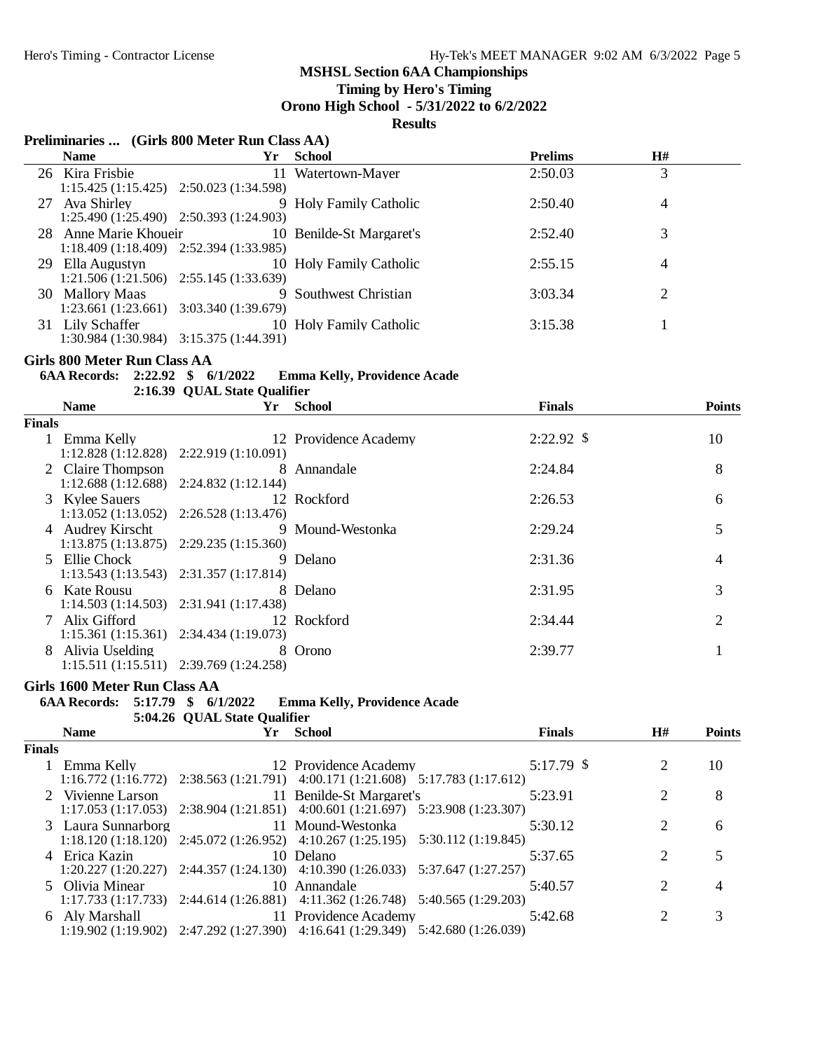## MSHSL Section 6AA Championships

**Timing by Hero's Timing**

**Orono High School - 5/31/2022 to 6/2/2022**

**Results**

### Preliminaries ... (Girls 800 Meter Run Class AA)

| | Name | Yr | School | Prelims | H# |
|---|---|---|---|---|---|
| 26 | Kira Frisbie | 11 | Watertown-Mayer | 2:50.03 | 3 |
| | 1:15.425 (1:15.425) 2:50.023 (1:34.598) | | | | |
| 27 | Ava Shirley | 9 | Holy Family Catholic | 2:50.40 | 4 |
| | 1:25.490 (1:25.490) 2:50.393 (1:24.903) | | | | |
| 28 | Anne Marie Khoueir | 10 | Benilde-St Margaret's | 2:52.40 | 3 |
| | 1:18.409 (1:18.409) 2:52.394 (1:33.985) | | | | |
| 29 | Ella Augustyn | 10 | Holy Family Catholic | 2:55.15 | 4 |
| | 1:21.506 (1:21.506) 2:55.145 (1:33.639) | | | | |
| 30 | Mallory Maas | 9 | Southwest Christian | 3:03.34 | 2 |
| | 1:23.661 (1:23.661) 3:03.340 (1:39.679) | | | | |
| 31 | Lily Schaffer | 10 | Holy Family Catholic | 3:15.38 | 1 |
| | 1:30.984 (1:30.984) 3:15.375 (1:44.391) | | | | |

### Girls 800 Meter Run Class AA

**6AA Records: 2:22.92 $ 6/1/2022 Emma Kelly, Providence Acade**

**2:16.39 QUAL State Qualifier**

**Finals**

| | Name | Yr | School | Finals | Points |
|---|---|---|---|---|---|
| 1 | Emma Kelly | 12 | Providence Academy | 2:22.92 $ | 10 |
| | 1:12.828 (1:12.828) 2:22.919 (1:10.091) | | | | |
| 2 | Claire Thompson | 8 | Annandale | 2:24.84 | 8 |
| | 1:12.688 (1:12.688) 2:24.832 (1:12.144) | | | | |
| 3 | Kylee Sauers | 12 | Rockford | 2:26.53 | 6 |
| | 1:13.052 (1:13.052) 2:26.528 (1:13.476) | | | | |
| 4 | Audrey Kirscht | 9 | Mound-Westonka | 2:29.24 | 5 |
| | 1:13.875 (1:13.875) 2:29.235 (1:15.360) | | | | |
| 5 | Ellie Chock | 9 | Delano | 2:31.36 | 4 |
| | 1:13.543 (1:13.543) 2:31.357 (1:17.814) | | | | |
| 6 | Kate Rousu | 8 | Delano | 2:31.95 | 3 |
| | 1:14.503 (1:14.503) 2:31.941 (1:17.438) | | | | |
| 7 | Alix Gifford | 12 | Rockford | 2:34.44 | 2 |
| | 1:15.361 (1:15.361) 2:34.434 (1:19.073) | | | | |
| 8 | Alivia Uselding | 8 | Orono | 2:39.77 | 1 |
| | 1:15.511 (1:15.511) 2:39.769 (1:24.258) | | | | |

### Girls 1600 Meter Run Class AA

**6AA Records: 5:17.79 $ 6/1/2022 Emma Kelly, Providence Acade**

**5:04.26 QUAL State Qualifier**

**Finals**

| | Name | Yr | School | Finals | H# | Points |
|---|---|---|---|---|---|---|
| 1 | Emma Kelly | 12 | Providence Academy | 5:17.79 $ | 2 | 10 |
| | 1:16.772 (1:16.772) 2:38.563 (1:21.791) 4:00.171 (1:21.608) 5:17.783 (1:17.612) | | | | | |
| 2 | Vivienne Larson | 11 | Benilde-St Margaret's | 5:23.91 | 2 | 8 |
| | 1:17.053 (1:17.053) 2:38.904 (1:21.851) 4:00.601 (1:21.697) 5:23.908 (1:23.307) | | | | | |
| 3 | Laura Sunnarborg | 11 | Mound-Westonka | 5:30.12 | 2 | 6 |
| | 1:18.120 (1:18.120) 2:45.072 (1:26.952) 4:10.267 (1:25.195) 5:30.112 (1:19.845) | | | | | |
| 4 | Erica Kazin | 10 | Delano | 5:37.65 | 2 | 5 |
| | 1:20.227 (1:20.227) 2:44.357 (1:24.130) 4:10.390 (1:26.033) 5:37.647 (1:27.257) | | | | | |
| 5 | Olivia Minear | 10 | Annandale | 5:40.57 | 2 | 4 |
| | 1:17.733 (1:17.733) 2:44.614 (1:26.881) 4:11.362 (1:26.748) 5:40.565 (1:29.203) | | | | | |
| 6 | Aly Marshall | 11 | Providence Academy | 5:42.68 | 2 | 3 |
| | 1:19.902 (1:19.902) 2:47.292 (1:27.390) 4:16.641 (1:29.349) 5:42.680 (1:26.039) | | | | | |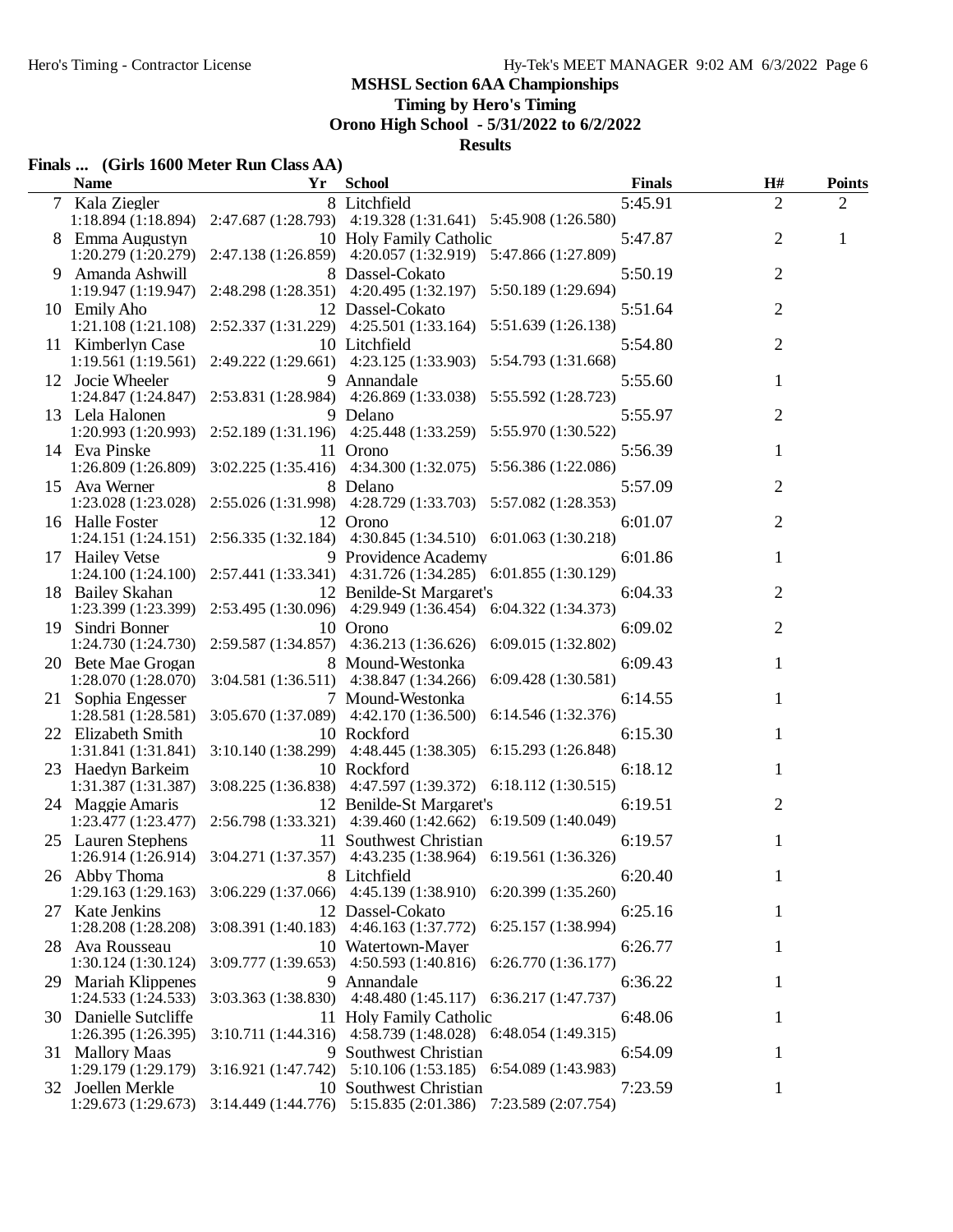**MSHSL Section 6AA Championships**

**Timing by Hero's Timing**

**Orono High School - 5/31/2022 to 6/2/2022**

**Results**

### Finals ... (Girls 1600 Meter Run Class AA)

| | Name | Yr | School | Finals | H# | Points |
|---|---|---|---|---|---|---|
| 7 | Kala Ziegler | 8 | Litchfield | 5:45.91 | 2 | 2 |
| | 1:18.894 (1:18.894) | 2:47.687 (1:28.793) | 4:19.328 (1:31.641) | 5:45.908 (1:26.580) | | |
| 8 | Emma Augustyn | 10 | Holy Family Catholic | 5:47.87 | 2 | 1 |
| | 1:20.279 (1:20.279) | 2:47.138 (1:26.859) | 4:20.057 (1:32.919) | 5:47.866 (1:27.809) | | |
| 9 | Amanda Ashwill | 8 | Dassel-Cokato | 5:50.19 | 2 | |
| | 1:19.947 (1:19.947) | 2:48.298 (1:28.351) | 4:20.495 (1:32.197) | 5:50.189 (1:29.694) | | |
| 10 | Emily Aho | 12 | Dassel-Cokato | 5:51.64 | 2 | |
| | 1:21.108 (1:21.108) | 2:52.337 (1:31.229) | 4:25.501 (1:33.164) | 5:51.639 (1:26.138) | | |
| 11 | Kimberlyn Case | 10 | Litchfield | 5:54.80 | 2 | |
| | 1:19.561 (1:19.561) | 2:49.222 (1:29.661) | 4:23.125 (1:33.903) | 5:54.793 (1:31.668) | | |
| 12 | Jocie Wheeler | 9 | Annandale | 5:55.60 | 1 | |
| | 1:24.847 (1:24.847) | 2:53.831 (1:28.984) | 4:26.869 (1:33.038) | 5:55.592 (1:28.723) | | |
| 13 | Lela Halonen | 9 | Delano | 5:55.97 | 2 | |
| | 1:20.993 (1:20.993) | 2:52.189 (1:31.196) | 4:25.448 (1:33.259) | 5:55.970 (1:30.522) | | |
| 14 | Eva Pinske | 11 | Orono | 5:56.39 | 1 | |
| | 1:26.809 (1:26.809) | 3:02.225 (1:35.416) | 4:34.300 (1:32.075) | 5:56.386 (1:22.086) | | |
| 15 | Ava Werner | 8 | Delano | 5:57.09 | 2 | |
| | 1:23.028 (1:23.028) | 2:55.026 (1:31.998) | 4:28.729 (1:33.703) | 5:57.082 (1:28.353) | | |
| 16 | Halle Foster | 12 | Orono | 6:01.07 | 2 | |
| | 1:24.151 (1:24.151) | 2:56.335 (1:32.184) | 4:30.845 (1:34.510) | 6:01.063 (1:30.218) | | |
| 17 | Hailey Vetse | 9 | Providence Academy | 6:01.86 | 1 | |
| | 1:24.100 (1:24.100) | 2:57.441 (1:33.341) | 4:31.726 (1:34.285) | 6:01.855 (1:30.129) | | |
| 18 | Bailey Skahan | 12 | Benilde-St Margaret's | 6:04.33 | 2 | |
| | 1:23.399 (1:23.399) | 2:53.495 (1:30.096) | 4:29.949 (1:36.454) | 6:04.322 (1:34.373) | | |
| 19 | Sindri Bonner | 10 | Orono | 6:09.02 | 2 | |
| | 1:24.730 (1:24.730) | 2:59.587 (1:34.857) | 4:36.213 (1:36.626) | 6:09.015 (1:32.802) | | |
| 20 | Bete Mae Grogan | 8 | Mound-Westonka | 6:09.43 | 1 | |
| | 1:28.070 (1:28.070) | 3:04.581 (1:36.511) | 4:38.847 (1:34.266) | 6:09.428 (1:30.581) | | |
| 21 | Sophia Engesser | 7 | Mound-Westonka | 6:14.55 | 1 | |
| | 1:28.581 (1:28.581) | 3:05.670 (1:37.089) | 4:42.170 (1:36.500) | 6:14.546 (1:32.376) | | |
| 22 | Elizabeth Smith | 10 | Rockford | 6:15.30 | 1 | |
| | 1:31.841 (1:31.841) | 3:10.140 (1:38.299) | 4:48.445 (1:38.305) | 6:15.293 (1:26.848) | | |
| 23 | Haedyn Barkeim | 10 | Rockford | 6:18.12 | 1 | |
| | 1:31.387 (1:31.387) | 3:08.225 (1:36.838) | 4:47.597 (1:39.372) | 6:18.112 (1:30.515) | | |
| 24 | Maggie Amaris | 12 | Benilde-St Margaret's | 6:19.51 | 2 | |
| | 1:23.477 (1:23.477) | 2:56.798 (1:33.321) | 4:39.460 (1:42.662) | 6:19.509 (1:40.049) | | |
| 25 | Lauren Stephens | 11 | Southwest Christian | 6:19.57 | 1 | |
| | 1:26.914 (1:26.914) | 3:04.271 (1:37.357) | 4:43.235 (1:38.964) | 6:19.561 (1:36.326) | | |
| 26 | Abby Thoma | 8 | Litchfield | 6:20.40 | 1 | |
| | 1:29.163 (1:29.163) | 3:06.229 (1:37.066) | 4:45.139 (1:38.910) | 6:20.399 (1:35.260) | | |
| 27 | Kate Jenkins | 12 | Dassel-Cokato | 6:25.16 | 1 | |
| | 1:28.208 (1:28.208) | 3:08.391 (1:40.183) | 4:46.163 (1:37.772) | 6:25.157 (1:38.994) | | |
| 28 | Ava Rousseau | 10 | Watertown-Mayer | 6:26.77 | 1 | |
| | 1:30.124 (1:30.124) | 3:09.777 (1:39.653) | 4:50.593 (1:40.816) | 6:26.770 (1:36.177) | | |
| 29 | Mariah Klippenes | 9 | Annandale | 6:36.22 | 1 | |
| | 1:24.533 (1:24.533) | 3:03.363 (1:38.830) | 4:48.480 (1:45.117) | 6:36.217 (1:47.737) | | |
| 30 | Danielle Sutcliffe | 11 | Holy Family Catholic | 6:48.06 | 1 | |
| | 1:26.395 (1:26.395) | 3:10.711 (1:44.316) | 4:58.739 (1:48.028) | 6:48.054 (1:49.315) | | |
| 31 | Mallory Maas | 9 | Southwest Christian | 6:54.09 | 1 | |
| | 1:29.179 (1:29.179) | 3:16.921 (1:47.742) | 5:10.106 (1:53.185) | 6:54.089 (1:43.983) | | |
| 32 | Joellen Merkle | 10 | Southwest Christian | 7:23.59 | 1 | |
| | 1:29.673 (1:29.673) | 3:14.449 (1:44.776) | 5:15.835 (2:01.386) | 7:23.589 (2:07.754) | | |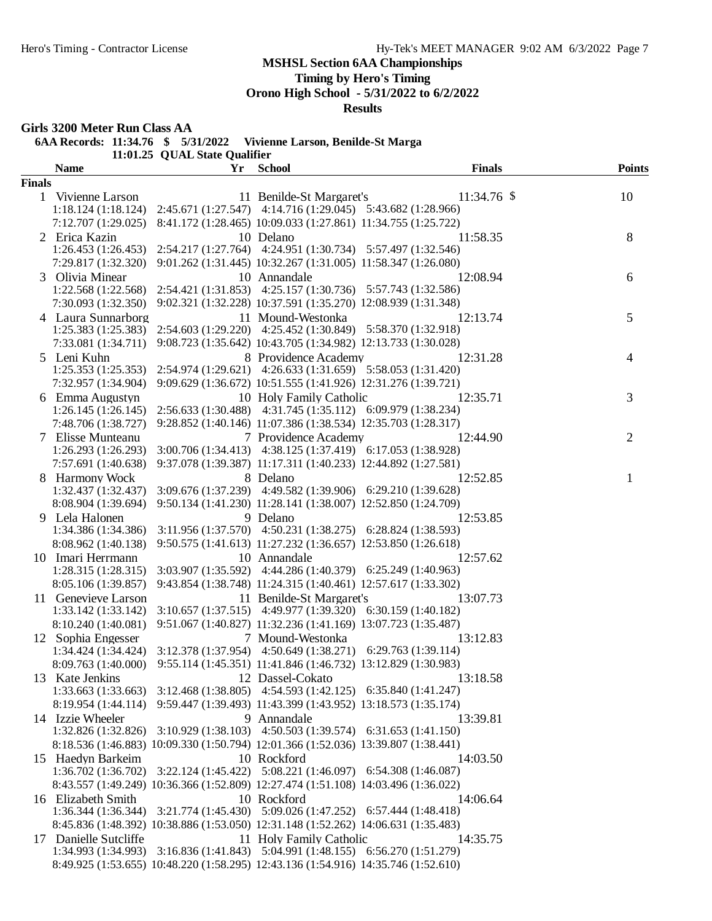**MSHSL Section 6AA Championships**
**Timing by Hero's Timing**
**Orono High School - 5/31/2022 to 6/2/2022**
**Results**

## Girls 3200 Meter Run Class AA

**6AA Records: 11:34.76 $ 5/31/2022 Vivienne Larson, Benilde-St Marga**
**11:01.25 QUAL State Qualifier**

| | Name | Yr | School | Finals | Points |
|---|---|---|---|---|---|
| **Finals** | | | | | |
| 1 | Vivienne Larson | 11 | Benilde-St Margaret's | 11:34.76 $ | 10 |
| | 1:18.124 (1:18.124) 2:45.671 (1:27.547) 4:14.716 (1:29.045) 5:43.682 (1:28.966) 7:12.707 (1:29.025) 8:41.172 (1:28.465) 10:09.033 (1:27.861) 11:34.755 (1:25.722) | | | | |
| 2 | Erica Kazin | 10 | Delano | 11:58.35 | 8 |
| | 1:26.453 (1:26.453) 2:54.217 (1:27.764) 4:24.951 (1:30.734) 5:57.497 (1:32.546) 7:29.817 (1:32.320) 9:01.262 (1:31.445) 10:32.267 (1:31.005) 11:58.347 (1:26.080) | | | | |
| 3 | Olivia Minear | 10 | Annandale | 12:08.94 | 6 |
| | 1:22.568 (1:22.568) 2:54.421 (1:31.853) 4:25.157 (1:30.736) 5:57.743 (1:32.586) 7:30.093 (1:32.350) 9:02.321 (1:32.228) 10:37.591 (1:35.270) 12:08.939 (1:31.348) | | | | |
| 4 | Laura Sunnarborg | 11 | Mound-Westonka | 12:13.74 | 5 |
| | 1:25.383 (1:25.383) 2:54.603 (1:29.220) 4:25.452 (1:30.849) 5:58.370 (1:32.918) 7:33.081 (1:34.711) 9:08.723 (1:35.642) 10:43.705 (1:34.982) 12:13.733 (1:30.028) | | | | |
| 5 | Leni Kuhn | 8 | Providence Academy | 12:31.28 | 4 |
| | 1:25.353 (1:25.353) 2:54.974 (1:29.621) 4:26.633 (1:31.659) 5:58.053 (1:31.420) 7:32.957 (1:34.904) 9:09.629 (1:36.672) 10:51.555 (1:41.926) 12:31.276 (1:39.721) | | | | |
| 6 | Emma Augustyn | 10 | Holy Family Catholic | 12:35.71 | 3 |
| | 1:26.145 (1:26.145) 2:56.633 (1:30.488) 4:31.745 (1:35.112) 6:09.979 (1:38.234) 7:48.706 (1:38.727) 9:28.852 (1:40.146) 11:07.386 (1:38.534) 12:35.703 (1:28.317) | | | | |
| 7 | Elisse Munteanu | 7 | Providence Academy | 12:44.90 | 2 |
| | 1:26.293 (1:26.293) 3:00.706 (1:34.413) 4:38.125 (1:37.419) 6:17.053 (1:38.928) 7:57.691 (1:40.638) 9:37.078 (1:39.387) 11:17.311 (1:40.233) 12:44.892 (1:27.581) | | | | |
| 8 | Harmony Wock | 8 | Delano | 12:52.85 | 1 |
| | 1:32.437 (1:32.437) 3:09.676 (1:37.239) 4:49.582 (1:39.906) 6:29.210 (1:39.628) 8:08.904 (1:39.694) 9:50.134 (1:41.230) 11:28.141 (1:38.007) 12:52.850 (1:24.709) | | | | |
| 9 | Lela Halonen | 9 | Delano | 12:53.85 | |
| | 1:34.386 (1:34.386) 3:11.956 (1:37.570) 4:50.231 (1:38.275) 6:28.824 (1:38.593) 8:08.962 (1:40.138) 9:50.575 (1:41.613) 11:27.232 (1:36.657) 12:53.850 (1:26.618) | | | | |
| 10 | Imari Herrmann | 10 | Annandale | 12:57.62 | |
| | 1:28.315 (1:28.315) 3:03.907 (1:35.592) 4:44.286 (1:40.379) 6:25.249 (1:40.963) 8:05.106 (1:39.857) 9:43.854 (1:38.748) 11:24.315 (1:40.461) 12:57.617 (1:33.302) | | | | |
| 11 | Genevieve Larson | 11 | Benilde-St Margaret's | 13:07.73 | |
| | 1:33.142 (1:33.142) 3:10.657 (1:37.515) 4:49.977 (1:39.320) 6:30.159 (1:40.182) 8:10.240 (1:40.081) 9:51.067 (1:40.827) 11:32.236 (1:41.169) 13:07.723 (1:35.487) | | | | |
| 12 | Sophia Engesser | 7 | Mound-Westonka | 13:12.83 | |
| | 1:34.424 (1:34.424) 3:12.378 (1:37.954) 4:50.649 (1:38.271) 6:29.763 (1:39.114) 8:09.763 (1:40.000) 9:55.114 (1:45.351) 11:41.846 (1:46.732) 13:12.829 (1:30.983) | | | | |
| 13 | Kate Jenkins | 12 | Dassel-Cokato | 13:18.58 | |
| | 1:33.663 (1:33.663) 3:12.468 (1:38.805) 4:54.593 (1:42.125) 6:35.840 (1:41.247) 8:19.954 (1:44.114) 9:59.447 (1:39.493) 11:43.399 (1:43.952) 13:18.573 (1:35.174) | | | | |
| 14 | Izzie Wheeler | 9 | Annandale | 13:39.81 | |
| | 1:32.826 (1:32.826) 3:10.929 (1:38.103) 4:50.503 (1:39.574) 6:31.653 (1:41.150) 8:18.536 (1:46.883) 10:09.330 (1:50.794) 12:01.366 (1:52.036) 13:39.807 (1:38.441) | | | | |
| 15 | Haedyn Barkeim | 10 | Rockford | 14:03.50 | |
| | 1:36.702 (1:36.702) 3:22.124 (1:45.422) 5:08.221 (1:46.097) 6:54.308 (1:46.087) 8:43.557 (1:49.249) 10:36.366 (1:52.809) 12:27.474 (1:51.108) 14:03.496 (1:36.022) | | | | |
| 16 | Elizabeth Smith | 10 | Rockford | 14:06.64 | |
| | 1:36.344 (1:36.344) 3:21.774 (1:45.430) 5:09.026 (1:47.252) 6:57.444 (1:48.418) 8:45.836 (1:48.392) 10:38.886 (1:53.050) 12:31.148 (1:52.262) 14:06.631 (1:35.483) | | | | |
| 17 | Danielle Sutcliffe | 11 | Holy Family Catholic | 14:35.75 | |
| | 1:34.993 (1:34.993) 3:16.836 (1:41.843) 5:04.991 (1:48.155) 6:56.270 (1:51.279) 8:49.925 (1:53.655) 10:48.220 (1:58.295) 12:43.136 (1:54.916) 14:35.746 (1:52.610) | | | | |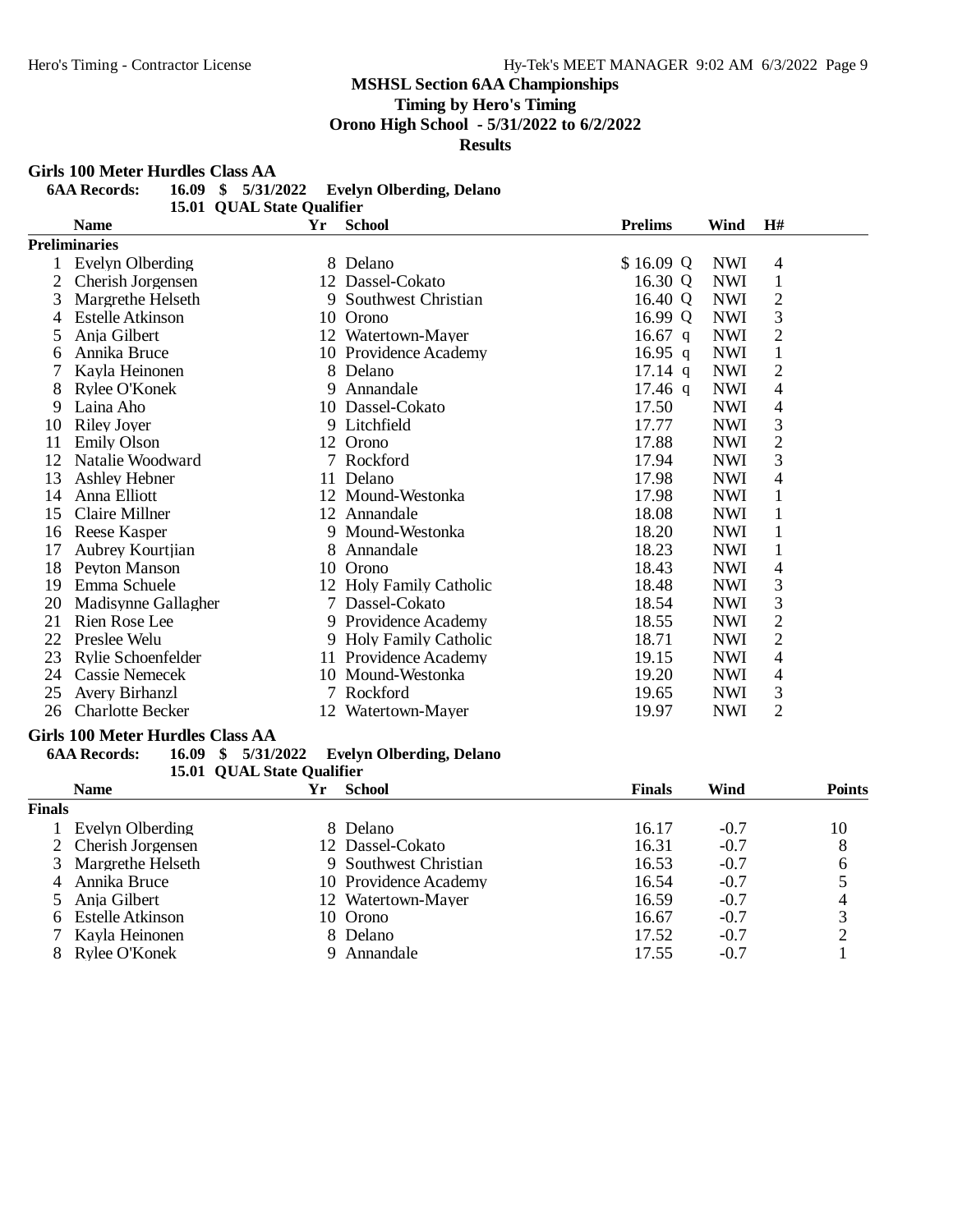# MSHSL Section 6AA Championships

**Timing by Hero's Timing**

**Orono High School - 5/31/2022 to 6/2/2022**

**Results**

### Girls 100 Meter Hurdles Class AA

**6AA Records:** 16.09 $ 5/31/2022 Evelyn Olberding, Delano

15.01 QUAL State Qualifier

| | Name | Yr | School | Prelims | | Wind | H# |
|---|---|---|---|---|---|---|---|
| **Preliminaries** | | | | | | | |
| 1 | Evelyn Olberding | 8 | Delano | $ 16.09 | Q | NWI | 4 |
| 2 | Cherish Jorgensen | 12 | Dassel-Cokato | 16.30 | Q | NWI | 1 |
| 3 | Margrethe Helseth | 9 | Southwest Christian | 16.40 | Q | NWI | 2 |
| 4 | Estelle Atkinson | 10 | Orono | 16.99 | Q | NWI | 3 |
| 5 | Anja Gilbert | 12 | Watertown-Mayer | 16.67 | q | NWI | 2 |
| 6 | Annika Bruce | 10 | Providence Academy | 16.95 | q | NWI | 1 |
| 7 | Kayla Heinonen | 8 | Delano | 17.14 | q | NWI | 2 |
| 8 | Rylee O'Konek | 9 | Annandale | 17.46 | q | NWI | 4 |
| 9 | Laina Aho | 10 | Dassel-Cokato | 17.50 | | NWI | 4 |
| 10 | Riley Joyer | 9 | Litchfield | 17.77 | | NWI | 3 |
| 11 | Emily Olson | 12 | Orono | 17.88 | | NWI | 2 |
| 12 | Natalie Woodward | 7 | Rockford | 17.94 | | NWI | 3 |
| 13 | Ashley Hebner | 11 | Delano | 17.98 | | NWI | 4 |
| 14 | Anna Elliott | 12 | Mound-Westonka | 17.98 | | NWI | 1 |
| 15 | Claire Millner | 12 | Annandale | 18.08 | | NWI | 1 |
| 16 | Reese Kasper | 9 | Mound-Westonka | 18.20 | | NWI | 1 |
| 17 | Aubrey Kourtjian | 8 | Annandale | 18.23 | | NWI | 1 |
| 18 | Peyton Manson | 10 | Orono | 18.43 | | NWI | 4 |
| 19 | Emma Schuele | 12 | Holy Family Catholic | 18.48 | | NWI | 3 |
| 20 | Madisynne Gallagher | 7 | Dassel-Cokato | 18.54 | | NWI | 3 |
| 21 | Rien Rose Lee | 9 | Providence Academy | 18.55 | | NWI | 2 |
| 22 | Preslee Welu | 9 | Holy Family Catholic | 18.71 | | NWI | 2 |
| 23 | Rylie Schoenfelder | 11 | Providence Academy | 19.15 | | NWI | 4 |
| 24 | Cassie Nemecek | 10 | Mound-Westonka | 19.20 | | NWI | 4 |
| 25 | Avery Birhanzl | 7 | Rockford | 19.65 | | NWI | 3 |
| 26 | Charlotte Becker | 12 | Watertown-Mayer | 19.97 | | NWI | 2 |

### Girls 100 Meter Hurdles Class AA

**6AA Records:** 16.09 $ 5/31/2022 Evelyn Olberding, Delano

15.01 QUAL State Qualifier

| | Name | Yr | School | Finals | Wind | Points |
|---|---|---|---|---|---|---|
| **Finals** | | | | | | |
| 1 | Evelyn Olberding | 8 | Delano | 16.17 | -0.7 | 10 |
| 2 | Cherish Jorgensen | 12 | Dassel-Cokato | 16.31 | -0.7 | 8 |
| 3 | Margrethe Helseth | 9 | Southwest Christian | 16.53 | -0.7 | 6 |
| 4 | Annika Bruce | 10 | Providence Academy | 16.54 | -0.7 | 5 |
| 5 | Anja Gilbert | 12 | Watertown-Mayer | 16.59 | -0.7 | 4 |
| 6 | Estelle Atkinson | 10 | Orono | 16.67 | -0.7 | 3 |
| 7 | Kayla Heinonen | 8 | Delano | 17.52 | -0.7 | 2 |
| 8 | Rylee O'Konek | 9 | Annandale | 17.55 | -0.7 | 1 |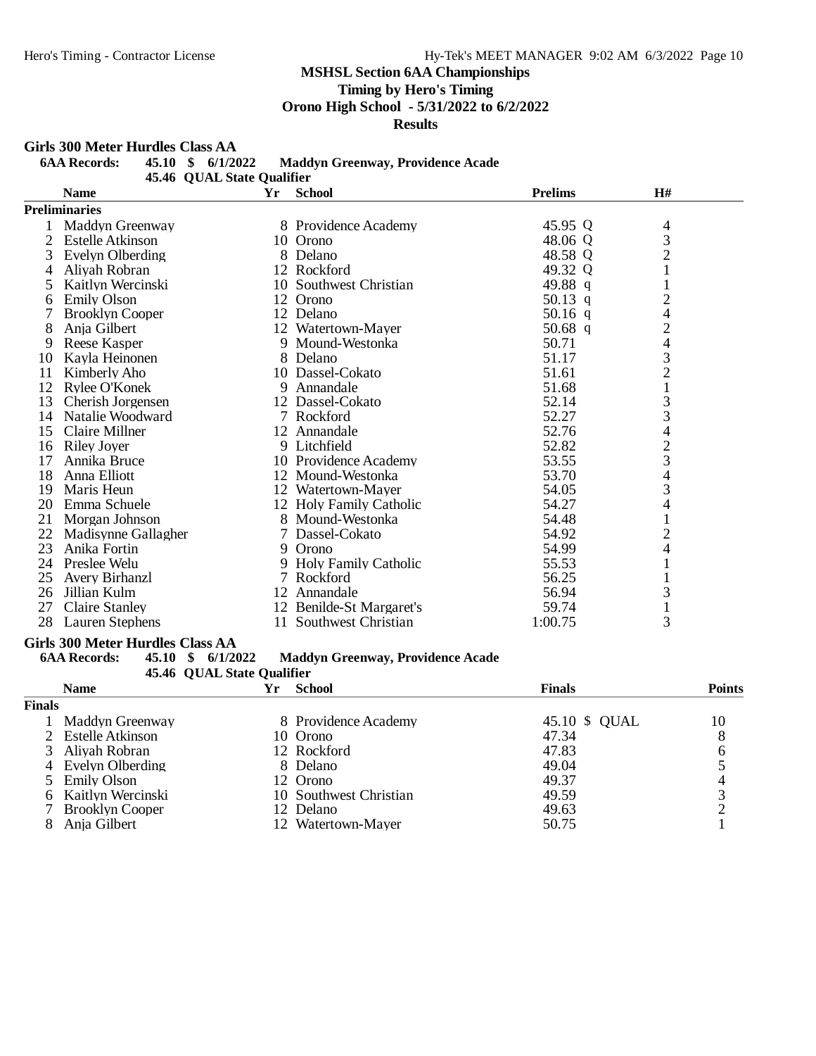# MSHSL Section 6AA Championships

**Timing by Hero's Timing**

**Orono High School - 5/31/2022 to 6/2/2022**

**Results**

## Girls 300 Meter Hurdles Class AA

**6AA Records:** 45.10 $ 6/1/2022 **Maddyn Greenway, Providence Acade**

45.46 QUAL State Qualifier

**Preliminaries**

| | Name | Yr | School | Prelims | | H# |
|---|---|---|---|---|---|---|
| 1 | Maddyn Greenway | 8 | Providence Academy | 45.95 | Q | 4 |
| 2 | Estelle Atkinson | 10 | Orono | 48.06 | Q | 3 |
| 3 | Evelyn Olberding | 8 | Delano | 48.58 | Q | 2 |
| 4 | Aliyah Robran | 12 | Rockford | 49.32 | Q | 1 |
| 5 | Kaitlyn Wercinski | 10 | Southwest Christian | 49.88 | q | 1 |
| 6 | Emily Olson | 12 | Orono | 50.13 | q | 2 |
| 7 | Brooklyn Cooper | 12 | Delano | 50.16 | q | 4 |
| 8 | Anja Gilbert | 12 | Watertown-Mayer | 50.68 | q | 2 |
| 9 | Reese Kasper | 9 | Mound-Westonka | 50.71 | | 4 |
| 10 | Kayla Heinonen | 8 | Delano | 51.17 | | 3 |
| 11 | Kimberly Aho | 10 | Dassel-Cokato | 51.61 | | 2 |
| 12 | Rylee O'Konek | 9 | Annandale | 51.68 | | 1 |
| 13 | Cherish Jorgensen | 12 | Dassel-Cokato | 52.14 | | 3 |
| 14 | Natalie Woodward | 7 | Rockford | 52.27 | | 3 |
| 15 | Claire Millner | 12 | Annandale | 52.76 | | 4 |
| 16 | Riley Joyer | 9 | Litchfield | 52.82 | | 2 |
| 17 | Annika Bruce | 10 | Providence Academy | 53.55 | | 3 |
| 18 | Anna Elliott | 12 | Mound-Westonka | 53.70 | | 4 |
| 19 | Maris Heun | 12 | Watertown-Mayer | 54.05 | | 3 |
| 20 | Emma Schuele | 12 | Holy Family Catholic | 54.27 | | 4 |
| 21 | Morgan Johnson | 8 | Mound-Westonka | 54.48 | | 1 |
| 22 | Madisynne Gallagher | 7 | Dassel-Cokato | 54.92 | | 2 |
| 23 | Anika Fortin | 9 | Orono | 54.99 | | 4 |
| 24 | Preslee Welu | 9 | Holy Family Catholic | 55.53 | | 1 |
| 25 | Avery Birhanzl | 7 | Rockford | 56.25 | | 1 |
| 26 | Jillian Kulm | 12 | Annandale | 56.94 | | 3 |
| 27 | Claire Stanley | 12 | Benilde-St Margaret's | 59.74 | | 1 |
| 28 | Lauren Stephens | 11 | Southwest Christian | 1:00.75 | | 3 |

## Girls 300 Meter Hurdles Class AA

**6AA Records:** 45.10 $ 6/1/2022 **Maddyn Greenway, Providence Acade**

45.46 QUAL State Qualifier

**Finals**

| | Name | Yr | School | Finals | | Points |
|---|---|---|---|---|---|---|
| 1 | Maddyn Greenway | 8 | Providence Academy | 45.10 | $ QUAL | 10 |
| 2 | Estelle Atkinson | 10 | Orono | 47.34 | | 8 |
| 3 | Aliyah Robran | 12 | Rockford | 47.83 | | 6 |
| 4 | Evelyn Olberding | 8 | Delano | 49.04 | | 5 |
| 5 | Emily Olson | 12 | Orono | 49.37 | | 4 |
| 6 | Kaitlyn Wercinski | 10 | Southwest Christian | 49.59 | | 3 |
| 7 | Brooklyn Cooper | 12 | Delano | 49.63 | | 2 |
| 8 | Anja Gilbert | 12 | Watertown-Mayer | 50.75 | | 1 |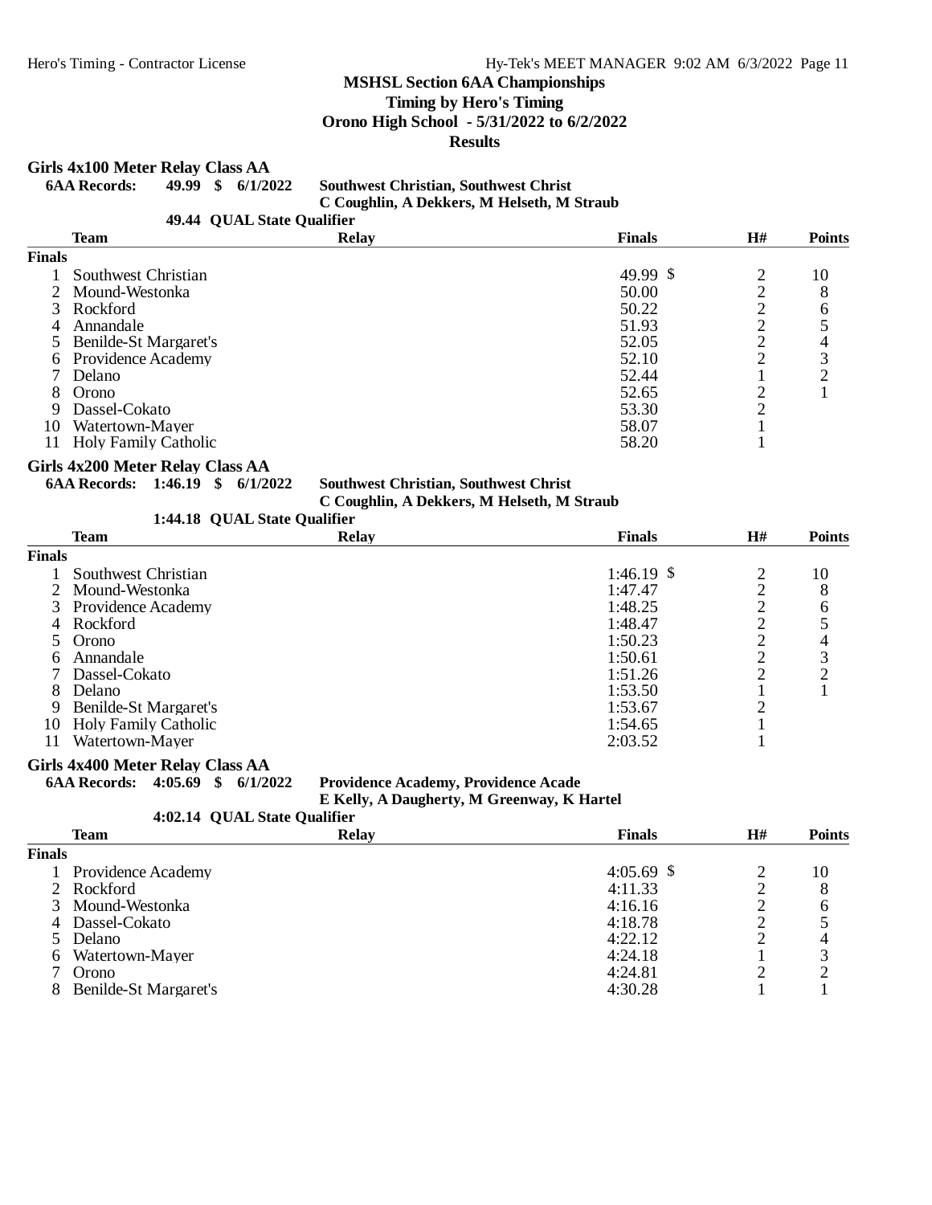## MSHSL Section 6AA Championships

**Timing by Hero's Timing**

**Orono High School - 5/31/2022 to 6/2/2022**

**Results**

### Girls 4x100 Meter Relay Class AA

**6AA Records: 49.99 $ 6/1/2022 Southwest Christian, Southwest Christ**
**C Coughlin, A Dekkers, M Helseth, M Straub**

**49.44 QUAL State Qualifier**

| | Team | Relay | Finals | H# | Points |
|---|---|---|---|---|---|
| **Finals** | | | | | |
| 1 | Southwest Christian | | 49.99 $ | 2 | 10 |
| 2 | Mound-Westonka | | 50.00 | 2 | 8 |
| 3 | Rockford | | 50.22 | 2 | 6 |
| 4 | Annandale | | 51.93 | 2 | 5 |
| 5 | Benilde-St Margaret's | | 52.05 | 2 | 4 |
| 6 | Providence Academy | | 52.10 | 2 | 3 |
| 7 | Delano | | 52.44 | 1 | 2 |
| 8 | Orono | | 52.65 | 2 | 1 |
| 9 | Dassel-Cokato | | 53.30 | 2 | |
| 10 | Watertown-Mayer | | 58.07 | 1 | |
| 11 | Holy Family Catholic | | 58.20 | 1 | |

### Girls 4x200 Meter Relay Class AA

**6AA Records: 1:46.19 $ 6/1/2022 Southwest Christian, Southwest Christ**
**C Coughlin, A Dekkers, M Helseth, M Straub**

**1:44.18 QUAL State Qualifier**

| | Team | Relay | Finals | H# | Points |
|---|---|---|---|---|---|
| **Finals** | | | | | |
| 1 | Southwest Christian | | 1:46.19 $ | 2 | 10 |
| 2 | Mound-Westonka | | 1:47.47 | 2 | 8 |
| 3 | Providence Academy | | 1:48.25 | 2 | 6 |
| 4 | Rockford | | 1:48.47 | 2 | 5 |
| 5 | Orono | | 1:50.23 | 2 | 4 |
| 6 | Annandale | | 1:50.61 | 2 | 3 |
| 7 | Dassel-Cokato | | 1:51.26 | 2 | 2 |
| 8 | Delano | | 1:53.50 | 1 | 1 |
| 9 | Benilde-St Margaret's | | 1:53.67 | 2 | |
| 10 | Holy Family Catholic | | 1:54.65 | 1 | |
| 11 | Watertown-Mayer | | 2:03.52 | 1 | |

### Girls 4x400 Meter Relay Class AA

**6AA Records: 4:05.69 $ 6/1/2022 Providence Academy, Providence Acade**
**E Kelly, A Daugherty, M Greenway, K Hartel**

**4:02.14 QUAL State Qualifier**

| | Team | Relay | Finals | H# | Points |
|---|---|---|---|---|---|
| **Finals** | | | | | |
| 1 | Providence Academy | | 4:05.69 $ | 2 | 10 |
| 2 | Rockford | | 4:11.33 | 2 | 8 |
| 3 | Mound-Westonka | | 4:16.16 | 2 | 6 |
| 4 | Dassel-Cokato | | 4:18.78 | 2 | 5 |
| 5 | Delano | | 4:22.12 | 2 | 4 |
| 6 | Watertown-Mayer | | 4:24.18 | 1 | 3 |
| 7 | Orono | | 4:24.81 | 2 | 2 |
| 8 | Benilde-St Margaret's | | 4:30.28 | 1 | 1 |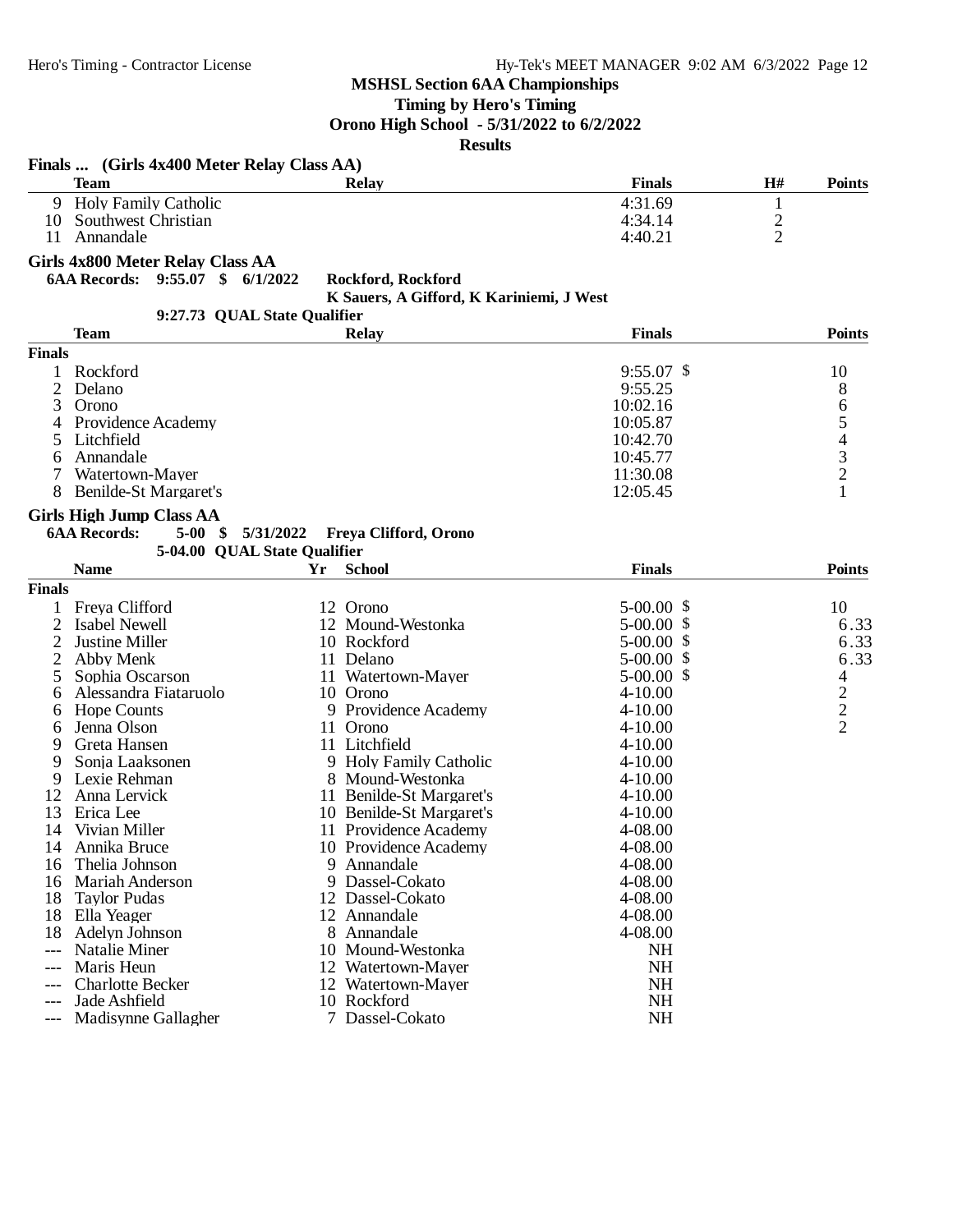**MSHSL Section 6AA Championships**

**Timing by Hero's Timing**

**Orono High School - 5/31/2022 to 6/2/2022**

**Results**

### Finals ... (Girls 4x400 Meter Relay Class AA)

| | Team | Relay | Finals | H# | Points |
|---|---|---|---|---|---|
| 9 | Holy Family Catholic | | 4:31.69 | 1 | |
| 10 | Southwest Christian | | 4:34.14 | 2 | |
| 11 | Annandale | | 4:40.21 | 2 | |

### Girls 4x800 Meter Relay Class AA

**6AA Records: 9:55.07 $ 6/1/2022 Rockford, Rockford**
**K Sauers, A Gifford, K Kariniemi, J West**
**9:27.73 QUAL State Qualifier**

| | Team | Relay | Finals | Points |
|---|---|---|---|---|
| **Finals** | | | | |
| 1 | Rockford | | 9:55.07 $ | 10 |
| 2 | Delano | | 9:55.25 | 8 |
| 3 | Orono | | 10:02.16 | 6 |
| 4 | Providence Academy | | 10:05.87 | 5 |
| 5 | Litchfield | | 10:42.70 | 4 |
| 6 | Annandale | | 10:45.77 | 3 |
| 7 | Watertown-Mayer | | 11:30.08 | 2 |
| 8 | Benilde-St Margaret's | | 12:05.45 | 1 |

### Girls High Jump Class AA

**6AA Records: 5-00 $ 5/31/2022 Freya Clifford, Orono**
**5-04.00 QUAL State Qualifier**

| | Name | Yr | School | Finals | Points |
|---|---|---|---|---|---|
| **Finals** | | | | | |
| 1 | Freya Clifford | 12 | Orono | 5-00.00 $ | 10 |
| 2 | Isabel Newell | 12 | Mound-Westonka | 5-00.00 $ | 6.33 |
| 2 | Justine Miller | 10 | Rockford | 5-00.00 $ | 6.33 |
| 2 | Abby Menk | 11 | Delano | 5-00.00 $ | 6.33 |
| 5 | Sophia Oscarson | 11 | Watertown-Mayer | 5-00.00 $ | 4 |
| 6 | Alessandra Fiataruolo | 10 | Orono | 4-10.00 | 2 |
| 6 | Hope Counts | 9 | Providence Academy | 4-10.00 | 2 |
| 6 | Jenna Olson | 11 | Orono | 4-10.00 | 2 |
| 9 | Greta Hansen | 11 | Litchfield | 4-10.00 | |
| 9 | Sonja Laaksonen | 9 | Holy Family Catholic | 4-10.00 | |
| 9 | Lexie Rehman | 8 | Mound-Westonka | 4-10.00 | |
| 12 | Anna Lervick | 11 | Benilde-St Margaret's | 4-10.00 | |
| 13 | Erica Lee | 10 | Benilde-St Margaret's | 4-10.00 | |
| 14 | Vivian Miller | 11 | Providence Academy | 4-08.00 | |
| 14 | Annika Bruce | 10 | Providence Academy | 4-08.00 | |
| 16 | Thelia Johnson | 9 | Annandale | 4-08.00 | |
| 16 | Mariah Anderson | 9 | Dassel-Cokato | 4-08.00 | |
| 18 | Taylor Pudas | 12 | Dassel-Cokato | 4-08.00 | |
| 18 | Ella Yeager | 12 | Annandale | 4-08.00 | |
| 18 | Adelyn Johnson | 8 | Annandale | 4-08.00 | |
| --- | Natalie Miner | 10 | Mound-Westonka | NH | |
| --- | Maris Heun | 12 | Watertown-Mayer | NH | |
| --- | Charlotte Becker | 12 | Watertown-Mayer | NH | |
| --- | Jade Ashfield | 10 | Rockford | NH | |
| --- | Madisynne Gallagher | 7 | Dassel-Cokato | NH | |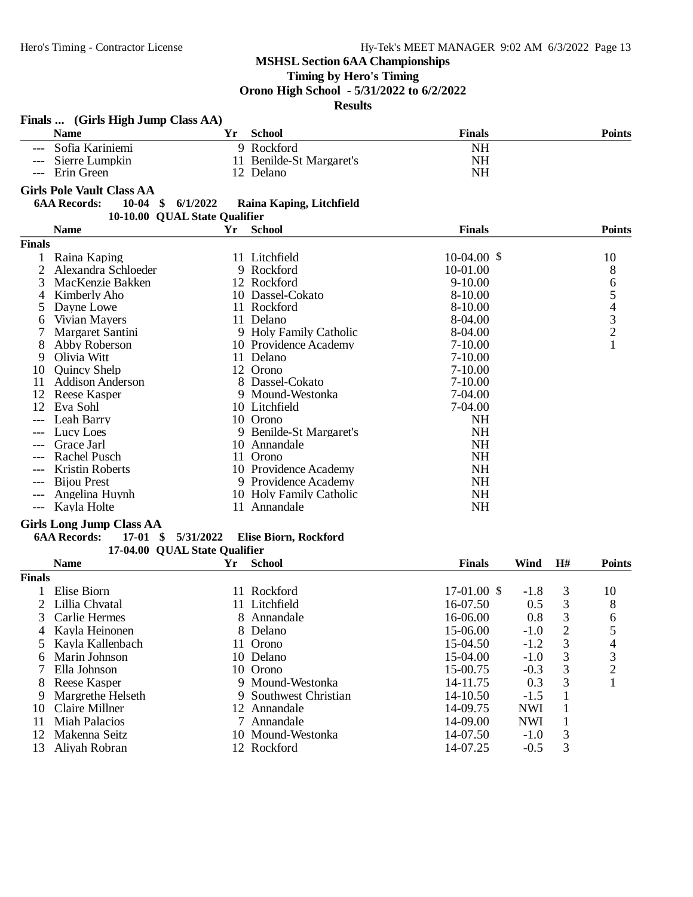**MSHSL Section 6AA Championships**
**Timing by Hero's Timing**
**Orono High School - 5/31/2022 to 6/2/2022**
**Results**

### Finals ... (Girls High Jump Class AA)

| | Name | Yr | School | Finals | Points |
|---|---|---|---|---|---|
| --- | Sofia Kariniemi | 9 | Rockford | NH | |
| --- | Sierre Lumpkin | 11 | Benilde-St Margaret's | NH | |
| --- | Erin Green | 12 | Delano | NH | |

### Girls Pole Vault Class AA

**6AA Records:** 10-04 $ 6/1/2022 Raina Kaping, Litchfield
10-10.00 QUAL State Qualifier

| | Name | Yr | School | Finals | Points |
|---|---|---|---|---|---|
| **Finals** | | | | | |
| 1 | Raina Kaping | 11 | Litchfield | 10-04.00 $ | 10 |
| 2 | Alexandra Schloeder | 9 | Rockford | 10-01.00 | 8 |
| 3 | MacKenzie Bakken | 12 | Rockford | 9-10.00 | 6 |
| 4 | Kimberly Aho | 10 | Dassel-Cokato | 8-10.00 | 5 |
| 5 | Dayne Lowe | 11 | Rockford | 8-10.00 | 4 |
| 6 | Vivian Mayers | 11 | Delano | 8-04.00 | 3 |
| 7 | Margaret Santini | 9 | Holy Family Catholic | 8-04.00 | 2 |
| 8 | Abby Roberson | 10 | Providence Academy | 7-10.00 | 1 |
| 9 | Olivia Witt | 11 | Delano | 7-10.00 | |
| 10 | Quincy Shelp | 12 | Orono | 7-10.00 | |
| 11 | Addison Anderson | 8 | Dassel-Cokato | 7-10.00 | |
| 12 | Reese Kasper | 9 | Mound-Westonka | 7-04.00 | |
| 12 | Eva Sohl | 10 | Litchfield | 7-04.00 | |
| --- | Leah Barry | 10 | Orono | NH | |
| --- | Lucy Loes | 9 | Benilde-St Margaret's | NH | |
| --- | Grace Jarl | 10 | Annandale | NH | |
| --- | Rachel Pusch | 11 | Orono | NH | |
| --- | Kristin Roberts | 10 | Providence Academy | NH | |
| --- | Bijou Prest | 9 | Providence Academy | NH | |
| --- | Angelina Huynh | 10 | Holy Family Catholic | NH | |
| --- | Kayla Holte | 11 | Annandale | NH | |

### Girls Long Jump Class AA

**6AA Records:** 17-01 $ 5/31/2022 Elise Biorn, Rockford
17-04.00 QUAL State Qualifier

| | Name | Yr | School | Finals | Wind | H# | Points |
|---|---|---|---|---|---|---|---|
| **Finals** | | | | | | | |
| 1 | Elise Biorn | 11 | Rockford | 17-01.00 $ | -1.8 | 3 | 10 |
| 2 | Lillia Chvatal | 11 | Litchfield | 16-07.50 | 0.5 | 3 | 8 |
| 3 | Carlie Hermes | 8 | Annandale | 16-06.00 | 0.8 | 3 | 6 |
| 4 | Kayla Heinonen | 8 | Delano | 15-06.00 | -1.0 | 2 | 5 |
| 5 | Kayla Kallenbach | 11 | Orono | 15-04.50 | -1.2 | 3 | 4 |
| 6 | Marin Johnson | 10 | Delano | 15-04.00 | -1.0 | 3 | 3 |
| 7 | Ella Johnson | 10 | Orono | 15-00.75 | -0.3 | 3 | 2 |
| 8 | Reese Kasper | 9 | Mound-Westonka | 14-11.75 | 0.3 | 3 | 1 |
| 9 | Margrethe Helseth | 9 | Southwest Christian | 14-10.50 | -1.5 | 1 | |
| 10 | Claire Millner | 12 | Annandale | 14-09.75 | NWI | 1 | |
| 11 | Miah Palacios | 7 | Annandale | 14-09.00 | NWI | 1 | |
| 12 | Makenna Seitz | 10 | Mound-Westonka | 14-07.50 | -1.0 | 3 | |
| 13 | Aliyah Robran | 12 | Rockford | 14-07.25 | -0.5 | 3 | |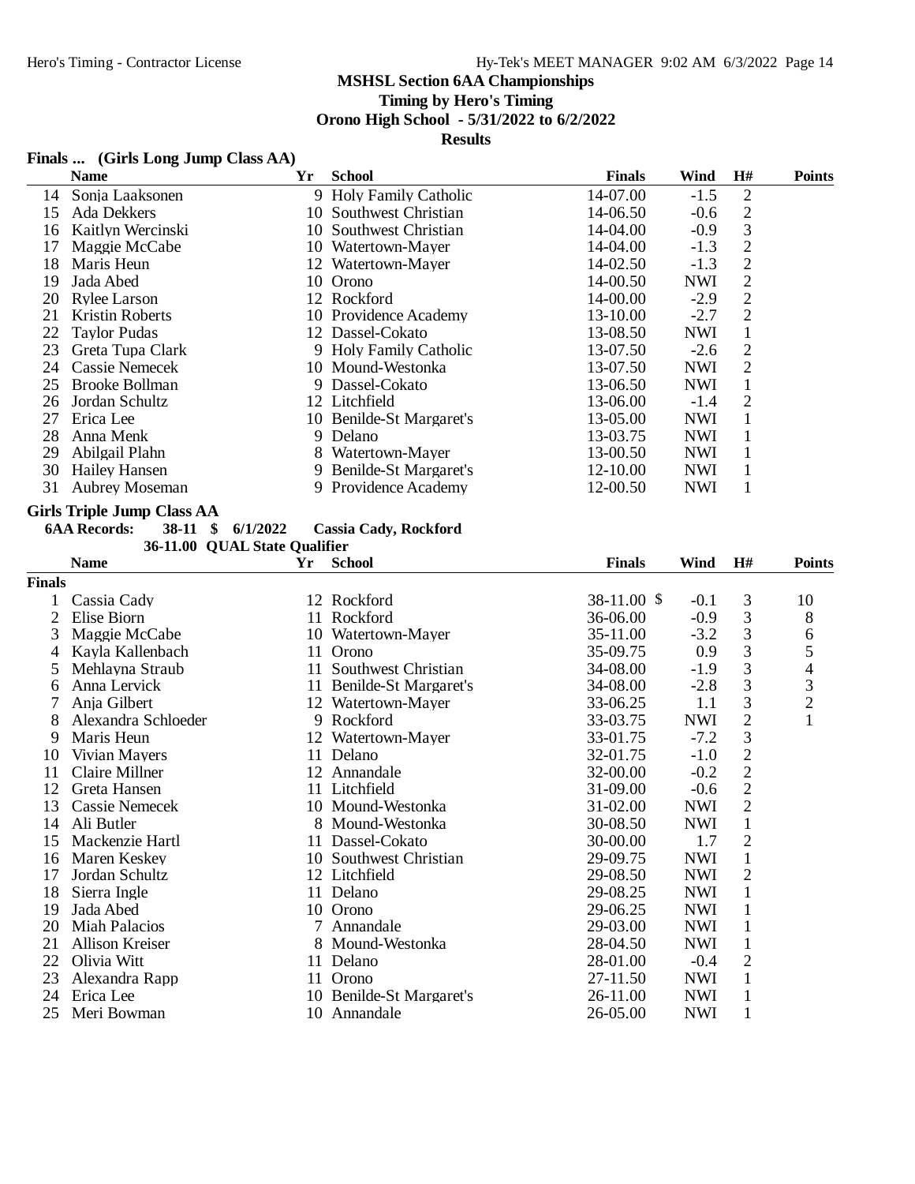**MSHSL Section 6AA Championships**

**Timing by Hero's Timing**

**Orono High School - 5/31/2022 to 6/2/2022**

**Results**

### Finals ... (Girls Long Jump Class AA)

| | Name | Yr | School | Finals | Wind | H# | Points |
|---|---|---|---|---|---|---|---|
| 14 | Sonja Laaksonen | 9 | Holy Family Catholic | 14-07.00 | -1.5 | 2 | |
| 15 | Ada Dekkers | 10 | Southwest Christian | 14-06.50 | -0.6 | 2 | |
| 16 | Kaitlyn Wercinski | 10 | Southwest Christian | 14-04.00 | -0.9 | 3 | |
| 17 | Maggie McCabe | 10 | Watertown-Mayer | 14-04.00 | -1.3 | 2 | |
| 18 | Maris Heun | 12 | Watertown-Mayer | 14-02.50 | -1.3 | 2 | |
| 19 | Jada Abed | 10 | Orono | 14-00.50 | NWI | 2 | |
| 20 | Rylee Larson | 12 | Rockford | 14-00.00 | -2.9 | 2 | |
| 21 | Kristin Roberts | 10 | Providence Academy | 13-10.00 | -2.7 | 2 | |
| 22 | Taylor Pudas | 12 | Dassel-Cokato | 13-08.50 | NWI | 1 | |
| 23 | Greta Tupa Clark | 9 | Holy Family Catholic | 13-07.50 | -2.6 | 2 | |
| 24 | Cassie Nemecek | 10 | Mound-Westonka | 13-07.50 | NWI | 2 | |
| 25 | Brooke Bollman | 9 | Dassel-Cokato | 13-06.50 | NWI | 1 | |
| 26 | Jordan Schultz | 12 | Litchfield | 13-06.00 | -1.4 | 2 | |
| 27 | Erica Lee | 10 | Benilde-St Margaret's | 13-05.00 | NWI | 1 | |
| 28 | Anna Menk | 9 | Delano | 13-03.75 | NWI | 1 | |
| 29 | Abilgail Plahn | 8 | Watertown-Mayer | 13-00.50 | NWI | 1 | |
| 30 | Hailey Hansen | 9 | Benilde-St Margaret's | 12-10.00 | NWI | 1 | |
| 31 | Aubrey Moseman | 9 | Providence Academy | 12-00.50 | NWI | 1 | |

### Girls Triple Jump Class AA

**6AA Records: 38-11 $ 6/1/2022 Cassia Cady, Rockford**

**36-11.00 QUAL State Qualifier**

| | Name | Yr | School | Finals | Wind | H# | Points |
|---|---|---|---|---|---|---|---|
| **Finals** | | | | | | | |
| 1 | Cassia Cady | 12 | Rockford | 38-11.00 $ | -0.1 | 3 | 10 |
| 2 | Elise Biorn | 11 | Rockford | 36-06.00 | -0.9 | 3 | 8 |
| 3 | Maggie McCabe | 10 | Watertown-Mayer | 35-11.00 | -3.2 | 3 | 6 |
| 4 | Kayla Kallenbach | 11 | Orono | 35-09.75 | 0.9 | 3 | 5 |
| 5 | Mehlayna Straub | 11 | Southwest Christian | 34-08.00 | -1.9 | 3 | 4 |
| 6 | Anna Lervick | 11 | Benilde-St Margaret's | 34-08.00 | -2.8 | 3 | 3 |
| 7 | Anja Gilbert | 12 | Watertown-Mayer | 33-06.25 | 1.1 | 3 | 2 |
| 8 | Alexandra Schloeder | 9 | Rockford | 33-03.75 | NWI | 2 | 1 |
| 9 | Maris Heun | 12 | Watertown-Mayer | 33-01.75 | -7.2 | 3 | |
| 10 | Vivian Mayers | 11 | Delano | 32-01.75 | -1.0 | 2 | |
| 11 | Claire Millner | 12 | Annandale | 32-00.00 | -0.2 | 2 | |
| 12 | Greta Hansen | 11 | Litchfield | 31-09.00 | -0.6 | 2 | |
| 13 | Cassie Nemecek | 10 | Mound-Westonka | 31-02.00 | NWI | 2 | |
| 14 | Ali Butler | 8 | Mound-Westonka | 30-08.50 | NWI | 1 | |
| 15 | Mackenzie Hartl | 11 | Dassel-Cokato | 30-00.00 | 1.7 | 2 | |
| 16 | Maren Keskey | 10 | Southwest Christian | 29-09.75 | NWI | 1 | |
| 17 | Jordan Schultz | 12 | Litchfield | 29-08.50 | NWI | 2 | |
| 18 | Sierra Ingle | 11 | Delano | 29-08.25 | NWI | 1 | |
| 19 | Jada Abed | 10 | Orono | 29-06.25 | NWI | 1 | |
| 20 | Miah Palacios | 7 | Annandale | 29-03.00 | NWI | 1 | |
| 21 | Allison Kreiser | 8 | Mound-Westonka | 28-04.50 | NWI | 1 | |
| 22 | Olivia Witt | 11 | Delano | 28-01.00 | -0.4 | 2 | |
| 23 | Alexandra Rapp | 11 | Orono | 27-11.50 | NWI | 1 | |
| 24 | Erica Lee | 10 | Benilde-St Margaret's | 26-11.00 | NWI | 1 | |
| 25 | Meri Bowman | 10 | Annandale | 26-05.00 | NWI | 1 | |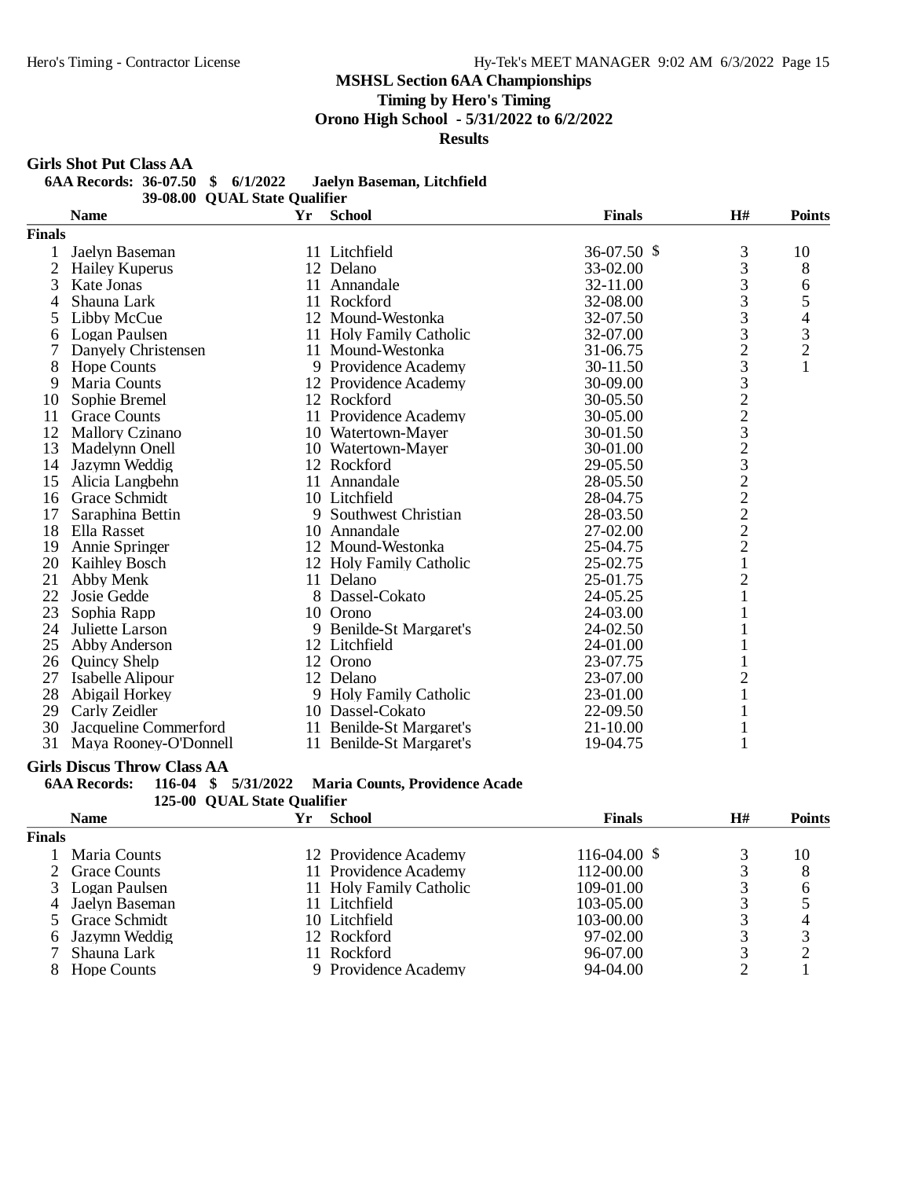# MSHSL Section 6AA Championships

**Timing by Hero's Timing**

**Orono High School - 5/31/2022 to 6/2/2022**

**Results**

## Girls Shot Put Class AA

**6AA Records: 36-07.50 $ 6/1/2022 Jaelyn Baseman, Litchfield**

**39-08.00 QUAL State Qualifier**

| | Name | Yr | School | Finals | H# | Points |
|---|---|---|---|---|---|---|
| **Finals** | | | | | | |
| 1 | Jaelyn Baseman | 11 | Litchfield | 36-07.50 $ | 3 | 10 |
| 2 | Hailey Kuperus | 12 | Delano | 33-02.00 | 3 | 8 |
| 3 | Kate Jonas | 11 | Annandale | 32-11.00 | 3 | 6 |
| 4 | Shauna Lark | 11 | Rockford | 32-08.00 | 3 | 5 |
| 5 | Libby McCue | 12 | Mound-Westonka | 32-07.50 | 3 | 4 |
| 6 | Logan Paulsen | 11 | Holy Family Catholic | 32-07.00 | 3 | 3 |
| 7 | Danyely Christensen | 11 | Mound-Westonka | 31-06.75 | 2 | 2 |
| 8 | Hope Counts | 9 | Providence Academy | 30-11.50 | 3 | 1 |
| 9 | Maria Counts | 12 | Providence Academy | 30-09.00 | 3 | |
| 10 | Sophie Bremel | 12 | Rockford | 30-05.50 | 2 | |
| 11 | Grace Counts | 11 | Providence Academy | 30-05.00 | 2 | |
| 12 | Mallory Czinano | 10 | Watertown-Mayer | 30-01.50 | 3 | |
| 13 | Madelynn Onell | 10 | Watertown-Mayer | 30-01.00 | 2 | |
| 14 | Jazymn Weddig | 12 | Rockford | 29-05.50 | 3 | |
| 15 | Alicia Langbehn | 11 | Annandale | 28-05.50 | 2 | |
| 16 | Grace Schmidt | 10 | Litchfield | 28-04.75 | 2 | |
| 17 | Saraphina Bettin | 9 | Southwest Christian | 28-03.50 | 2 | |
| 18 | Ella Rasset | 10 | Annandale | 27-02.00 | 2 | |
| 19 | Annie Springer | 12 | Mound-Westonka | 25-04.75 | 2 | |
| 20 | Kaihley Bosch | 12 | Holy Family Catholic | 25-02.75 | 1 | |
| 21 | Abby Menk | 11 | Delano | 25-01.75 | 2 | |
| 22 | Josie Gedde | 8 | Dassel-Cokato | 24-05.25 | 1 | |
| 23 | Sophia Rapp | 10 | Orono | 24-03.00 | 1 | |
| 24 | Juliette Larson | 9 | Benilde-St Margaret's | 24-02.50 | 1 | |
| 25 | Abby Anderson | 12 | Litchfield | 24-01.00 | 1 | |
| 26 | Quincy Shelp | 12 | Orono | 23-07.75 | 1 | |
| 27 | Isabelle Alipour | 12 | Delano | 23-07.00 | 2 | |
| 28 | Abigail Horkey | 9 | Holy Family Catholic | 23-01.00 | 1 | |
| 29 | Carly Zeidler | 10 | Dassel-Cokato | 22-09.50 | 1 | |
| 30 | Jacqueline Commerford | 11 | Benilde-St Margaret's | 21-10.00 | 1 | |
| 31 | Maya Rooney-O'Donnell | 11 | Benilde-St Margaret's | 19-04.75 | 1 | |

## Girls Discus Throw Class AA

**6AA Records: 116-04 $ 5/31/2022 Maria Counts, Providence Acade**

**125-00 QUAL State Qualifier**

| | Name | Yr | School | Finals | H# | Points |
|---|---|---|---|---|---|---|
| **Finals** | | | | | | |
| 1 | Maria Counts | 12 | Providence Academy | 116-04.00 $ | 3 | 10 |
| 2 | Grace Counts | 11 | Providence Academy | 112-00.00 | 3 | 8 |
| 3 | Logan Paulsen | 11 | Holy Family Catholic | 109-01.00 | 3 | 6 |
| 4 | Jaelyn Baseman | 11 | Litchfield | 103-05.00 | 3 | 5 |
| 5 | Grace Schmidt | 10 | Litchfield | 103-00.00 | 3 | 4 |
| 6 | Jazymn Weddig | 12 | Rockford | 97-02.00 | 3 | 3 |
| 7 | Shauna Lark | 11 | Rockford | 96-07.00 | 3 | 2 |
| 8 | Hope Counts | 9 | Providence Academy | 94-04.00 | 2 | 1 |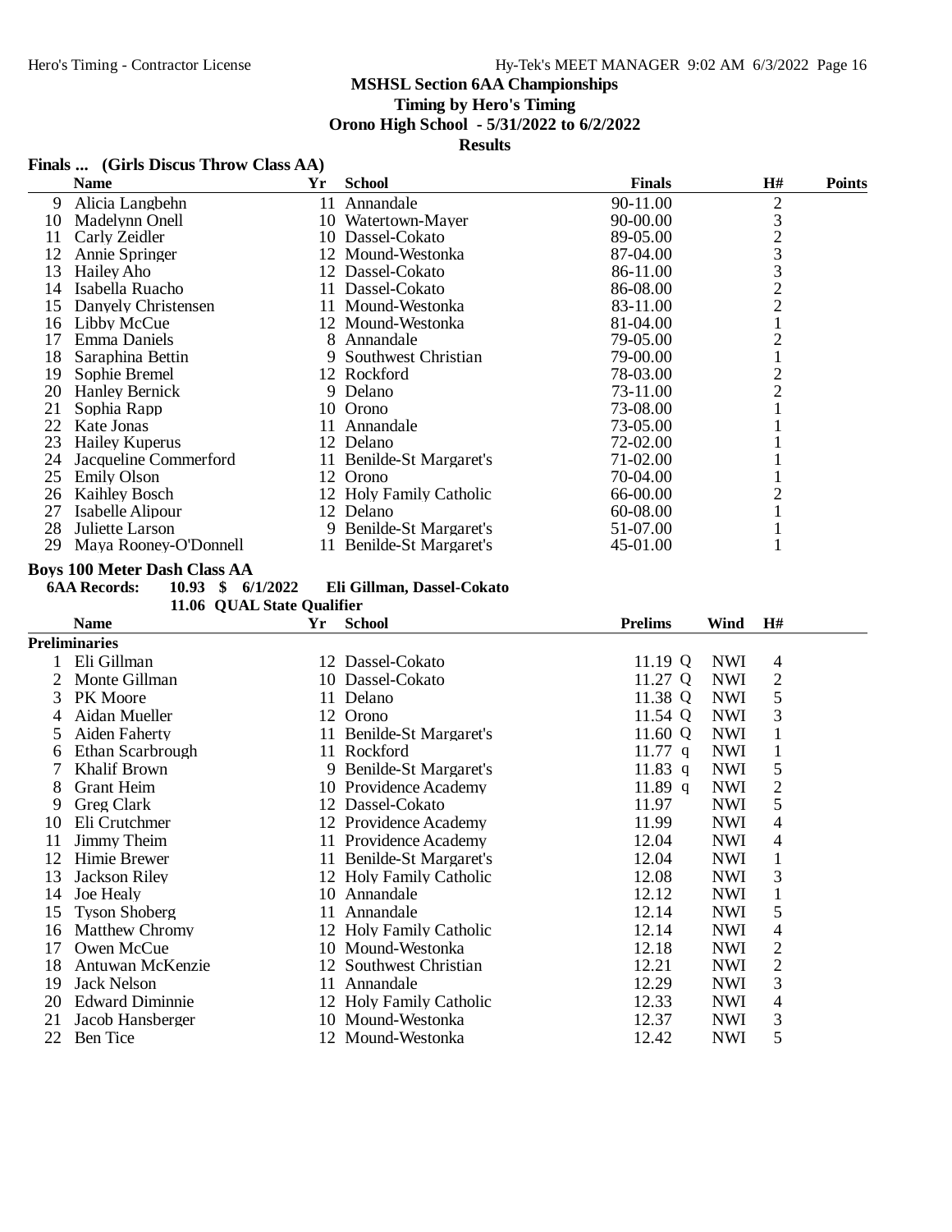# MSHSL Section 6AA Championships

**Timing by Hero's Timing**

**Orono High School - 5/31/2022 to 6/2/2022**

**Results**

## Finals ... (Girls Discus Throw Class AA)

| | Name | Yr | School | Finals | H# | Points |
|---|---|---|---|---|---|---|
| 9 | Alicia Langbehn | 11 | Annandale | 90-11.00 | 2 | |
| 10 | Madelynn Onell | 10 | Watertown-Mayer | 90-00.00 | 3 | |
| 11 | Carly Zeidler | 10 | Dassel-Cokato | 89-05.00 | 2 | |
| 12 | Annie Springer | 12 | Mound-Westonka | 87-04.00 | 3 | |
| 13 | Hailey Aho | 12 | Dassel-Cokato | 86-11.00 | 3 | |
| 14 | Isabella Ruacho | 11 | Dassel-Cokato | 86-08.00 | 2 | |
| 15 | Danyely Christensen | 11 | Mound-Westonka | 83-11.00 | 2 | |
| 16 | Libby McCue | 12 | Mound-Westonka | 81-04.00 | 1 | |
| 17 | Emma Daniels | 8 | Annandale | 79-05.00 | 2 | |
| 18 | Saraphina Bettin | 9 | Southwest Christian | 79-00.00 | 1 | |
| 19 | Sophie Bremel | 12 | Rockford | 78-03.00 | 2 | |
| 20 | Hanley Bernick | 9 | Delano | 73-11.00 | 2 | |
| 21 | Sophia Rapp | 10 | Orono | 73-08.00 | 1 | |
| 22 | Kate Jonas | 11 | Annandale | 73-05.00 | 1 | |
| 23 | Hailey Kuperus | 12 | Delano | 72-02.00 | 1 | |
| 24 | Jacqueline Commerford | 11 | Benilde-St Margaret's | 71-02.00 | 1 | |
| 25 | Emily Olson | 12 | Orono | 70-04.00 | 1 | |
| 26 | Kaihley Bosch | 12 | Holy Family Catholic | 66-00.00 | 2 | |
| 27 | Isabelle Alipour | 12 | Delano | 60-08.00 | 1 | |
| 28 | Juliette Larson | 9 | Benilde-St Margaret's | 51-07.00 | 1 | |
| 29 | Maya Rooney-O'Donnell | 11 | Benilde-St Margaret's | 45-01.00 | 1 | |

## Boys 100 Meter Dash Class AA

**6AA Records: 10.93 $ 6/1/2022 Eli Gillman, Dassel-Cokato**

**11.06 QUAL State Qualifier**

**Preliminaries**

| | Name | Yr | School | Prelims | | Wind | H# |
|---|---|---|---|---|---|---|---|
| 1 | Eli Gillman | 12 | Dassel-Cokato | 11.19 | Q | NWI | 4 |
| 2 | Monte Gillman | 10 | Dassel-Cokato | 11.27 | Q | NWI | 2 |
| 3 | PK Moore | 11 | Delano | 11.38 | Q | NWI | 5 |
| 4 | Aidan Mueller | 12 | Orono | 11.54 | Q | NWI | 3 |
| 5 | Aiden Faherty | 11 | Benilde-St Margaret's | 11.60 | Q | NWI | 1 |
| 6 | Ethan Scarbrough | 11 | Rockford | 11.77 | q | NWI | 1 |
| 7 | Khalif Brown | 9 | Benilde-St Margaret's | 11.83 | q | NWI | 5 |
| 8 | Grant Heim | 10 | Providence Academy | 11.89 | q | NWI | 2 |
| 9 | Greg Clark | 12 | Dassel-Cokato | 11.97 | | NWI | 5 |
| 10 | Eli Crutchmer | 12 | Providence Academy | 11.99 | | NWI | 4 |
| 11 | Jimmy Theim | 11 | Providence Academy | 12.04 | | NWI | 4 |
| 12 | Himie Brewer | 11 | Benilde-St Margaret's | 12.04 | | NWI | 1 |
| 13 | Jackson Riley | 12 | Holy Family Catholic | 12.08 | | NWI | 3 |
| 14 | Joe Healy | 10 | Annandale | 12.12 | | NWI | 1 |
| 15 | Tyson Shoberg | 11 | Annandale | 12.14 | | NWI | 5 |
| 16 | Matthew Chromy | 12 | Holy Family Catholic | 12.14 | | NWI | 4 |
| 17 | Owen McCue | 10 | Mound-Westonka | 12.18 | | NWI | 2 |
| 18 | Antuwan McKenzie | 12 | Southwest Christian | 12.21 | | NWI | 2 |
| 19 | Jack Nelson | 11 | Annandale | 12.29 | | NWI | 3 |
| 20 | Edward Diminnie | 12 | Holy Family Catholic | 12.33 | | NWI | 4 |
| 21 | Jacob Hansberger | 10 | Mound-Westonka | 12.37 | | NWI | 3 |
| 22 | Ben Tice | 12 | Mound-Westonka | 12.42 | | NWI | 5 |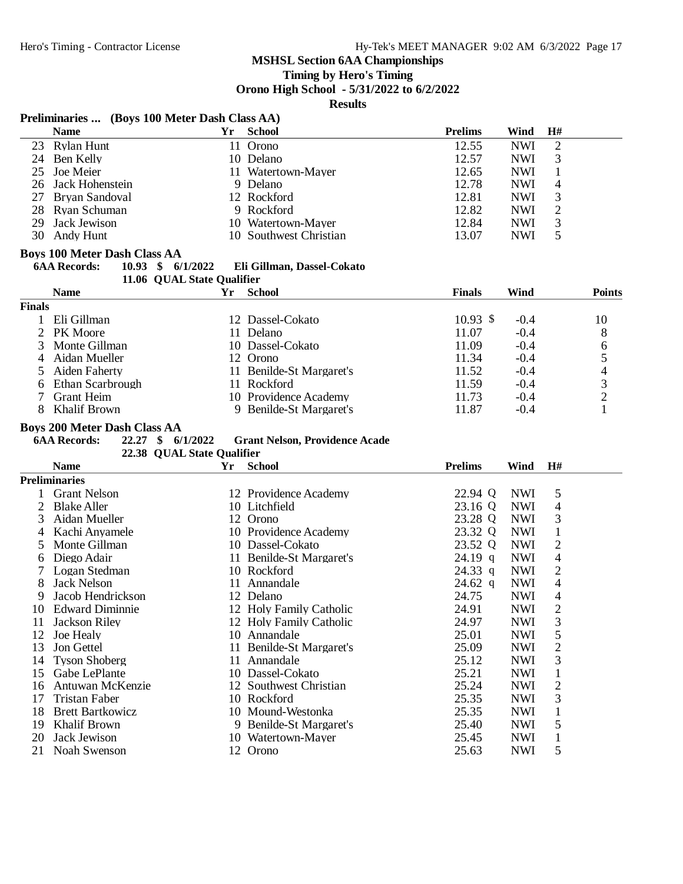## MSHSL Section 6AA Championships

**Timing by Hero's Timing**

**Orono High School - 5/31/2022 to 6/2/2022**

**Results**

### Preliminaries ... (Boys 100 Meter Dash Class AA)

| | Name | Yr | School | Prelims | Wind | H# |
|---|---|---|---|---|---|---|
| 23 | Rylan Hunt | 11 | Orono | 12.55 | NWI | 2 |
| 24 | Ben Kelly | 10 | Delano | 12.57 | NWI | 3 |
| 25 | Joe Meier | 11 | Watertown-Mayer | 12.65 | NWI | 1 |
| 26 | Jack Hohenstein | 9 | Delano | 12.78 | NWI | 4 |
| 27 | Bryan Sandoval | 12 | Rockford | 12.81 | NWI | 3 |
| 28 | Ryan Schuman | 9 | Rockford | 12.82 | NWI | 2 |
| 29 | Jack Jewison | 10 | Watertown-Mayer | 12.84 | NWI | 3 |
| 30 | Andy Hunt | 10 | Southwest Christian | 13.07 | NWI | 5 |

### Boys 100 Meter Dash Class AA

**6AA Records: 10.93 $ 6/1/2022 Eli Gillman, Dassel-Cokato**

**11.06 QUAL State Qualifier**

| | Name | Yr | School | Finals | Wind | Points |
|---|---|---|---|---|---|---|
| **Finals** | | | | | | |
| 1 | Eli Gillman | 12 | Dassel-Cokato | 10.93 $ | -0.4 | 10 |
| 2 | PK Moore | 11 | Delano | 11.07 | -0.4 | 8 |
| 3 | Monte Gillman | 10 | Dassel-Cokato | 11.09 | -0.4 | 6 |
| 4 | Aidan Mueller | 12 | Orono | 11.34 | -0.4 | 5 |
| 5 | Aiden Faherty | 11 | Benilde-St Margaret's | 11.52 | -0.4 | 4 |
| 6 | Ethan Scarbrough | 11 | Rockford | 11.59 | -0.4 | 3 |
| 7 | Grant Heim | 10 | Providence Academy | 11.73 | -0.4 | 2 |
| 8 | Khalif Brown | 9 | Benilde-St Margaret's | 11.87 | -0.4 | 1 |

### Boys 200 Meter Dash Class AA

**6AA Records: 22.27 $ 6/1/2022 Grant Nelson, Providence Acade**

**22.38 QUAL State Qualifier**

| | Name | Yr | School | Prelims | Wind | H# |
|---|---|---|---|---|---|---|
| **Preliminaries** | | | | | | |
| 1 | Grant Nelson | 12 | Providence Academy | 22.94 Q | NWI | 5 |
| 2 | Blake Aller | 10 | Litchfield | 23.16 Q | NWI | 4 |
| 3 | Aidan Mueller | 12 | Orono | 23.28 Q | NWI | 3 |
| 4 | Kachi Anyamele | 10 | Providence Academy | 23.32 Q | NWI | 1 |
| 5 | Monte Gillman | 10 | Dassel-Cokato | 23.52 Q | NWI | 2 |
| 6 | Diego Adair | 11 | Benilde-St Margaret's | 24.19 q | NWI | 4 |
| 7 | Logan Stedman | 10 | Rockford | 24.33 q | NWI | 2 |
| 8 | Jack Nelson | 11 | Annandale | 24.62 q | NWI | 4 |
| 9 | Jacob Hendrickson | 12 | Delano | 24.75 | NWI | 4 |
| 10 | Edward Diminnie | 12 | Holy Family Catholic | 24.91 | NWI | 2 |
| 11 | Jackson Riley | 12 | Holy Family Catholic | 24.97 | NWI | 3 |
| 12 | Joe Healy | 10 | Annandale | 25.01 | NWI | 5 |
| 13 | Jon Gettel | 11 | Benilde-St Margaret's | 25.09 | NWI | 2 |
| 14 | Tyson Shoberg | 11 | Annandale | 25.12 | NWI | 3 |
| 15 | Gabe LePlante | 10 | Dassel-Cokato | 25.21 | NWI | 1 |
| 16 | Antuwan McKenzie | 12 | Southwest Christian | 25.24 | NWI | 2 |
| 17 | Tristan Faber | 10 | Rockford | 25.35 | NWI | 3 |
| 18 | Brett Bartkowicz | 10 | Mound-Westonka | 25.35 | NWI | 1 |
| 19 | Khalif Brown | 9 | Benilde-St Margaret's | 25.40 | NWI | 5 |
| 20 | Jack Jewison | 10 | Watertown-Mayer | 25.45 | NWI | 1 |
| 21 | Noah Swenson | 12 | Orono | 25.63 | NWI | 5 |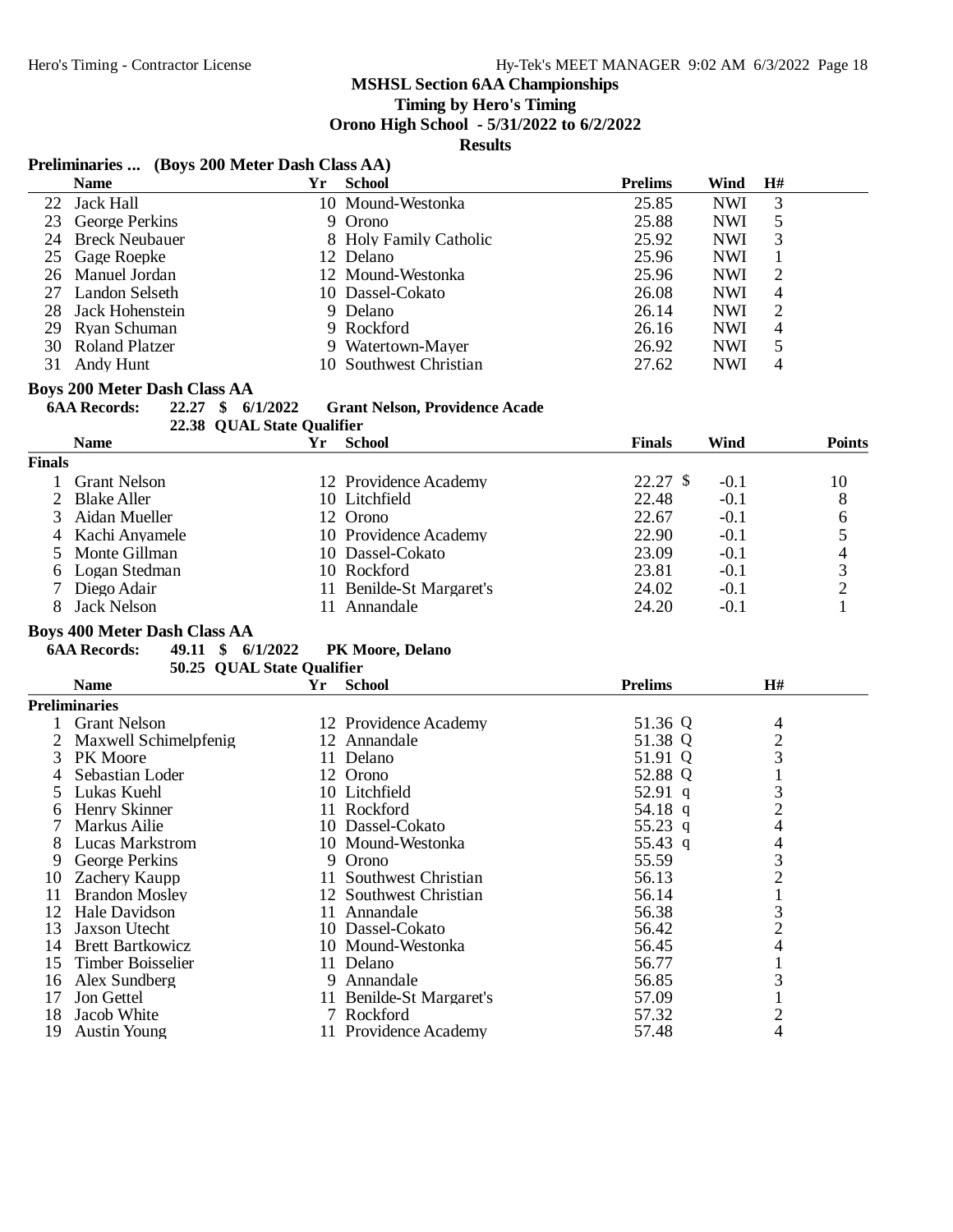**MSHSL Section 6AA Championships**

**Timing by Hero's Timing**

**Orono High School - 5/31/2022 to 6/2/2022**

**Results**

### Preliminaries ... (Boys 200 Meter Dash Class AA)

| | Name | Yr | School | Prelims | Wind | H# |
|---|---|---|---|---|---|---|
| 22 | Jack Hall | 10 | Mound-Westonka | 25.85 | NWI | 3 |
| 23 | George Perkins | 9 | Orono | 25.88 | NWI | 5 |
| 24 | Breck Neubauer | 8 | Holy Family Catholic | 25.92 | NWI | 3 |
| 25 | Gage Roepke | 12 | Delano | 25.96 | NWI | 1 |
| 26 | Manuel Jordan | 12 | Mound-Westonka | 25.96 | NWI | 2 |
| 27 | Landon Selseth | 10 | Dassel-Cokato | 26.08 | NWI | 4 |
| 28 | Jack Hohenstein | 9 | Delano | 26.14 | NWI | 2 |
| 29 | Ryan Schuman | 9 | Rockford | 26.16 | NWI | 4 |
| 30 | Roland Platzer | 9 | Watertown-Mayer | 26.92 | NWI | 5 |
| 31 | Andy Hunt | 10 | Southwest Christian | 27.62 | NWI | 4 |

### Boys 200 Meter Dash Class AA

**6AA Records:** 22.27 $ 6/1/2022 **Grant Nelson, Providence Acade**

22.38 QUAL State Qualifier

| | Name | Yr | School | Finals | Wind | Points |
|---|---|---|---|---|---|---|
| **Finals** | | | | | | |
| 1 | Grant Nelson | 12 | Providence Academy | 22.27 $ | -0.1 | 10 |
| 2 | Blake Aller | 10 | Litchfield | 22.48 | -0.1 | 8 |
| 3 | Aidan Mueller | 12 | Orono | 22.67 | -0.1 | 6 |
| 4 | Kachi Anyamele | 10 | Providence Academy | 22.90 | -0.1 | 5 |
| 5 | Monte Gillman | 10 | Dassel-Cokato | 23.09 | -0.1 | 4 |
| 6 | Logan Stedman | 10 | Rockford | 23.81 | -0.1 | 3 |
| 7 | Diego Adair | 11 | Benilde-St Margaret's | 24.02 | -0.1 | 2 |
| 8 | Jack Nelson | 11 | Annandale | 24.20 | -0.1 | 1 |

### Boys 400 Meter Dash Class AA

**6AA Records:** 49.11 $ 6/1/2022 **PK Moore, Delano**

50.25 QUAL State Qualifier

| | Name | Yr | School | Prelims | H# |
|---|---|---|---|---|---|
| **Preliminaries** | | | | | |
| 1 | Grant Nelson | 12 | Providence Academy | 51.36 Q | 4 |
| 2 | Maxwell Schimelpfenig | 12 | Annandale | 51.38 Q | 2 |
| 3 | PK Moore | 11 | Delano | 51.91 Q | 3 |
| 4 | Sebastian Loder | 12 | Orono | 52.88 Q | 1 |
| 5 | Lukas Kuehl | 10 | Litchfield | 52.91 q | 3 |
| 6 | Henry Skinner | 11 | Rockford | 54.18 q | 2 |
| 7 | Markus Ailie | 10 | Dassel-Cokato | 55.23 q | 4 |
| 8 | Lucas Markstrom | 10 | Mound-Westonka | 55.43 q | 4 |
| 9 | George Perkins | 9 | Orono | 55.59 | 3 |
| 10 | Zachery Kaupp | 11 | Southwest Christian | 56.13 | 2 |
| 11 | Brandon Mosley | 12 | Southwest Christian | 56.14 | 1 |
| 12 | Hale Davidson | 11 | Annandale | 56.38 | 3 |
| 13 | Jaxson Utecht | 10 | Dassel-Cokato | 56.42 | 2 |
| 14 | Brett Bartkowicz | 10 | Mound-Westonka | 56.45 | 4 |
| 15 | Timber Boisselier | 11 | Delano | 56.77 | 1 |
| 16 | Alex Sundberg | 9 | Annandale | 56.85 | 3 |
| 17 | Jon Gettel | 11 | Benilde-St Margaret's | 57.09 | 1 |
| 18 | Jacob White | 7 | Rockford | 57.32 | 2 |
| 19 | Austin Young | 11 | Providence Academy | 57.48 | 4 |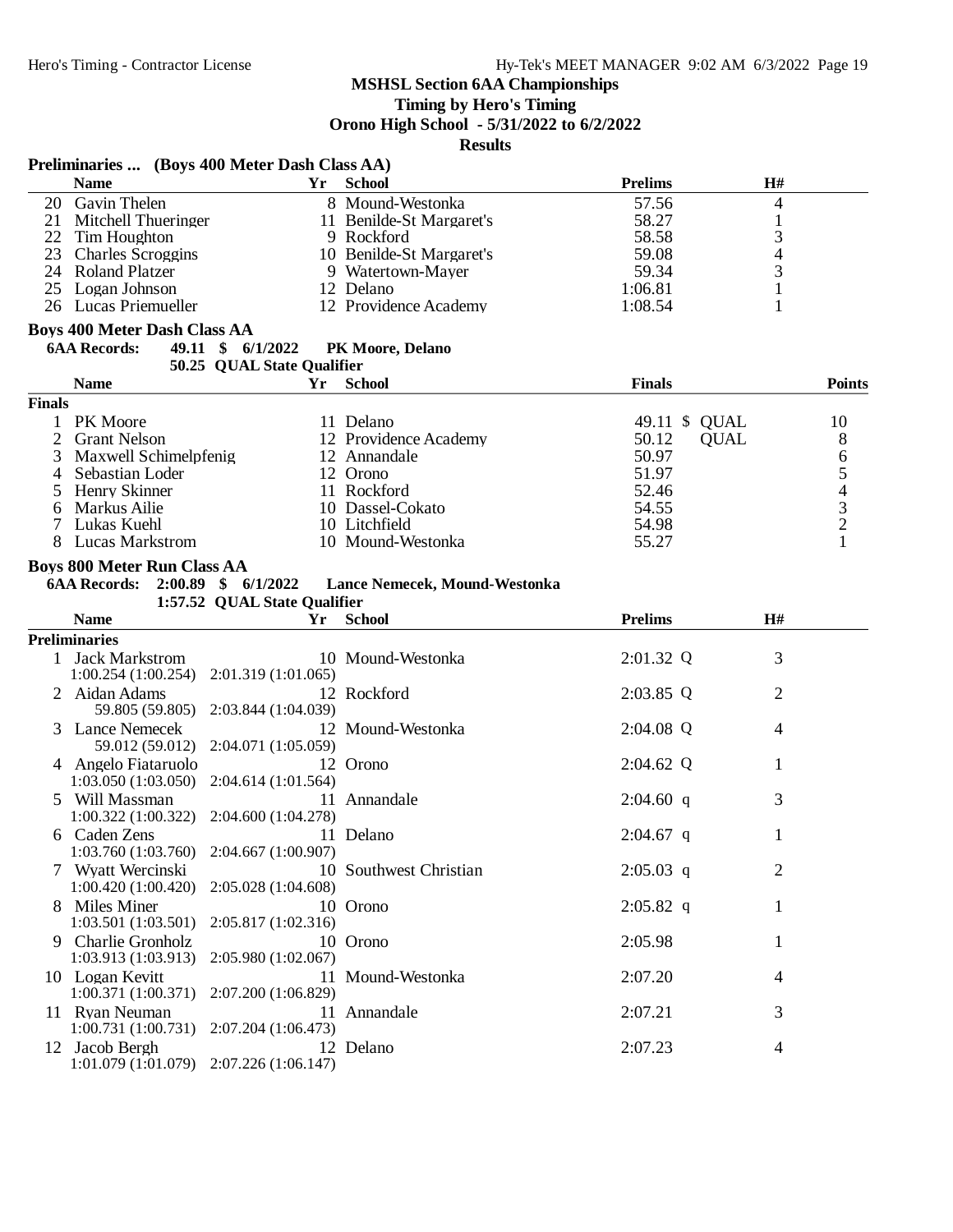# MSHSL Section 6AA Championships

**Timing by Hero's Timing**

**Orono High School - 5/31/2022 to 6/2/2022**

**Results**

### Preliminaries ... (Boys 400 Meter Dash Class AA)

| | Name | Yr | School | Prelims | H# |
|---|---|---|---|---|---|
| 20 | Gavin Thelen | 8 | Mound-Westonka | 57.56 | 4 |
| 21 | Mitchell Thueringer | 11 | Benilde-St Margaret's | 58.27 | 1 |
| 22 | Tim Houghton | 9 | Rockford | 58.58 | 3 |
| 23 | Charles Scroggins | 10 | Benilde-St Margaret's | 59.08 | 4 |
| 24 | Roland Platzer | 9 | Watertown-Mayer | 59.34 | 3 |
| 25 | Logan Johnson | 12 | Delano | 1:06.81 | 1 |
| 26 | Lucas Priemueller | 12 | Providence Academy | 1:08.54 | 1 |

### Boys 400 Meter Dash Class AA

**6AA Records:** 49.11 $ 6/1/2022 **PK Moore, Delano**

50.25 QUAL State Qualifier

**Finals**

| | Name | Yr | School | Finals | | Points |
|---|---|---|---|---|---|---|
| 1 | PK Moore | 11 | Delano | 49.11 $ | QUAL | 10 |
| 2 | Grant Nelson | 12 | Providence Academy | 50.12 | QUAL | 8 |
| 3 | Maxwell Schimelpfenig | 12 | Annandale | 50.97 | | 6 |
| 4 | Sebastian Loder | 12 | Orono | 51.97 | | 5 |
| 5 | Henry Skinner | 11 | Rockford | 52.46 | | 4 |
| 6 | Markus Ailie | 10 | Dassel-Cokato | 54.55 | | 3 |
| 7 | Lukas Kuehl | 10 | Litchfield | 54.98 | | 2 |
| 8 | Lucas Markstrom | 10 | Mound-Westonka | 55.27 | | 1 |

### Boys 800 Meter Run Class AA

**6AA Records:** 2:00.89 $ 6/1/2022 **Lance Nemecek, Mound-Westonka**

1:57.52 QUAL State Qualifier

**Preliminaries**

| | Name | Yr | School | Prelims | | H# |
|---|---|---|---|---|---|---|
| 1 | Jack Markstrom | 10 | Mound-Westonka | 2:01.32 | Q | 3 |
| | 1:00.254 (1:00.254) 2:01.319 (1:01.065) | | | | | |
| 2 | Aidan Adams | 12 | Rockford | 2:03.85 | Q | 2 |
| | 59.805 (59.805) 2:03.844 (1:04.039) | | | | | |
| 3 | Lance Nemecek | 12 | Mound-Westonka | 2:04.08 | Q | 4 |
| | 59.012 (59.012) 2:04.071 (1:05.059) | | | | | |
| 4 | Angelo Fiataruolo | 12 | Orono | 2:04.62 | Q | 1 |
| | 1:03.050 (1:03.050) 2:04.614 (1:01.564) | | | | | |
| 5 | Will Massman | 11 | Annandale | 2:04.60 | q | 3 |
| | 1:00.322 (1:00.322) 2:04.600 (1:04.278) | | | | | |
| 6 | Caden Zens | 11 | Delano | 2:04.67 | q | 1 |
| | 1:03.760 (1:03.760) 2:04.667 (1:00.907) | | | | | |
| 7 | Wyatt Wercinski | 10 | Southwest Christian | 2:05.03 | q | 2 |
| | 1:00.420 (1:00.420) 2:05.028 (1:04.608) | | | | | |
| 8 | Miles Miner | 10 | Orono | 2:05.82 | q | 1 |
| | 1:03.501 (1:03.501) 2:05.817 (1:02.316) | | | | | |
| 9 | Charlie Gronholz | 10 | Orono | 2:05.98 | | 1 |
| | 1:03.913 (1:03.913) 2:05.980 (1:02.067) | | | | | |
| 10 | Logan Kevitt | 11 | Mound-Westonka | 2:07.20 | | 4 |
| | 1:00.371 (1:00.371) 2:07.200 (1:06.829) | | | | | |
| 11 | Ryan Neuman | 11 | Annandale | 2:07.21 | | 3 |
| | 1:00.731 (1:00.731) 2:07.204 (1:06.473) | | | | | |
| 12 | Jacob Bergh | 12 | Delano | 2:07.23 | | 4 |
| | 1:01.079 (1:01.079) 2:07.226 (1:06.147) | | | | | |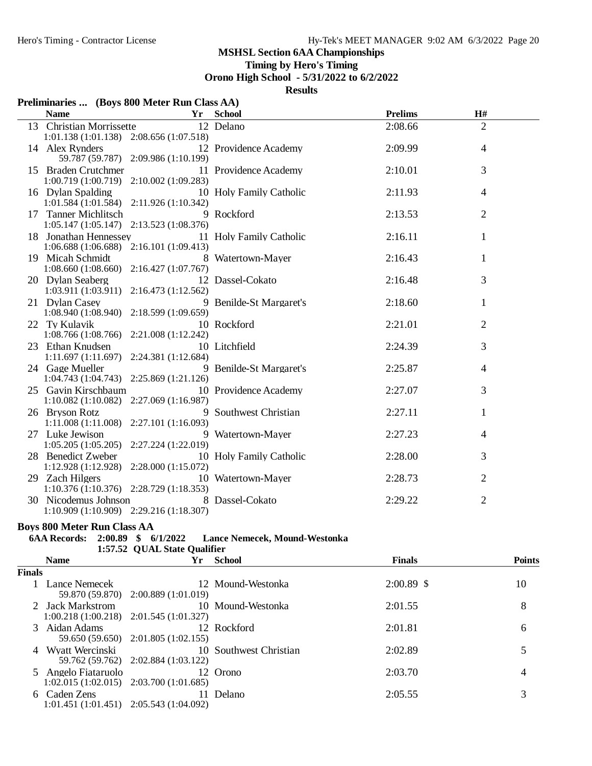**MSHSL Section 6AA Championships**

**Timing by Hero's Timing**

**Orono High School - 5/31/2022 to 6/2/2022**

**Results**

### Preliminaries ... (Boys 800 Meter Run Class AA)

| | Name | Yr | School | Prelims | H# |
|---|---|---|---|---|---|
| 13 | Christian Morrissette | 12 | Delano | 2:08.66 | 2 |
| | 1:01.138 (1:01.138) 2:08.656 (1:07.518) | | | | |
| 14 | Alex Rynders | 12 | Providence Academy | 2:09.99 | 4 |
| | 59.787 (59.787) 2:09.986 (1:10.199) | | | | |
| 15 | Braden Crutchmer | 11 | Providence Academy | 2:10.01 | 3 |
| | 1:00.719 (1:00.719) 2:10.002 (1:09.283) | | | | |
| 16 | Dylan Spalding | 10 | Holy Family Catholic | 2:11.93 | 4 |
| | 1:01.584 (1:01.584) 2:11.926 (1:10.342) | | | | |
| 17 | Tanner Michlitsch | 9 | Rockford | 2:13.53 | 2 |
| | 1:05.147 (1:05.147) 2:13.523 (1:08.376) | | | | |
| 18 | Jonathan Hennessey | 11 | Holy Family Catholic | 2:16.11 | 1 |
| | 1:06.688 (1:06.688) 2:16.101 (1:09.413) | | | | |
| 19 | Micah Schmidt | 8 | Watertown-Mayer | 2:16.43 | 1 |
| | 1:08.660 (1:08.660) 2:16.427 (1:07.767) | | | | |
| 20 | Dylan Seaberg | 12 | Dassel-Cokato | 2:16.48 | 3 |
| | 1:03.911 (1:03.911) 2:16.473 (1:12.562) | | | | |
| 21 | Dylan Casey | 9 | Benilde-St Margaret's | 2:18.60 | 1 |
| | 1:08.940 (1:08.940) 2:18.599 (1:09.659) | | | | |
| 22 | Ty Kulavik | 10 | Rockford | 2:21.01 | 2 |
| | 1:08.766 (1:08.766) 2:21.008 (1:12.242) | | | | |
| 23 | Ethan Knudsen | 10 | Litchfield | 2:24.39 | 3 |
| | 1:11.697 (1:11.697) 2:24.381 (1:12.684) | | | | |
| 24 | Gage Mueller | 9 | Benilde-St Margaret's | 2:25.87 | 4 |
| | 1:04.743 (1:04.743) 2:25.869 (1:21.126) | | | | |
| 25 | Gavin Kirschbaum | 10 | Providence Academy | 2:27.07 | 3 |
| | 1:10.082 (1:10.082) 2:27.069 (1:16.987) | | | | |
| 26 | Bryson Rotz | 9 | Southwest Christian | 2:27.11 | 1 |
| | 1:11.008 (1:11.008) 2:27.101 (1:16.093) | | | | |
| 27 | Luke Jewison | 9 | Watertown-Mayer | 2:27.23 | 4 |
| | 1:05.205 (1:05.205) 2:27.224 (1:22.019) | | | | |
| 28 | Benedict Zweber | 10 | Holy Family Catholic | 2:28.00 | 3 |
| | 1:12.928 (1:12.928) 2:28.000 (1:15.072) | | | | |
| 29 | Zach Hilgers | 10 | Watertown-Mayer | 2:28.73 | 2 |
| | 1:10.376 (1:10.376) 2:28.729 (1:18.353) | | | | |
| 30 | Nicodemus Johnson | 8 | Dassel-Cokato | 2:29.22 | 2 |
| | 1:10.909 (1:10.909) 2:29.216 (1:18.307) | | | | |

### Boys 800 Meter Run Class AA

**6AA Records: 2:00.89 $ 6/1/2022 Lance Nemecek, Mound-Westonka**

**1:57.52 QUAL State Qualifier**

| | Name | Yr | School | Finals | Points |
|---|---|---|---|---|---|
| **Finals** | | | | | |
| 1 | Lance Nemecek | 12 | Mound-Westonka | 2:00.89 $ | 10 |
| | 59.870 (59.870) 2:00.889 (1:01.019) | | | | |
| 2 | Jack Markstrom | 10 | Mound-Westonka | 2:01.55 | 8 |
| | 1:00.218 (1:00.218) 2:01.545 (1:01.327) | | | | |
| 3 | Aidan Adams | 12 | Rockford | 2:01.81 | 6 |
| | 59.650 (59.650) 2:01.805 (1:02.155) | | | | |
| 4 | Wyatt Wercinski | 10 | Southwest Christian | 2:02.89 | 5 |
| | 59.762 (59.762) 2:02.884 (1:03.122) | | | | |
| 5 | Angelo Fiataruolo | 12 | Orono | 2:03.70 | 4 |
| | 1:02.015 (1:02.015) 2:03.700 (1:01.685) | | | | |
| 6 | Caden Zens | 11 | Delano | 2:05.55 | 3 |
| | 1:01.451 (1:01.451) 2:05.543 (1:04.092) | | | | |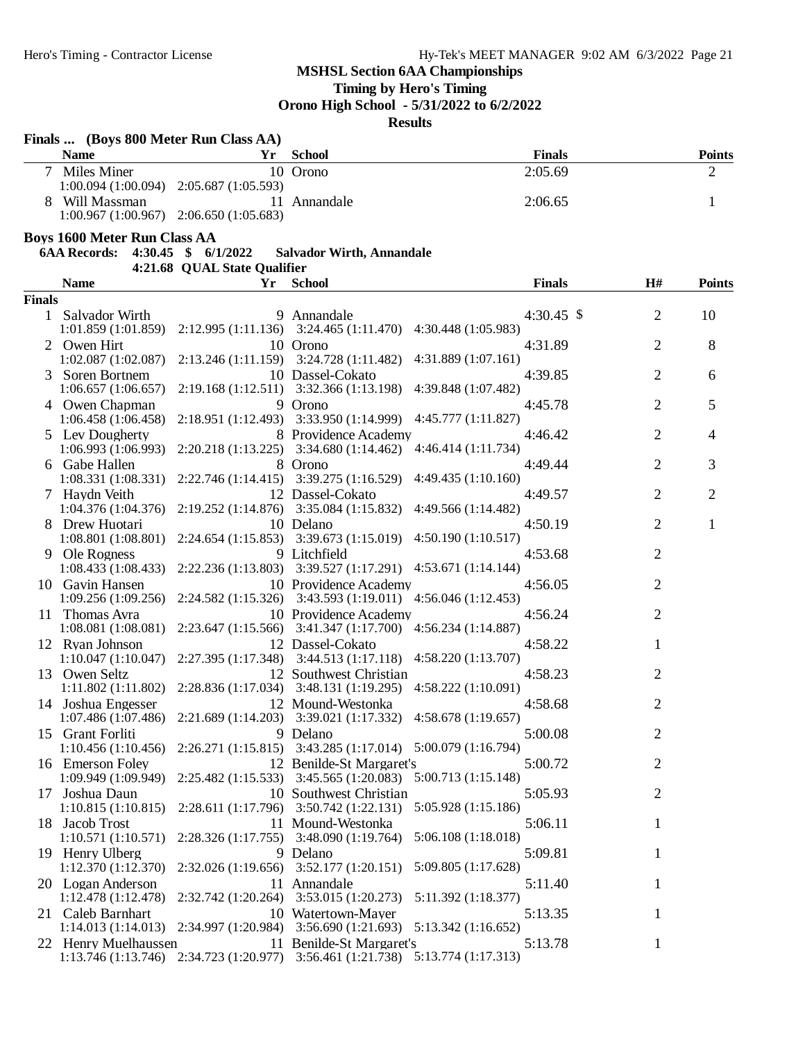## MSHSL Section 6AA Championships

**Timing by Hero's Timing**

**Orono High School - 5/31/2022 to 6/2/2022**

**Results**

### Finals ... (Boys 800 Meter Run Class AA)

| | Name | Yr | School | Finals | Points |
|---|---|---|---|---|---|
| 7 | Miles Miner | 10 | Orono | 2:05.69 | 2 |
| | 1:00.094 (1:00.094) 2:05.687 (1:05.593) | | | | |
| 8 | Will Massman | 11 | Annandale | 2:06.65 | 1 |
| | 1:00.967 (1:00.967) 2:06.650 (1:05.683) | | | | |

### Boys 1600 Meter Run Class AA

**6AA Records: 4:30.45 $ 6/1/2022 Salvador Wirth, Annandale**

**4:21.68 QUAL State Qualifier**

**Finals**

| | Name | Yr | School | Finals | H# | Points |
|---|---|---|---|---|---|---|
| 1 | Salvador Wirth | 9 | Annandale | 4:30.45 $ | 2 | 10 |
| | 1:01.859 (1:01.859) 2:12.995 (1:11.136) 3:24.465 (1:11.470) 4:30.448 (1:05.983) | | | | | |
| 2 | Owen Hirt | 10 | Orono | 4:31.89 | 2 | 8 |
| | 1:02.087 (1:02.087) 2:13.246 (1:11.159) 3:24.728 (1:11.482) 4:31.889 (1:07.161) | | | | | |
| 3 | Soren Bortnem | 10 | Dassel-Cokato | 4:39.85 | 2 | 6 |
| | 1:06.657 (1:06.657) 2:19.168 (1:12.511) 3:32.366 (1:13.198) 4:39.848 (1:07.482) | | | | | |
| 4 | Owen Chapman | 9 | Orono | 4:45.78 | 2 | 5 |
| | 1:06.458 (1:06.458) 2:18.951 (1:12.493) 3:33.950 (1:14.999) 4:45.777 (1:11.827) | | | | | |
| 5 | Lev Dougherty | 8 | Providence Academy | 4:46.42 | 2 | 4 |
| | 1:06.993 (1:06.993) 2:20.218 (1:13.225) 3:34.680 (1:14.462) 4:46.414 (1:11.734) | | | | | |
| 6 | Gabe Hallen | 8 | Orono | 4:49.44 | 2 | 3 |
| | 1:08.331 (1:08.331) 2:22.746 (1:14.415) 3:39.275 (1:16.529) 4:49.435 (1:10.160) | | | | | |
| 7 | Haydn Veith | 12 | Dassel-Cokato | 4:49.57 | 2 | 2 |
| | 1:04.376 (1:04.376) 2:19.252 (1:14.876) 3:35.084 (1:15.832) 4:49.566 (1:14.482) | | | | | |
| 8 | Drew Huotari | 10 | Delano | 4:50.19 | 2 | 1 |
| | 1:08.801 (1:08.801) 2:24.654 (1:15.853) 3:39.673 (1:15.019) 4:50.190 (1:10.517) | | | | | |
| 9 | Ole Rogness | 9 | Litchfield | 4:53.68 | 2 | |
| | 1:08.433 (1:08.433) 2:22.236 (1:13.803) 3:39.527 (1:17.291) 4:53.671 (1:14.144) | | | | | |
| 10 | Gavin Hansen | 10 | Providence Academy | 4:56.05 | 2 | |
| | 1:09.256 (1:09.256) 2:24.582 (1:15.326) 3:43.593 (1:19.011) 4:56.046 (1:12.453) | | | | | |
| 11 | Thomas Avra | 10 | Providence Academy | 4:56.24 | 2 | |
| | 1:08.081 (1:08.081) 2:23.647 (1:15.566) 3:41.347 (1:17.700) 4:56.234 (1:14.887) | | | | | |
| 12 | Ryan Johnson | 12 | Dassel-Cokato | 4:58.22 | 1 | |
| | 1:10.047 (1:10.047) 2:27.395 (1:17.348) 3:44.513 (1:17.118) 4:58.220 (1:13.707) | | | | | |
| 13 | Owen Seltz | 12 | Southwest Christian | 4:58.23 | 2 | |
| | 1:11.802 (1:11.802) 2:28.836 (1:17.034) 3:48.131 (1:19.295) 4:58.222 (1:10.091) | | | | | |
| 14 | Joshua Engesser | 12 | Mound-Westonka | 4:58.68 | 2 | |
| | 1:07.486 (1:07.486) 2:21.689 (1:14.203) 3:39.021 (1:17.332) 4:58.678 (1:19.657) | | | | | |
| 15 | Grant Forliti | 9 | Delano | 5:00.08 | 2 | |
| | 1:10.456 (1:10.456) 2:26.271 (1:15.815) 3:43.285 (1:17.014) 5:00.079 (1:16.794) | | | | | |
| 16 | Emerson Foley | 12 | Benilde-St Margaret's | 5:00.72 | 2 | |
| | 1:09.949 (1:09.949) 2:25.482 (1:15.533) 3:45.565 (1:20.083) 5:00.713 (1:15.148) | | | | | |
| 17 | Joshua Daun | 10 | Southwest Christian | 5:05.93 | 2 | |
| | 1:10.815 (1:10.815) 2:28.611 (1:17.796) 3:50.742 (1:22.131) 5:05.928 (1:15.186) | | | | | |
| 18 | Jacob Trost | 11 | Mound-Westonka | 5:06.11 | 1 | |
| | 1:10.571 (1:10.571) 2:28.326 (1:17.755) 3:48.090 (1:19.764) 5:06.108 (1:18.018) | | | | | |
| 19 | Henry Ulberg | 9 | Delano | 5:09.81 | 1 | |
| | 1:12.370 (1:12.370) 2:32.026 (1:19.656) 3:52.177 (1:20.151) 5:09.805 (1:17.628) | | | | | |
| 20 | Logan Anderson | 11 | Annandale | 5:11.40 | 1 | |
| | 1:12.478 (1:12.478) 2:32.742 (1:20.264) 3:53.015 (1:20.273) 5:11.392 (1:18.377) | | | | | |
| 21 | Caleb Barnhart | 10 | Watertown-Mayer | 5:13.35 | 1 | |
| | 1:14.013 (1:14.013) 2:34.997 (1:20.984) 3:56.690 (1:21.693) 5:13.342 (1:16.652) | | | | | |
| 22 | Henry Muelhaussen | 11 | Benilde-St Margaret's | 5:13.78 | 1 | |
| | 1:13.746 (1:13.746) 2:34.723 (1:20.977) 3:56.461 (1:21.738) 5:13.774 (1:17.313) | | | | | |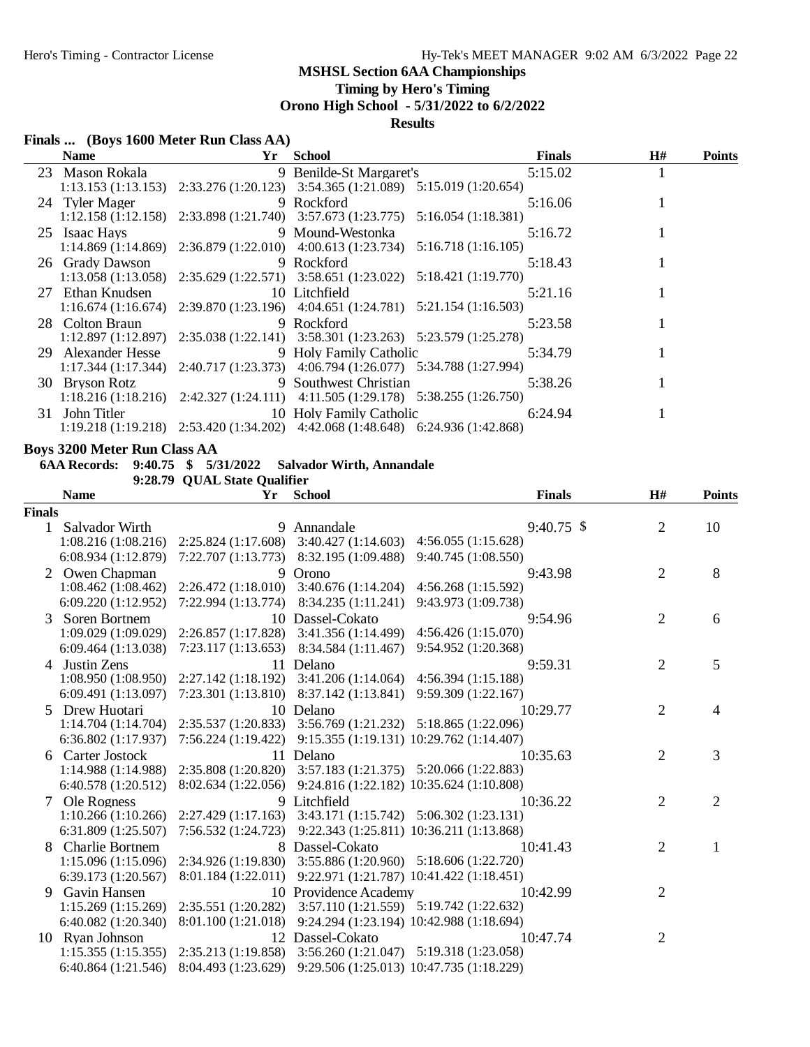# MSHSL Section 6AA Championships

**Timing by Hero's Timing**

**Orono High School - 5/31/2022 to 6/2/2022**

**Results**

## Finals ... (Boys 1600 Meter Run Class AA)

| | Name | Yr | School | Finals | H# | Points |
|---|---|---|---|---|---|---|
| 23 | Mason Rokala | 9 | Benilde-St Margaret's | 5:15.02 | 1 | |
| | 1:13.153 (1:13.153) 2:33.276 (1:20.123) 3:54.365 (1:21.089) 5:15.019 (1:20.654) | | | | | |
| 24 | Tyler Mager | 9 | Rockford | 5:16.06 | 1 | |
| | 1:12.158 (1:12.158) 2:33.898 (1:21.740) 3:57.673 (1:23.775) 5:16.054 (1:18.381) | | | | | |
| 25 | Isaac Hays | 9 | Mound-Westonka | 5:16.72 | 1 | |
| | 1:14.869 (1:14.869) 2:36.879 (1:22.010) 4:00.613 (1:23.734) 5:16.718 (1:16.105) | | | | | |
| 26 | Grady Dawson | 9 | Rockford | 5:18.43 | 1 | |
| | 1:13.058 (1:13.058) 2:35.629 (1:22.571) 3:58.651 (1:23.022) 5:18.421 (1:19.770) | | | | | |
| 27 | Ethan Knudsen | 10 | Litchfield | 5:21.16 | 1 | |
| | 1:16.674 (1:16.674) 2:39.870 (1:23.196) 4:04.651 (1:24.781) 5:21.154 (1:16.503) | | | | | |
| 28 | Colton Braun | 9 | Rockford | 5:23.58 | 1 | |
| | 1:12.897 (1:12.897) 2:35.038 (1:22.141) 3:58.301 (1:23.263) 5:23.579 (1:25.278) | | | | | |
| 29 | Alexander Hesse | 9 | Holy Family Catholic | 5:34.79 | 1 | |
| | 1:17.344 (1:17.344) 2:40.717 (1:23.373) 4:06.794 (1:26.077) 5:34.788 (1:27.994) | | | | | |
| 30 | Bryson Rotz | 9 | Southwest Christian | 5:38.26 | 1 | |
| | 1:18.216 (1:18.216) 2:42.327 (1:24.111) 4:11.505 (1:29.178) 5:38.255 (1:26.750) | | | | | |
| 31 | John Titler | 10 | Holy Family Catholic | 6:24.94 | 1 | |
| | 1:19.218 (1:19.218) 2:53.420 (1:34.202) 4:42.068 (1:48.648) 6:24.936 (1:42.868) | | | | | |

## Boys 3200 Meter Run Class AA

**6AA Records: 9:40.75 $ 5/31/2022 Salvador Wirth, Annandale**

**9:28.79 QUAL State Qualifier**

| | Name | Yr | School | Finals | H# | Points |
|---|---|---|---|---|---|---|
| **Finals** | | | | | | |
| 1 | Salvador Wirth | 9 | Annandale | 9:40.75 $ | 2 | 10 |
| | 1:08.216 (1:08.216) 2:25.824 (1:17.608) 3:40.427 (1:14.603) 4:56.055 (1:15.628) | | | | | |
| | 6:08.934 (1:12.879) 7:22.707 (1:13.773) 8:32.195 (1:09.488) 9:40.745 (1:08.550) | | | | | |
| 2 | Owen Chapman | 9 | Orono | 9:43.98 | 2 | 8 |
| | 1:08.462 (1:08.462) 2:26.472 (1:18.010) 3:40.676 (1:14.204) 4:56.268 (1:15.592) | | | | | |
| | 6:09.220 (1:12.952) 7:22.994 (1:13.774) 8:34.235 (1:11.241) 9:43.973 (1:09.738) | | | | | |
| 3 | Soren Bortnem | 10 | Dassel-Cokato | 9:54.96 | 2 | 6 |
| | 1:09.029 (1:09.029) 2:26.857 (1:17.828) 3:41.356 (1:14.499) 4:56.426 (1:15.070) | | | | | |
| | 6:09.464 (1:13.038) 7:23.117 (1:13.653) 8:34.584 (1:11.467) 9:54.952 (1:20.368) | | | | | |
| 4 | Justin Zens | 11 | Delano | 9:59.31 | 2 | 5 |
| | 1:08.950 (1:08.950) 2:27.142 (1:18.192) 3:41.206 (1:14.064) 4:56.394 (1:15.188) | | | | | |
| | 6:09.491 (1:13.097) 7:23.301 (1:13.810) 8:37.142 (1:13.841) 9:59.309 (1:22.167) | | | | | |
| 5 | Drew Huotari | 10 | Delano | 10:29.77 | 2 | 4 |
| | 1:14.704 (1:14.704) 2:35.537 (1:20.833) 3:56.769 (1:21.232) 5:18.865 (1:22.096) | | | | | |
| | 6:36.802 (1:17.937) 7:56.224 (1:19.422) 9:15.355 (1:19.131) 10:29.762 (1:14.407) | | | | | |
| 6 | Carter Jostock | 11 | Delano | 10:35.63 | 2 | 3 |
| | 1:14.988 (1:14.988) 2:35.808 (1:20.820) 3:57.183 (1:21.375) 5:20.066 (1:22.883) | | | | | |
| | 6:40.578 (1:20.512) 8:02.634 (1:22.056) 9:24.816 (1:22.182) 10:35.624 (1:10.808) | | | | | |
| 7 | Ole Rogness | 9 | Litchfield | 10:36.22 | 2 | 2 |
| | 1:10.266 (1:10.266) 2:27.429 (1:17.163) 3:43.171 (1:15.742) 5:06.302 (1:23.131) | | | | | |
| | 6:31.809 (1:25.507) 7:56.532 (1:24.723) 9:22.343 (1:25.811) 10:36.211 (1:13.868) | | | | | |
| 8 | Charlie Bortnem | 8 | Dassel-Cokato | 10:41.43 | 2 | 1 |
| | 1:15.096 (1:15.096) 2:34.926 (1:19.830) 3:55.886 (1:20.960) 5:18.606 (1:22.720) | | | | | |
| | 6:39.173 (1:20.567) 8:01.184 (1:22.011) 9:22.971 (1:21.787) 10:41.422 (1:18.451) | | | | | |
| 9 | Gavin Hansen | 10 | Providence Academy | 10:42.99 | 2 | |
| | 1:15.269 (1:15.269) 2:35.551 (1:20.282) 3:57.110 (1:21.559) 5:19.742 (1:22.632) | | | | | |
| | 6:40.082 (1:20.340) 8:01.100 (1:21.018) 9:24.294 (1:23.194) 10:42.988 (1:18.694) | | | | | |
| 10 | Ryan Johnson | 12 | Dassel-Cokato | 10:47.74 | 2 | |
| | 1:15.355 (1:15.355) 2:35.213 (1:19.858) 3:56.260 (1:21.047) 5:19.318 (1:23.058) | | | | | |
| | 6:40.864 (1:21.546) 8:04.493 (1:23.629) 9:29.506 (1:25.013) 10:47.735 (1:18.229) | | | | | |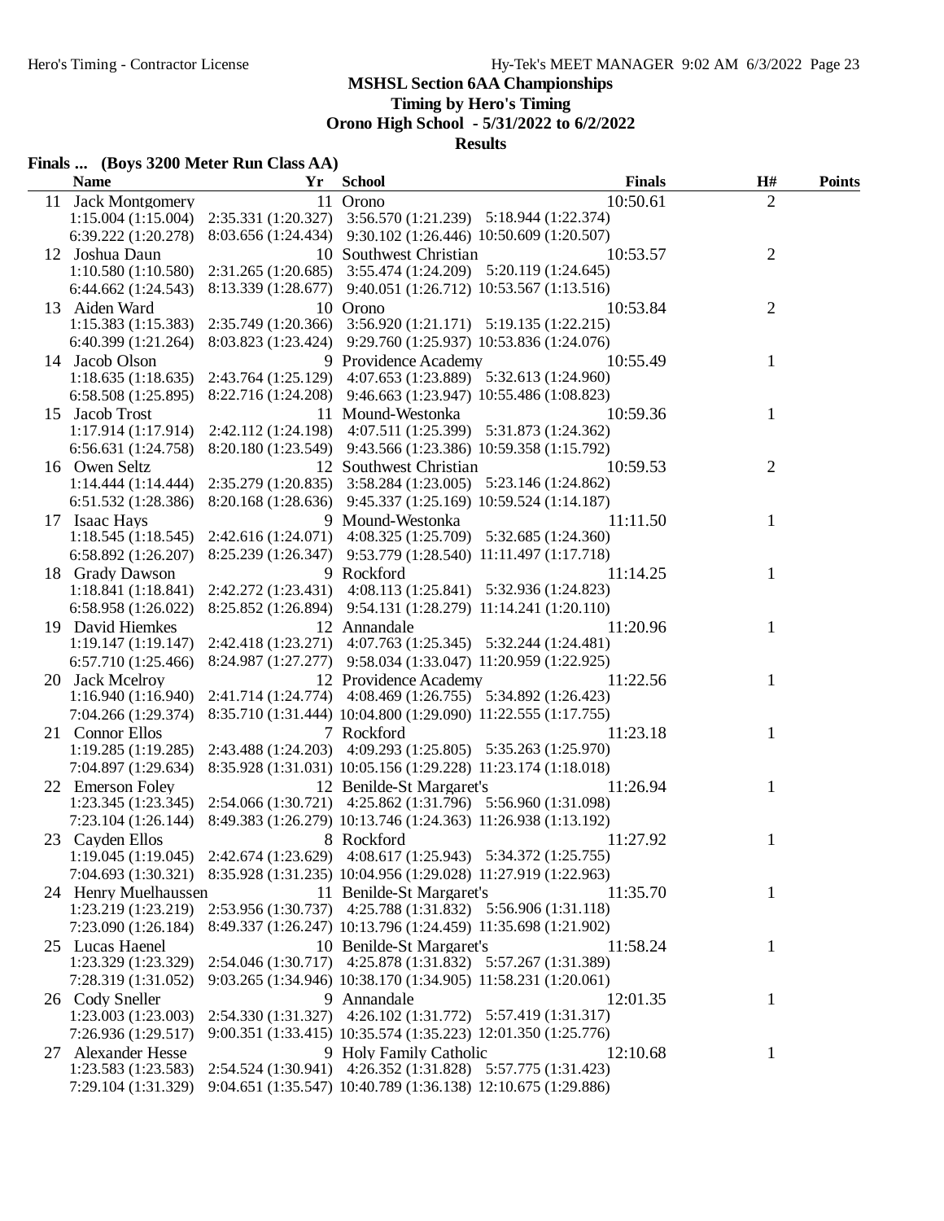# MSHSL Section 6AA Championships

**Timing by Hero's Timing**

**Orono High School - 5/31/2022 to 6/2/2022**

**Results**

## Finals ... (Boys 3200 Meter Run Class AA)

| | Name | Yr | School | Finals | H# | Points |
|---|---|---|---|---|---|---|
| 11 | Jack Montgomery | 11 | Orono | 10:50.61 | 2 | |
| | 1:15.004 (1:15.004) 2:35.331 (1:20.327) 3:56.570 (1:21.239) 5:18.944 (1:22.374) | | | | | |
| | 6:39.222 (1:20.278) 8:03.656 (1:24.434) 9:30.102 (1:26.446) 10:50.609 (1:20.507) | | | | | |
| 12 | Joshua Daun | 10 | Southwest Christian | 10:53.57 | 2 | |
| | 1:10.580 (1:10.580) 2:31.265 (1:20.685) 3:55.474 (1:24.209) 5:20.119 (1:24.645) | | | | | |
| | 6:44.662 (1:24.543) 8:13.339 (1:28.677) 9:40.051 (1:26.712) 10:53.567 (1:13.516) | | | | | |
| 13 | Aiden Ward | 10 | Orono | 10:53.84 | 2 | |
| | 1:15.383 (1:15.383) 2:35.749 (1:20.366) 3:56.920 (1:21.171) 5:19.135 (1:22.215) | | | | | |
| | 6:40.399 (1:21.264) 8:03.823 (1:23.424) 9:29.760 (1:25.937) 10:53.836 (1:24.076) | | | | | |
| 14 | Jacob Olson | 9 | Providence Academy | 10:55.49 | 1 | |
| | 1:18.635 (1:18.635) 2:43.764 (1:25.129) 4:07.653 (1:23.889) 5:32.613 (1:24.960) | | | | | |
| | 6:58.508 (1:25.895) 8:22.716 (1:24.208) 9:46.663 (1:23.947) 10:55.486 (1:08.823) | | | | | |
| 15 | Jacob Trost | 11 | Mound-Westonka | 10:59.36 | 1 | |
| | 1:17.914 (1:17.914) 2:42.112 (1:24.198) 4:07.511 (1:25.399) 5:31.873 (1:24.362) | | | | | |
| | 6:56.631 (1:24.758) 8:20.180 (1:23.549) 9:43.566 (1:23.386) 10:59.358 (1:15.792) | | | | | |
| 16 | Owen Seltz | 12 | Southwest Christian | 10:59.53 | 2 | |
| | 1:14.444 (1:14.444) 2:35.279 (1:20.835) 3:58.284 (1:23.005) 5:23.146 (1:24.862) | | | | | |
| | 6:51.532 (1:28.386) 8:20.168 (1:28.636) 9:45.337 (1:25.169) 10:59.524 (1:14.187) | | | | | |
| 17 | Isaac Hays | 9 | Mound-Westonka | 11:11.50 | 1 | |
| | 1:18.545 (1:18.545) 2:42.616 (1:24.071) 4:08.325 (1:25.709) 5:32.685 (1:24.360) | | | | | |
| | 6:58.892 (1:26.207) 8:25.239 (1:26.347) 9:53.779 (1:28.540) 11:11.497 (1:17.718) | | | | | |
| 18 | Grady Dawson | 9 | Rockford | 11:14.25 | 1 | |
| | 1:18.841 (1:18.841) 2:42.272 (1:23.431) 4:08.113 (1:25.841) 5:32.936 (1:24.823) | | | | | |
| | 6:58.958 (1:26.022) 8:25.852 (1:26.894) 9:54.131 (1:28.279) 11:14.241 (1:20.110) | | | | | |
| 19 | David Hiemkes | 12 | Annandale | 11:20.96 | 1 | |
| | 1:19.147 (1:19.147) 2:42.418 (1:23.271) 4:07.763 (1:25.345) 5:32.244 (1:24.481) | | | | | |
| | 6:57.710 (1:25.466) 8:24.987 (1:27.277) 9:58.034 (1:33.047) 11:20.959 (1:22.925) | | | | | |
| 20 | Jack Mcelroy | 12 | Providence Academy | 11:22.56 | 1 | |
| | 1:16.940 (1:16.940) 2:41.714 (1:24.774) 4:08.469 (1:26.755) 5:34.892 (1:26.423) | | | | | |
| | 7:04.266 (1:29.374) 8:35.710 (1:31.444) 10:04.800 (1:29.090) 11:22.555 (1:17.755) | | | | | |
| 21 | Connor Ellos | 7 | Rockford | 11:23.18 | 1 | |
| | 1:19.285 (1:19.285) 2:43.488 (1:24.203) 4:09.293 (1:25.805) 5:35.263 (1:25.970) | | | | | |
| | 7:04.897 (1:29.634) 8:35.928 (1:31.031) 10:05.156 (1:29.228) 11:23.174 (1:18.018) | | | | | |
| 22 | Emerson Foley | 12 | Benilde-St Margaret's | 11:26.94 | 1 | |
| | 1:23.345 (1:23.345) 2:54.066 (1:30.721) 4:25.862 (1:31.796) 5:56.960 (1:31.098) | | | | | |
| | 7:23.104 (1:26.144) 8:49.383 (1:26.279) 10:13.746 (1:24.363) 11:26.938 (1:13.192) | | | | | |
| 23 | Cayden Ellos | 8 | Rockford | 11:27.92 | 1 | |
| | 1:19.045 (1:19.045) 2:42.674 (1:23.629) 4:08.617 (1:25.943) 5:34.372 (1:25.755) | | | | | |
| | 7:04.693 (1:30.321) 8:35.928 (1:31.235) 10:04.956 (1:29.028) 11:27.919 (1:22.963) | | | | | |
| 24 | Henry Muelhaussen | 11 | Benilde-St Margaret's | 11:35.70 | 1 | |
| | 1:23.219 (1:23.219) 2:53.956 (1:30.737) 4:25.788 (1:31.832) 5:56.906 (1:31.118) | | | | | |
| | 7:23.090 (1:26.184) 8:49.337 (1:26.247) 10:13.796 (1:24.459) 11:35.698 (1:21.902) | | | | | |
| 25 | Lucas Haenel | 10 | Benilde-St Margaret's | 11:58.24 | 1 | |
| | 1:23.329 (1:23.329) 2:54.046 (1:30.717) 4:25.878 (1:31.832) 5:57.267 (1:31.389) | | | | | |
| | 7:28.319 (1:31.052) 9:03.265 (1:34.946) 10:38.170 (1:34.905) 11:58.231 (1:20.061) | | | | | |
| 26 | Cody Sneller | 9 | Annandale | 12:01.35 | 1 | |
| | 1:23.003 (1:23.003) 2:54.330 (1:31.327) 4:26.102 (1:31.772) 5:57.419 (1:31.317) | | | | | |
| | 7:26.936 (1:29.517) 9:00.351 (1:33.415) 10:35.574 (1:35.223) 12:01.350 (1:25.776) | | | | | |
| 27 | Alexander Hesse | 9 | Holy Family Catholic | 12:10.68 | 1 | |
| | 1:23.583 (1:23.583) 2:54.524 (1:30.941) 4:26.352 (1:31.828) 5:57.775 (1:31.423) | | | | | |
| | 7:29.104 (1:31.329) 9:04.651 (1:35.547) 10:40.789 (1:36.138) 12:10.675 (1:29.886) | | | | | |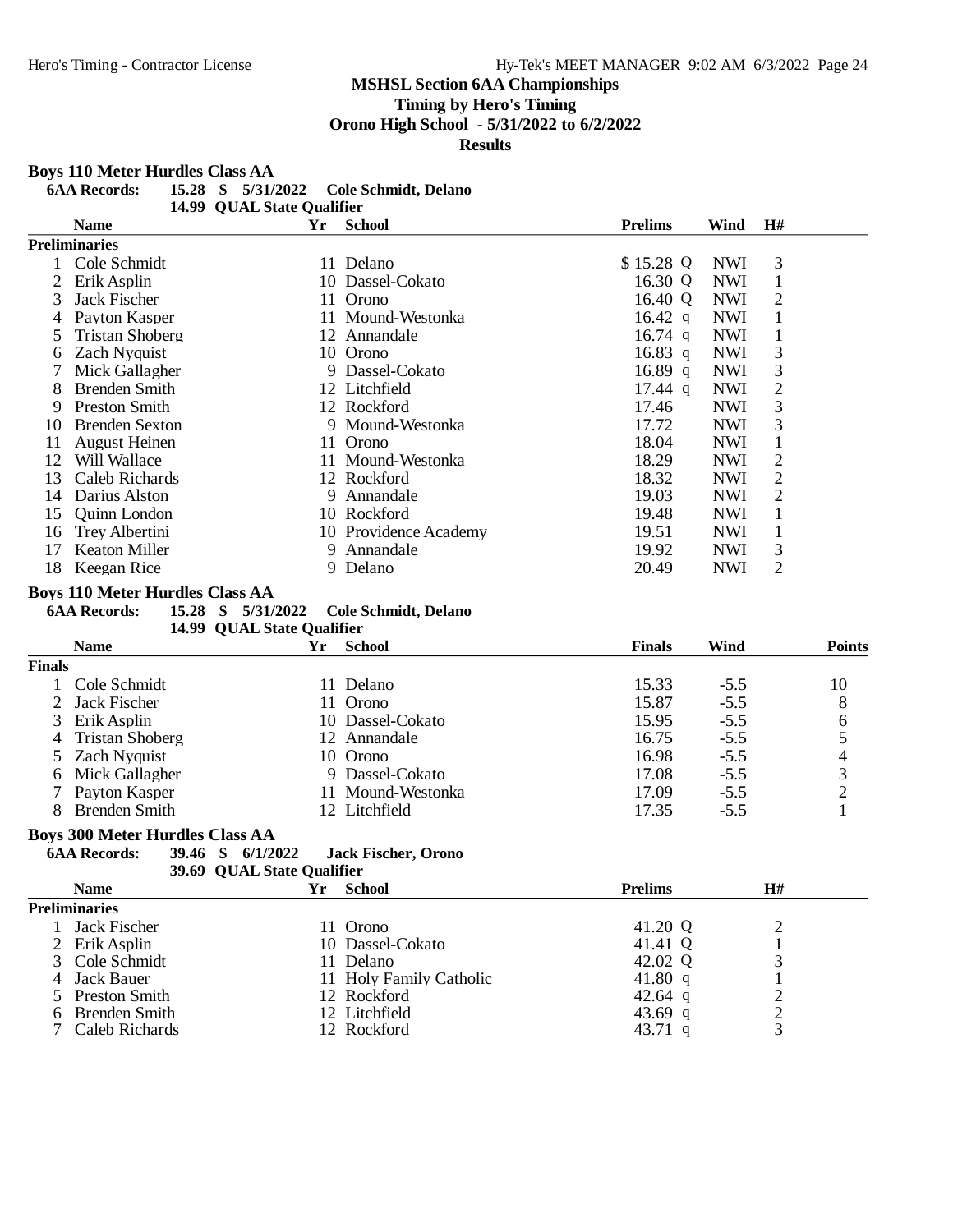# MSHSL Section 6AA Championships

**Timing by Hero's Timing**

**Orono High School - 5/31/2022 to 6/2/2022**

**Results**

## Boys 110 Meter Hurdles Class AA

**6AA Records:** 15.28 $ 5/31/2022 Cole Schmidt, Delano
14.99 QUAL State Qualifier

**Preliminaries**

| | Name | Yr | School | Prelims | | Wind | H# |
|---|---|---|---|---|---|---|---|
| 1 | Cole Schmidt | 11 | Delano | $ 15.28 | Q | NWI | 3 |
| 2 | Erik Asplin | 10 | Dassel-Cokato | 16.30 | Q | NWI | 1 |
| 3 | Jack Fischer | 11 | Orono | 16.40 | Q | NWI | 2 |
| 4 | Payton Kasper | 11 | Mound-Westonka | 16.42 | q | NWI | 1 |
| 5 | Tristan Shoberg | 12 | Annandale | 16.74 | q | NWI | 1 |
| 6 | Zach Nyquist | 10 | Orono | 16.83 | q | NWI | 3 |
| 7 | Mick Gallagher | 9 | Dassel-Cokato | 16.89 | q | NWI | 3 |
| 8 | Brenden Smith | 12 | Litchfield | 17.44 | q | NWI | 2 |
| 9 | Preston Smith | 12 | Rockford | 17.46 | | NWI | 3 |
| 10 | Brenden Sexton | 9 | Mound-Westonka | 17.72 | | NWI | 3 |
| 11 | August Heinen | 11 | Orono | 18.04 | | NWI | 1 |
| 12 | Will Wallace | 11 | Mound-Westonka | 18.29 | | NWI | 2 |
| 13 | Caleb Richards | 12 | Rockford | 18.32 | | NWI | 2 |
| 14 | Darius Alston | 9 | Annandale | 19.03 | | NWI | 2 |
| 15 | Quinn London | 10 | Rockford | 19.48 | | NWI | 1 |
| 16 | Trey Albertini | 10 | Providence Academy | 19.51 | | NWI | 1 |
| 17 | Keaton Miller | 9 | Annandale | 19.92 | | NWI | 3 |
| 18 | Keegan Rice | 9 | Delano | 20.49 | | NWI | 2 |

## Boys 110 Meter Hurdles Class AA

**6AA Records:** 15.28 $ 5/31/2022 Cole Schmidt, Delano
14.99 QUAL State Qualifier

**Finals**

| | Name | Yr | School | Finals | Wind | Points |
|---|---|---|---|---|---|---|
| 1 | Cole Schmidt | 11 | Delano | 15.33 | -5.5 | 10 |
| 2 | Jack Fischer | 11 | Orono | 15.87 | -5.5 | 8 |
| 3 | Erik Asplin | 10 | Dassel-Cokato | 15.95 | -5.5 | 6 |
| 4 | Tristan Shoberg | 12 | Annandale | 16.75 | -5.5 | 5 |
| 5 | Zach Nyquist | 10 | Orono | 16.98 | -5.5 | 4 |
| 6 | Mick Gallagher | 9 | Dassel-Cokato | 17.08 | -5.5 | 3 |
| 7 | Payton Kasper | 11 | Mound-Westonka | 17.09 | -5.5 | 2 |
| 8 | Brenden Smith | 12 | Litchfield | 17.35 | -5.5 | 1 |

## Boys 300 Meter Hurdles Class AA

**6AA Records:** 39.46 $ 6/1/2022 Jack Fischer, Orono
39.69 QUAL State Qualifier

**Preliminaries**

| | Name | Yr | School | Prelims | | H# |
|---|---|---|---|---|---|---|
| 1 | Jack Fischer | 11 | Orono | 41.20 | Q | 2 |
| 2 | Erik Asplin | 10 | Dassel-Cokato | 41.41 | Q | 1 |
| 3 | Cole Schmidt | 11 | Delano | 42.02 | Q | 3 |
| 4 | Jack Bauer | 11 | Holy Family Catholic | 41.80 | q | 1 |
| 5 | Preston Smith | 12 | Rockford | 42.64 | q | 2 |
| 6 | Brenden Smith | 12 | Litchfield | 43.69 | q | 2 |
| 7 | Caleb Richards | 12 | Rockford | 43.71 | q | 3 |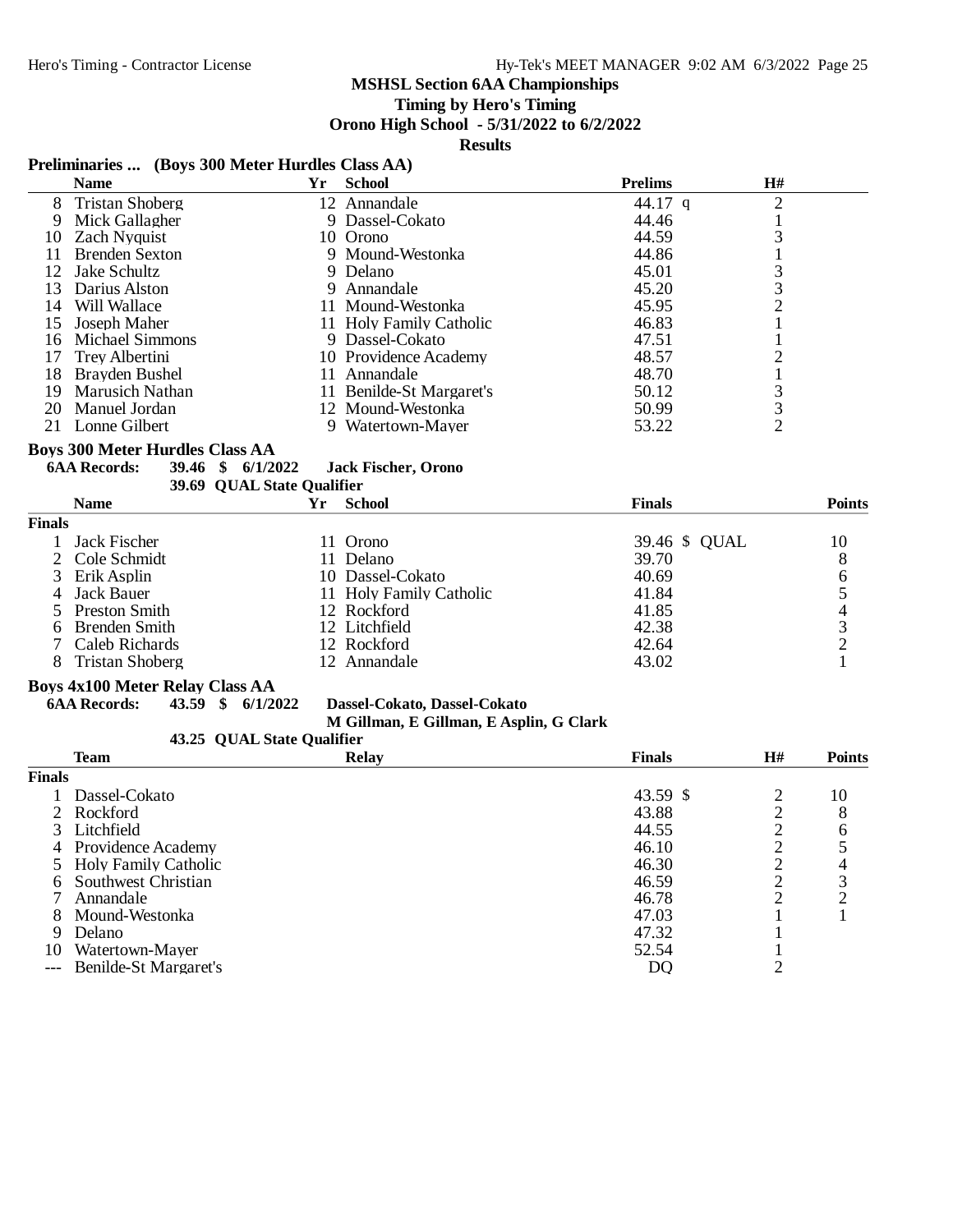**MSHSL Section 6AA Championships**

**Timing by Hero's Timing**

**Orono High School - 5/31/2022 to 6/2/2022**

**Results**

### Preliminaries ... (Boys 300 Meter Hurdles Class AA)

| | Name | Yr | School | Prelims | H# |
|---|---|---|---|---|---|
| 8 | Tristan Shoberg | 12 | Annandale | 44.17 q | 2 |
| 9 | Mick Gallagher | 9 | Dassel-Cokato | 44.46 | 1 |
| 10 | Zach Nyquist | 10 | Orono | 44.59 | 3 |
| 11 | Brenden Sexton | 9 | Mound-Westonka | 44.86 | 1 |
| 12 | Jake Schultz | 9 | Delano | 45.01 | 3 |
| 13 | Darius Alston | 9 | Annandale | 45.20 | 3 |
| 14 | Will Wallace | 11 | Mound-Westonka | 45.95 | 2 |
| 15 | Joseph Maher | 11 | Holy Family Catholic | 46.83 | 1 |
| 16 | Michael Simmons | 9 | Dassel-Cokato | 47.51 | 1 |
| 17 | Trey Albertini | 10 | Providence Academy | 48.57 | 2 |
| 18 | Brayden Bushel | 11 | Annandale | 48.70 | 1 |
| 19 | Marusich Nathan | 11 | Benilde-St Margaret's | 50.12 | 3 |
| 20 | Manuel Jordan | 12 | Mound-Westonka | 50.99 | 3 |
| 21 | Lonne Gilbert | 9 | Watertown-Mayer | 53.22 | 2 |

### Boys 300 Meter Hurdles Class AA

**6AA Records: 39.46 $ 6/1/2022 Jack Fischer, Orono**

**39.69 QUAL State Qualifier**

| | Name | Yr | School | Finals | Points |
|---|---|---|---|---|---|
| **Finals** | | | | | |
| 1 | Jack Fischer | 11 | Orono | 39.46 $ QUAL | 10 |
| 2 | Cole Schmidt | 11 | Delano | 39.70 | 8 |
| 3 | Erik Asplin | 10 | Dassel-Cokato | 40.69 | 6 |
| 4 | Jack Bauer | 11 | Holy Family Catholic | 41.84 | 5 |
| 5 | Preston Smith | 12 | Rockford | 41.85 | 4 |
| 6 | Brenden Smith | 12 | Litchfield | 42.38 | 3 |
| 7 | Caleb Richards | 12 | Rockford | 42.64 | 2 |
| 8 | Tristan Shoberg | 12 | Annandale | 43.02 | 1 |

### Boys 4x100 Meter Relay Class AA

**6AA Records: 43.59 $ 6/1/2022 Dassel-Cokato, Dassel-Cokato**

**M Gillman, E Gillman, E Asplin, G Clark**

**43.25 QUAL State Qualifier**

| | Team | Relay | Finals | H# | Points |
|---|---|---|---|---|---|
| **Finals** | | | | | |
| 1 | Dassel-Cokato | | 43.59 $ | 2 | 10 |
| 2 | Rockford | | 43.88 | 2 | 8 |
| 3 | Litchfield | | 44.55 | 2 | 6 |
| 4 | Providence Academy | | 46.10 | 2 | 5 |
| 5 | Holy Family Catholic | | 46.30 | 2 | 4 |
| 6 | Southwest Christian | | 46.59 | 2 | 3 |
| 7 | Annandale | | 46.78 | 2 | 2 |
| 8 | Mound-Westonka | | 47.03 | 1 | 1 |
| 9 | Delano | | 47.32 | 1 | |
| 10 | Watertown-Mayer | | 52.54 | 1 | |
| --- | Benilde-St Margaret's | | DQ | 2 | |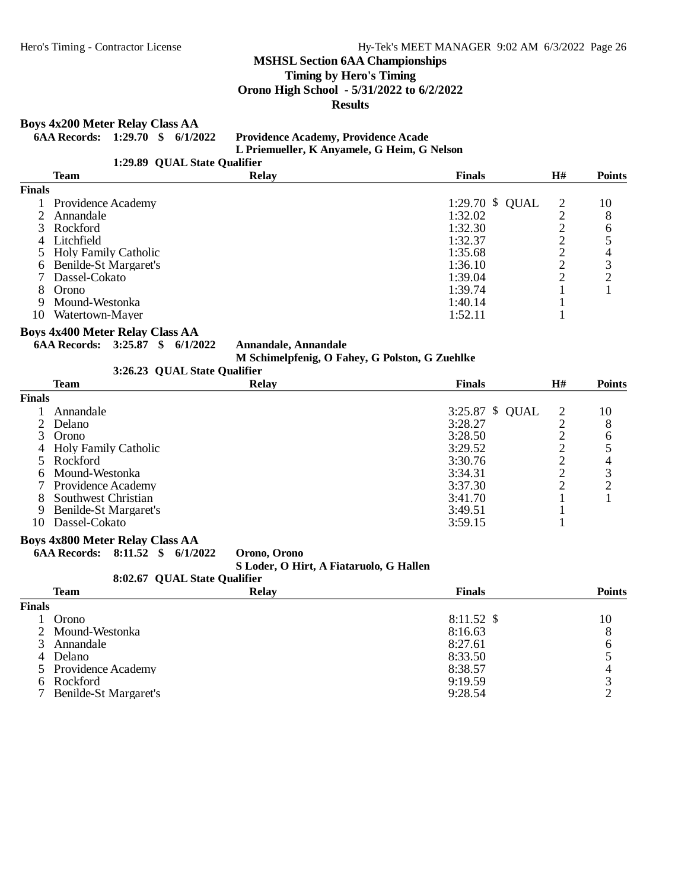## MSHSL Section 6AA Championships

**Timing by Hero's Timing**

**Orono High School - 5/31/2022 to 6/2/2022**

**Results**

### Boys 4x200 Meter Relay Class AA

**6AA Records: 1:29.70 $ 6/1/2022 Providence Academy, Providence Acade**
**L Priemueller, K Anyamele, G Heim, G Nelson**

**1:29.89 QUAL State Qualifier**

| | Team | Relay | Finals | H# | Points |
|---|---|---|---|---|---|
| **Finals** | | | | | |
| 1 | Providence Academy | | 1:29.70 $ QUAL | 2 | 10 |
| 2 | Annandale | | 1:32.02 | 2 | 8 |
| 3 | Rockford | | 1:32.30 | 2 | 6 |
| 4 | Litchfield | | 1:32.37 | 2 | 5 |
| 5 | Holy Family Catholic | | 1:35.68 | 2 | 4 |
| 6 | Benilde-St Margaret's | | 1:36.10 | 2 | 3 |
| 7 | Dassel-Cokato | | 1:39.04 | 2 | 2 |
| 8 | Orono | | 1:39.74 | 1 | 1 |
| 9 | Mound-Westonka | | 1:40.14 | 1 | |
| 10 | Watertown-Mayer | | 1:52.11 | 1 | |

### Boys 4x400 Meter Relay Class AA

**6AA Records: 3:25.87 $ 6/1/2022 Annandale, Annandale**
**M Schimelpfenig, O Fahey, G Polston, G Zuehlke**

**3:26.23 QUAL State Qualifier**

| | Team | Relay | Finals | H# | Points |
|---|---|---|---|---|---|
| **Finals** | | | | | |
| 1 | Annandale | | 3:25.87 $ QUAL | 2 | 10 |
| 2 | Delano | | 3:28.27 | 2 | 8 |
| 3 | Orono | | 3:28.50 | 2 | 6 |
| 4 | Holy Family Catholic | | 3:29.52 | 2 | 5 |
| 5 | Rockford | | 3:30.76 | 2 | 4 |
| 6 | Mound-Westonka | | 3:34.31 | 2 | 3 |
| 7 | Providence Academy | | 3:37.30 | 2 | 2 |
| 8 | Southwest Christian | | 3:41.70 | 1 | 1 |
| 9 | Benilde-St Margaret's | | 3:49.51 | 1 | |
| 10 | Dassel-Cokato | | 3:59.15 | 1 | |

### Boys 4x800 Meter Relay Class AA

**6AA Records: 8:11.52 $ 6/1/2022 Orono, Orono**
**S Loder, O Hirt, A Fiataruolo, G Hallen**

**8:02.67 QUAL State Qualifier**

| | Team | Relay | Finals | Points |
|---|---|---|---|---|
| **Finals** | | | | |
| 1 | Orono | | 8:11.52 $ | 10 |
| 2 | Mound-Westonka | | 8:16.63 | 8 |
| 3 | Annandale | | 8:27.61 | 6 |
| 4 | Delano | | 8:33.50 | 5 |
| 5 | Providence Academy | | 8:38.57 | 4 |
| 6 | Rockford | | 9:19.59 | 3 |
| 7 | Benilde-St Margaret's | | 9:28.54 | 2 |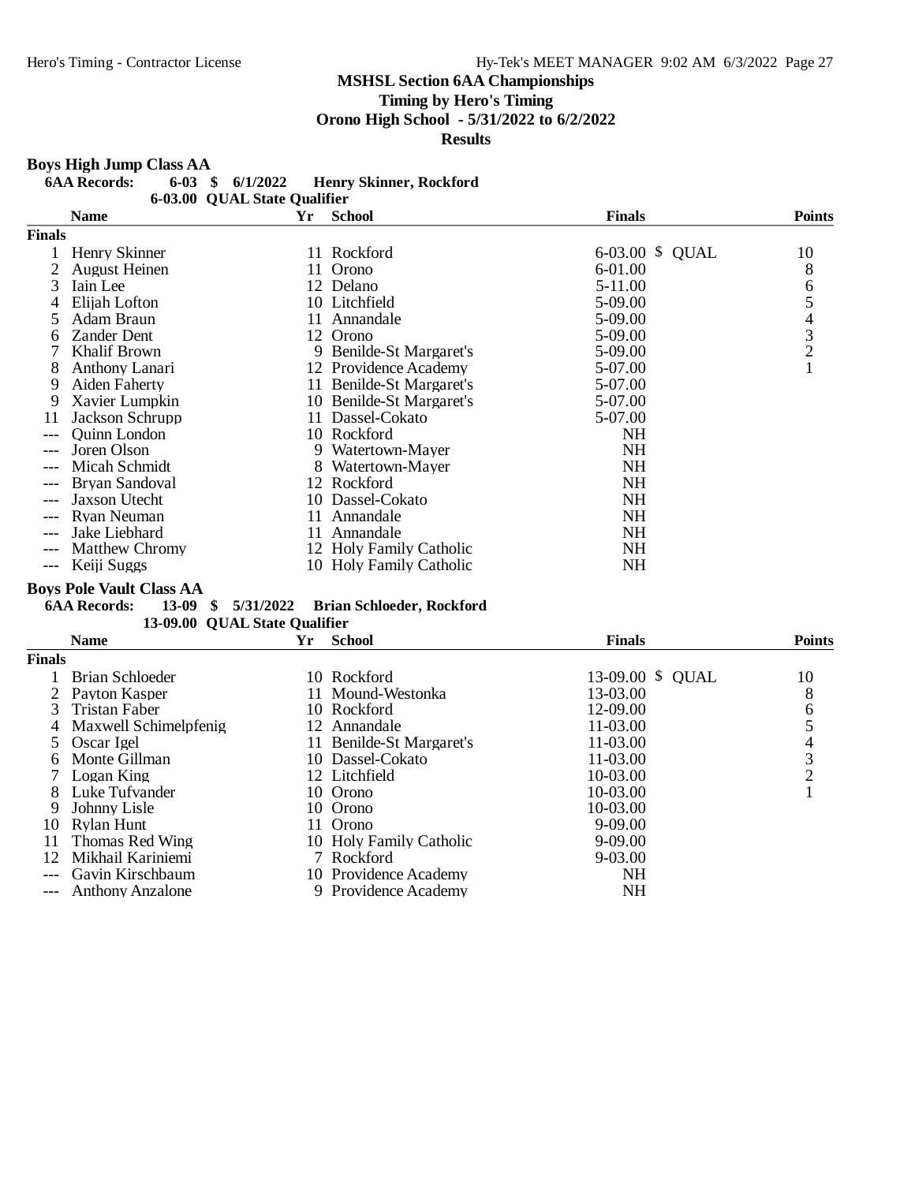# MSHSL Section 6AA Championships

**Timing by Hero's Timing**

**Orono High School - 5/31/2022 to 6/2/2022**

**Results**

## Boys High Jump Class AA

**6AA Records:** 6-03 $ 6/1/2022 Henry Skinner, Rockford

6-03.00 QUAL State Qualifier

| | Name | Yr | School | Finals | Points |
|---|---|---|---|---|---|
| **Finals** | | | | | |
| 1 | Henry Skinner | 11 | Rockford | 6-03.00 $ QUAL | 10 |
| 2 | August Heinen | 11 | Orono | 6-01.00 | 8 |
| 3 | Iain Lee | 12 | Delano | 5-11.00 | 6 |
| 4 | Elijah Lofton | 10 | Litchfield | 5-09.00 | 5 |
| 5 | Adam Braun | 11 | Annandale | 5-09.00 | 4 |
| 6 | Zander Dent | 12 | Orono | 5-09.00 | 3 |
| 7 | Khalif Brown | 9 | Benilde-St Margaret's | 5-09.00 | 2 |
| 8 | Anthony Lanari | 12 | Providence Academy | 5-07.00 | 1 |
| 9 | Aiden Faherty | 11 | Benilde-St Margaret's | 5-07.00 | |
| 9 | Xavier Lumpkin | 10 | Benilde-St Margaret's | 5-07.00 | |
| 11 | Jackson Schrupp | 11 | Dassel-Cokato | 5-07.00 | |
| --- | Quinn London | 10 | Rockford | NH | |
| --- | Joren Olson | 9 | Watertown-Mayer | NH | |
| --- | Micah Schmidt | 8 | Watertown-Mayer | NH | |
| --- | Bryan Sandoval | 12 | Rockford | NH | |
| --- | Jaxson Utecht | 10 | Dassel-Cokato | NH | |
| --- | Ryan Neuman | 11 | Annandale | NH | |
| --- | Jake Liebhard | 11 | Annandale | NH | |
| --- | Matthew Chromy | 12 | Holy Family Catholic | NH | |
| --- | Keiji Suggs | 10 | Holy Family Catholic | NH | |

## Boys Pole Vault Class AA

**6AA Records:** 13-09 $ 5/31/2022 Brian Schloeder, Rockford

13-09.00 QUAL State Qualifier

| | Name | Yr | School | Finals | Points |
|---|---|---|---|---|---|
| **Finals** | | | | | |
| 1 | Brian Schloeder | 10 | Rockford | 13-09.00 $ QUAL | 10 |
| 2 | Payton Kasper | 11 | Mound-Westonka | 13-03.00 | 8 |
| 3 | Tristan Faber | 10 | Rockford | 12-09.00 | 6 |
| 4 | Maxwell Schimelpfenig | 12 | Annandale | 11-03.00 | 5 |
| 5 | Oscar Igel | 11 | Benilde-St Margaret's | 11-03.00 | 4 |
| 6 | Monte Gillman | 10 | Dassel-Cokato | 11-03.00 | 3 |
| 7 | Logan King | 12 | Litchfield | 10-03.00 | 2 |
| 8 | Luke Tufvander | 10 | Orono | 10-03.00 | 1 |
| 9 | Johnny Lisle | 10 | Orono | 10-03.00 | |
| 10 | Rylan Hunt | 11 | Orono | 9-09.00 | |
| 11 | Thomas Red Wing | 10 | Holy Family Catholic | 9-09.00 | |
| 12 | Mikhail Kariniemi | 7 | Rockford | 9-03.00 | |
| --- | Gavin Kirschbaum | 10 | Providence Academy | NH | |
| --- | Anthony Anzalone | 9 | Providence Academy | NH | |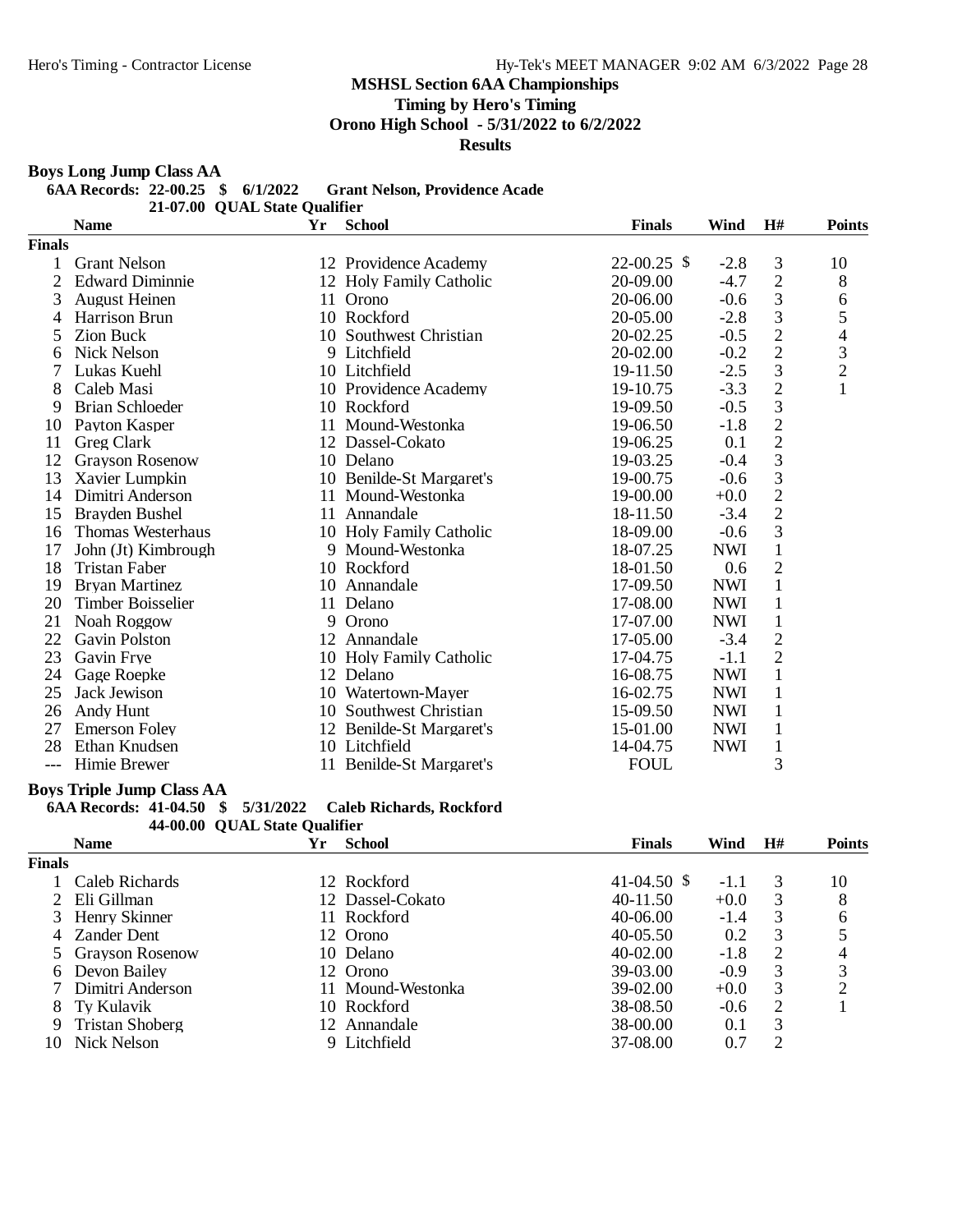## MSHSL Section 6AA Championships

**Timing by Hero's Timing**

**Orono High School - 5/31/2022 to 6/2/2022**

**Results**

### Boys Long Jump Class AA

**6AA Records: 22-00.25 $ 6/1/2022 Grant Nelson, Providence Acade**

**21-07.00 QUAL State Qualifier**

| | Name | Yr | School | Finals | Wind | H# | Points |
|---|---|---|---|---|---|---|---|
| **Finals** | | | | | | | |
| 1 | Grant Nelson | 12 | Providence Academy | 22-00.25 $ | -2.8 | 3 | 10 |
| 2 | Edward Diminnie | 12 | Holy Family Catholic | 20-09.00 | -4.7 | 2 | 8 |
| 3 | August Heinen | 11 | Orono | 20-06.00 | -0.6 | 3 | 6 |
| 4 | Harrison Brun | 10 | Rockford | 20-05.00 | -2.8 | 3 | 5 |
| 5 | Zion Buck | 10 | Southwest Christian | 20-02.25 | -0.5 | 2 | 4 |
| 6 | Nick Nelson | 9 | Litchfield | 20-02.00 | -0.2 | 2 | 3 |
| 7 | Lukas Kuehl | 10 | Litchfield | 19-11.50 | -2.5 | 3 | 2 |
| 8 | Caleb Masi | 10 | Providence Academy | 19-10.75 | -3.3 | 2 | 1 |
| 9 | Brian Schloeder | 10 | Rockford | 19-09.50 | -0.5 | 3 | |
| 10 | Payton Kasper | 11 | Mound-Westonka | 19-06.50 | -1.8 | 2 | |
| 11 | Greg Clark | 12 | Dassel-Cokato | 19-06.25 | 0.1 | 2 | |
| 12 | Grayson Rosenow | 10 | Delano | 19-03.25 | -0.4 | 3 | |
| 13 | Xavier Lumpkin | 10 | Benilde-St Margaret's | 19-00.75 | -0.6 | 3 | |
| 14 | Dimitri Anderson | 11 | Mound-Westonka | 19-00.00 | +0.0 | 2 | |
| 15 | Brayden Bushel | 11 | Annandale | 18-11.50 | -3.4 | 2 | |
| 16 | Thomas Westerhaus | 10 | Holy Family Catholic | 18-09.00 | -0.6 | 3 | |
| 17 | John (Jt) Kimbrough | 9 | Mound-Westonka | 18-07.25 | NWI | 1 | |
| 18 | Tristan Faber | 10 | Rockford | 18-01.50 | 0.6 | 2 | |
| 19 | Bryan Martinez | 10 | Annandale | 17-09.50 | NWI | 1 | |
| 20 | Timber Boisselier | 11 | Delano | 17-08.00 | NWI | 1 | |
| 21 | Noah Roggow | 9 | Orono | 17-07.00 | NWI | 1 | |
| 22 | Gavin Polston | 12 | Annandale | 17-05.00 | -3.4 | 2 | |
| 23 | Gavin Frye | 10 | Holy Family Catholic | 17-04.75 | -1.1 | 2 | |
| 24 | Gage Roepke | 12 | Delano | 16-08.75 | NWI | 1 | |
| 25 | Jack Jewison | 10 | Watertown-Mayer | 16-02.75 | NWI | 1 | |
| 26 | Andy Hunt | 10 | Southwest Christian | 15-09.50 | NWI | 1 | |
| 27 | Emerson Foley | 12 | Benilde-St Margaret's | 15-01.00 | NWI | 1 | |
| 28 | Ethan Knudsen | 10 | Litchfield | 14-04.75 | NWI | 1 | |
| --- | Himie Brewer | 11 | Benilde-St Margaret's | FOUL | | 3 | |

### Boys Triple Jump Class AA

**6AA Records: 41-04.50 $ 5/31/2022 Caleb Richards, Rockford**

**44-00.00 QUAL State Qualifier**

| | Name | Yr | School | Finals | Wind | H# | Points |
|---|---|---|---|---|---|---|---|
| **Finals** | | | | | | | |
| 1 | Caleb Richards | 12 | Rockford | 41-04.50 $ | -1.1 | 3 | 10 |
| 2 | Eli Gillman | 12 | Dassel-Cokato | 40-11.50 | +0.0 | 3 | 8 |
| 3 | Henry Skinner | 11 | Rockford | 40-06.00 | -1.4 | 3 | 6 |
| 4 | Zander Dent | 12 | Orono | 40-05.50 | 0.2 | 3 | 5 |
| 5 | Grayson Rosenow | 10 | Delano | 40-02.00 | -1.8 | 2 | 4 |
| 6 | Devon Bailey | 12 | Orono | 39-03.00 | -0.9 | 3 | 3 |
| 7 | Dimitri Anderson | 11 | Mound-Westonka | 39-02.00 | +0.0 | 3 | 2 |
| 8 | Ty Kulavik | 10 | Rockford | 38-08.50 | -0.6 | 2 | 1 |
| 9 | Tristan Shoberg | 12 | Annandale | 38-00.00 | 0.1 | 3 | |
| 10 | Nick Nelson | 9 | Litchfield | 37-08.00 | 0.7 | 2 | |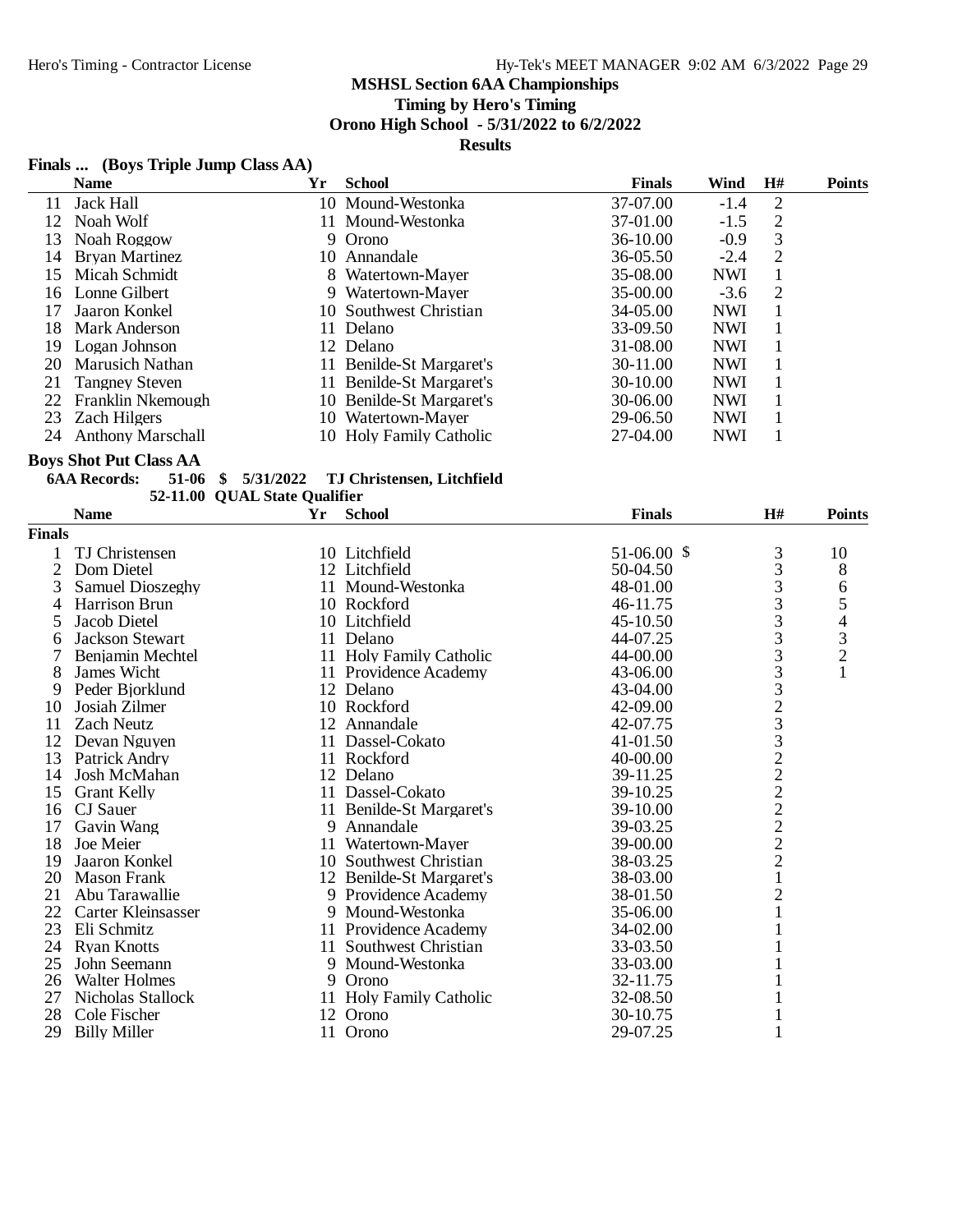# MSHSL Section 6AA Championships

**Timing by Hero's Timing**

**Orono High School - 5/31/2022 to 6/2/2022**

**Results**

### Finals ... (Boys Triple Jump Class AA)

| | Name | Yr | School | Finals | Wind | H# | Points |
|---|---|---|---|---|---|---|---|
| 11 | Jack Hall | 10 | Mound-Westonka | 37-07.00 | -1.4 | 2 | |
| 12 | Noah Wolf | 11 | Mound-Westonka | 37-01.00 | -1.5 | 2 | |
| 13 | Noah Roggow | 9 | Orono | 36-10.00 | -0.9 | 3 | |
| 14 | Bryan Martinez | 10 | Annandale | 36-05.50 | -2.4 | 2 | |
| 15 | Micah Schmidt | 8 | Watertown-Mayer | 35-08.00 | NWI | 1 | |
| 16 | Lonne Gilbert | 9 | Watertown-Mayer | 35-00.00 | -3.6 | 2 | |
| 17 | Jaaron Konkel | 10 | Southwest Christian | 34-05.00 | NWI | 1 | |
| 18 | Mark Anderson | 11 | Delano | 33-09.50 | NWI | 1 | |
| 19 | Logan Johnson | 12 | Delano | 31-08.00 | NWI | 1 | |
| 20 | Marusich Nathan | 11 | Benilde-St Margaret's | 30-11.00 | NWI | 1 | |
| 21 | Tangney Steven | 11 | Benilde-St Margaret's | 30-10.00 | NWI | 1 | |
| 22 | Franklin Nkemough | 10 | Benilde-St Margaret's | 30-06.00 | NWI | 1 | |
| 23 | Zach Hilgers | 10 | Watertown-Mayer | 29-06.50 | NWI | 1 | |
| 24 | Anthony Marschall | 10 | Holy Family Catholic | 27-04.00 | NWI | 1 | |

### Boys Shot Put Class AA

**6AA Records:** 51-06 $ 5/31/2022 TJ Christensen, Litchfield
52-11.00 QUAL State Qualifier

**Finals**

| | Name | Yr | School | Finals | H# | Points |
|---|---|---|---|---|---|---|
| 1 | TJ Christensen | 10 | Litchfield | 51-06.00 $ | 3 | 10 |
| 2 | Dom Dietel | 12 | Litchfield | 50-04.50 | 3 | 8 |
| 3 | Samuel Dioszeghy | 11 | Mound-Westonka | 48-01.00 | 3 | 6 |
| 4 | Harrison Brun | 10 | Rockford | 46-11.75 | 3 | 5 |
| 5 | Jacob Dietel | 10 | Litchfield | 45-10.50 | 3 | 4 |
| 6 | Jackson Stewart | 11 | Delano | 44-07.25 | 3 | 3 |
| 7 | Benjamin Mechtel | 11 | Holy Family Catholic | 44-00.00 | 3 | 2 |
| 8 | James Wicht | 11 | Providence Academy | 43-06.00 | 3 | 1 |
| 9 | Peder Bjorklund | 12 | Delano | 43-04.00 | 3 | |
| 10 | Josiah Zilmer | 10 | Rockford | 42-09.00 | 2 | |
| 11 | Zach Neutz | 12 | Annandale | 42-07.75 | 3 | |
| 12 | Devan Nguyen | 11 | Dassel-Cokato | 41-01.50 | 3 | |
| 13 | Patrick Andry | 11 | Rockford | 40-00.00 | 2 | |
| 14 | Josh McMahan | 12 | Delano | 39-11.25 | 2 | |
| 15 | Grant Kelly | 11 | Dassel-Cokato | 39-10.25 | 2 | |
| 16 | CJ Sauer | 11 | Benilde-St Margaret's | 39-10.00 | 2 | |
| 17 | Gavin Wang | 9 | Annandale | 39-03.25 | 2 | |
| 18 | Joe Meier | 11 | Watertown-Mayer | 39-00.00 | 2 | |
| 19 | Jaaron Konkel | 10 | Southwest Christian | 38-03.25 | 2 | |
| 20 | Mason Frank | 12 | Benilde-St Margaret's | 38-03.00 | 1 | |
| 21 | Abu Tarawallie | 9 | Providence Academy | 38-01.50 | 2 | |
| 22 | Carter Kleinsasser | 9 | Mound-Westonka | 35-06.00 | 1 | |
| 23 | Eli Schmitz | 11 | Providence Academy | 34-02.00 | 1 | |
| 24 | Ryan Knotts | 11 | Southwest Christian | 33-03.50 | 1 | |
| 25 | John Seemann | 9 | Mound-Westonka | 33-03.00 | 1 | |
| 26 | Walter Holmes | 9 | Orono | 32-11.75 | 1 | |
| 27 | Nicholas Stallock | 11 | Holy Family Catholic | 32-08.50 | 1 | |
| 28 | Cole Fischer | 12 | Orono | 30-10.75 | 1 | |
| 29 | Billy Miller | 11 | Orono | 29-07.25 | 1 | |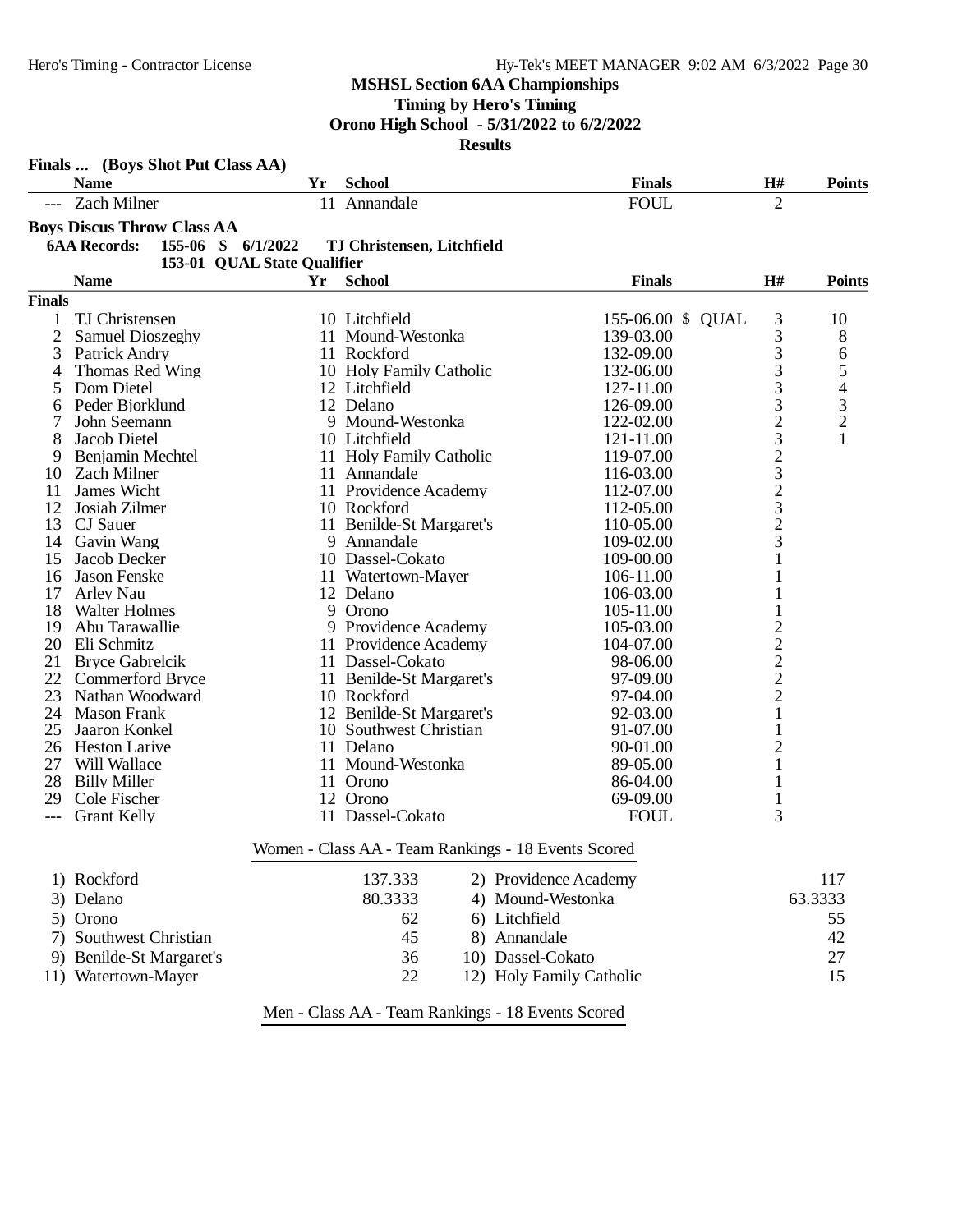**MSHSL Section 6AA Championships**

**Timing by Hero's Timing**

**Orono High School - 5/31/2022 to 6/2/2022**

**Results**

**Finals ... (Boys Shot Put Class AA)**

| | Name | Yr | School | Finals | H# | Points |
|---|---|---|---|---|---|---|
| --- | Zach Milner | 11 | Annandale | FOUL | 2 | |

### Boys Discus Throw Class AA

**6AA Records:** 155-06 $ 6/1/2022 TJ Christensen, Litchfield

153-01 QUAL State Qualifier

| | Name | Yr | School | Finals | H# | Points |
|---|---|---|---|---|---|---|
| **Finals** | | | | | | |
| 1 | TJ Christensen | 10 | Litchfield | 155-06.00 $ QUAL | 3 | 10 |
| 2 | Samuel Dioszeghy | 11 | Mound-Westonka | 139-03.00 | 3 | 8 |
| 3 | Patrick Andry | 11 | Rockford | 132-09.00 | 3 | 6 |
| 4 | Thomas Red Wing | 10 | Holy Family Catholic | 132-06.00 | 3 | 5 |
| 5 | Dom Dietel | 12 | Litchfield | 127-11.00 | 3 | 4 |
| 6 | Peder Bjorklund | 12 | Delano | 126-09.00 | 3 | 3 |
| 7 | John Seemann | 9 | Mound-Westonka | 122-02.00 | 2 | 2 |
| 8 | Jacob Dietel | 10 | Litchfield | 121-11.00 | 3 | 1 |
| 9 | Benjamin Mechtel | 11 | Holy Family Catholic | 119-07.00 | 2 | |
| 10 | Zach Milner | 11 | Annandale | 116-03.00 | 3 | |
| 11 | James Wicht | 11 | Providence Academy | 112-07.00 | 2 | |
| 12 | Josiah Zilmer | 10 | Rockford | 112-05.00 | 3 | |
| 13 | CJ Sauer | 11 | Benilde-St Margaret's | 110-05.00 | 2 | |
| 14 | Gavin Wang | 9 | Annandale | 109-02.00 | 3 | |
| 15 | Jacob Decker | 10 | Dassel-Cokato | 109-00.00 | 1 | |
| 16 | Jason Fenske | 11 | Watertown-Mayer | 106-11.00 | 1 | |
| 17 | Arley Nau | 12 | Delano | 106-03.00 | 1 | |
| 18 | Walter Holmes | 9 | Orono | 105-11.00 | 1 | |
| 19 | Abu Tarawallie | 9 | Providence Academy | 105-03.00 | 2 | |
| 20 | Eli Schmitz | 11 | Providence Academy | 104-07.00 | 2 | |
| 21 | Bryce Gabrelcik | 11 | Dassel-Cokato | 98-06.00 | 2 | |
| 22 | Commerford Bryce | 11 | Benilde-St Margaret's | 97-09.00 | 2 | |
| 23 | Nathan Woodward | 10 | Rockford | 97-04.00 | 2 | |
| 24 | Mason Frank | 12 | Benilde-St Margaret's | 92-03.00 | 1 | |
| 25 | Jaaron Konkel | 10 | Southwest Christian | 91-07.00 | 1 | |
| 26 | Heston Larive | 11 | Delano | 90-01.00 | 2 | |
| 27 | Will Wallace | 11 | Mound-Westonka | 89-05.00 | 1 | |
| 28 | Billy Miller | 11 | Orono | 86-04.00 | 1 | |
| 29 | Cole Fischer | 12 | Orono | 69-09.00 | 1 | |
| --- | Grant Kelly | 11 | Dassel-Cokato | FOUL | 3 | |

**Women - Class AA - Team Rankings - 18 Events Scored**

| | Team | Points | | Team | Points |
|---|---|---|---|---|---|
| 1) | Rockford | 137.333 | 2) | Providence Academy | 117 |
| 3) | Delano | 80.3333 | 4) | Mound-Westonka | 63.3333 |
| 5) | Orono | 62 | 6) | Litchfield | 55 |
| 7) | Southwest Christian | 45 | 8) | Annandale | 42 |
| 9) | Benilde-St Margaret's | 36 | 10) | Dassel-Cokato | 27 |
| 11) | Watertown-Mayer | 22 | 12) | Holy Family Catholic | 15 |

**Men - Class AA - Team Rankings - 18 Events Scored**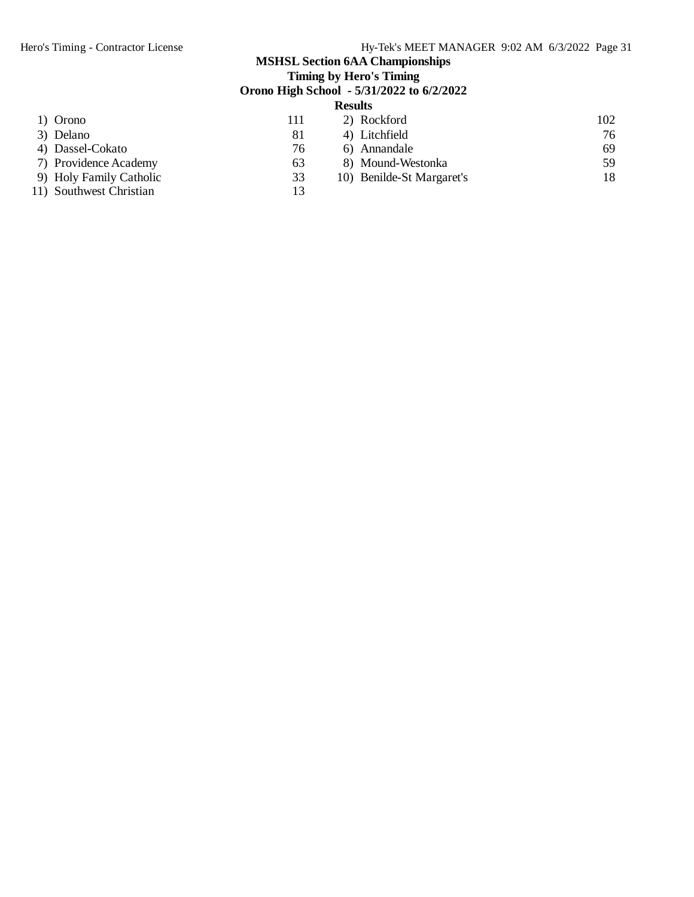## MSHSL Section 6AA Championships

**Timing by Hero's Timing**

**Orono High School - 5/31/2022 to 6/2/2022**

### Results

| | | | |
|---|---|---|---|
| 1) Orono | 111 | 2) Rockford | 102 |
| 3) Delano | 81 | 4) Litchfield | 76 |
| 4) Dassel-Cokato | 76 | 6) Annandale | 69 |
| 7) Providence Academy | 63 | 8) Mound-Westonka | 59 |
| 9) Holy Family Catholic | 33 | 10) Benilde-St Margaret's | 18 |
| 11) Southwest Christian | 13 | | |